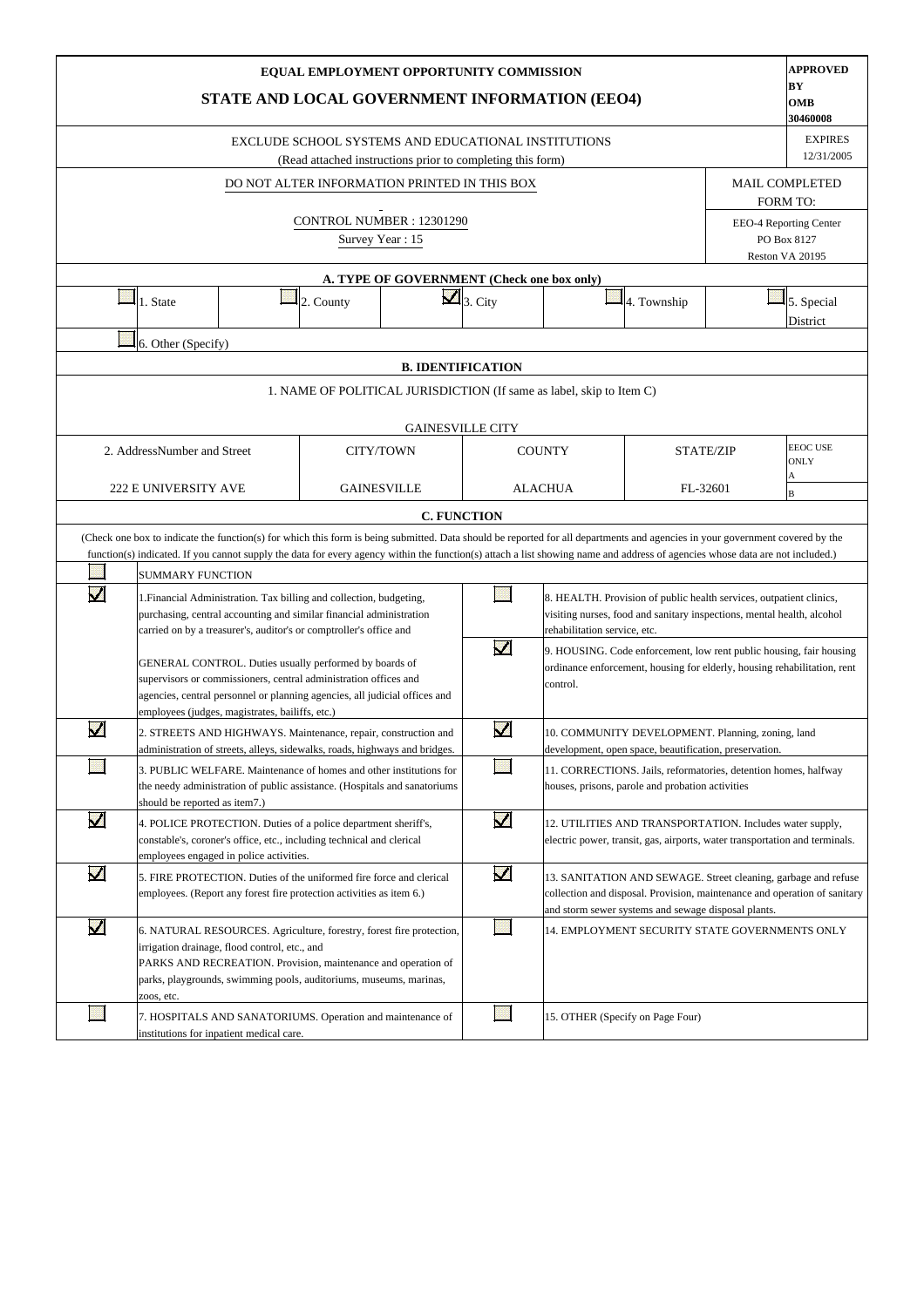# EQUAL EMPLOYMENT OPPORTUNITY COMMISSION

## STATE AND LOCAL GOVERNMENT INFORMATION (EEO4)

**APPROVED BY OMB 30460008**

EXCLUDE SCHOOL SYSTEMS AND EDUCATIONAL INSTITUTIONS
(Read attached instructions prior to completing this form)

EXPIRES 12/31/2005

DO NOT ALTER INFORMATION PRINTED IN THIS BOX

CONTROL NUMBER : 12301290
Survey Year : 15

MAIL COMPLETED FORM TO:
EEO-4 Reporting Center
PO Box 8127
Reston VA 20195

### A. TYPE OF GOVERNMENT (Check one box only)

| | | | | |
|---|---|---|---|---|
| ☐ 1. State | ☐ 2. County | ☑ 3. City | ☐ 4. Township | ☐ 5. Special District |
| ☐ 6. Other (Specify) | | | | |

### B. IDENTIFICATION

1. NAME OF POLITICAL JURISDICTION (If same as label, skip to Item C)

GAINESVILLE CITY

| 2. AddressNumber and Street | CITY/TOWN | COUNTY | STATE/ZIP | EEOC USE ONLY |
|---|---|---|---|---|
| 222 E UNIVERSITY AVE | GAINESVILLE | ALACHUA | FL-32601 | A<br>B |

### C. FUNCTION

(Check one box to indicate the function(s) for which this form is being submitted. Data should be reported for all departments and agencies in your government covered by the function(s) indicated. If you cannot supply the data for every agency within the function(s) attach a list showing name and address of agencies whose data are not included.)

| | | | |
|---|---|---|---|
| ☐ | SUMMARY FUNCTION | | |
| ☑ | 1.Financial Administration. Tax billing and collection, budgeting, purchasing, central accounting and similar financial administration carried on by a treasurer's, auditor's or comptroller's office and<br><br>GENERAL CONTROL. Duties usually performed by boards of supervisors or commissioners, central administration offices and agencies, central personnel or planning agencies, all judicial offices and employees (judges, magistrates, bailiffs, etc.) | ☐ | 8. HEALTH. Provision of public health services, outpatient clinics, visiting nurses, food and sanitary inspections, mental health, alcohol rehabilitation service, etc. |
| | | ☑ | 9. HOUSING. Code enforcement, low rent public housing, fair housing ordinance enforcement, housing for elderly, housing rehabilitation, rent control. |
| ☑ | 2. STREETS AND HIGHWAYS. Maintenance, repair, construction and administration of streets, alleys, sidewalks, roads, highways and bridges. | ☑ | 10. COMMUNITY DEVELOPMENT. Planning, zoning, land development, open space, beautification, preservation. |
| ☐ | 3. PUBLIC WELFARE. Maintenance of homes and other institutions for the needy administration of public assistance. (Hospitals and sanatoriums should be reported as item7.) | ☐ | 11. CORRECTIONS. Jails, reformatories, detention homes, halfway houses, prisons, parole and probation activities |
| ☑ | 4. POLICE PROTECTION. Duties of a police department sheriff's, constable's, coroner's office, etc., including technical and clerical employees engaged in police activities. | ☑ | 12. UTILITIES AND TRANSPORTATION. Includes water supply, electric power, transit, gas, airports, water transportation and terminals. |
| ☑ | 5. FIRE PROTECTION. Duties of the uniformed fire force and clerical employees. (Report any forest fire protection activities as item 6.) | ☑ | 13. SANITATION AND SEWAGE. Street cleaning, garbage and refuse collection and disposal. Provision, maintenance and operation of sanitary and storm sewer systems and sewage disposal plants. |
| ☑ | 6. NATURAL RESOURCES. Agriculture, forestry, forest fire protection, irrigation drainage, flood control, etc., and<br>PARKS AND RECREATION. Provision, maintenance and operation of parks, playgrounds, swimming pools, auditoriums, museums, marinas, zoos, etc. | ☐ | 14. EMPLOYMENT SECURITY STATE GOVERNMENTS ONLY |
| ☐ | 7. HOSPITALS AND SANATORIUMS. Operation and maintenance of institutions for inpatient medical care. | ☐ | 15. OTHER (Specify on Page Four) |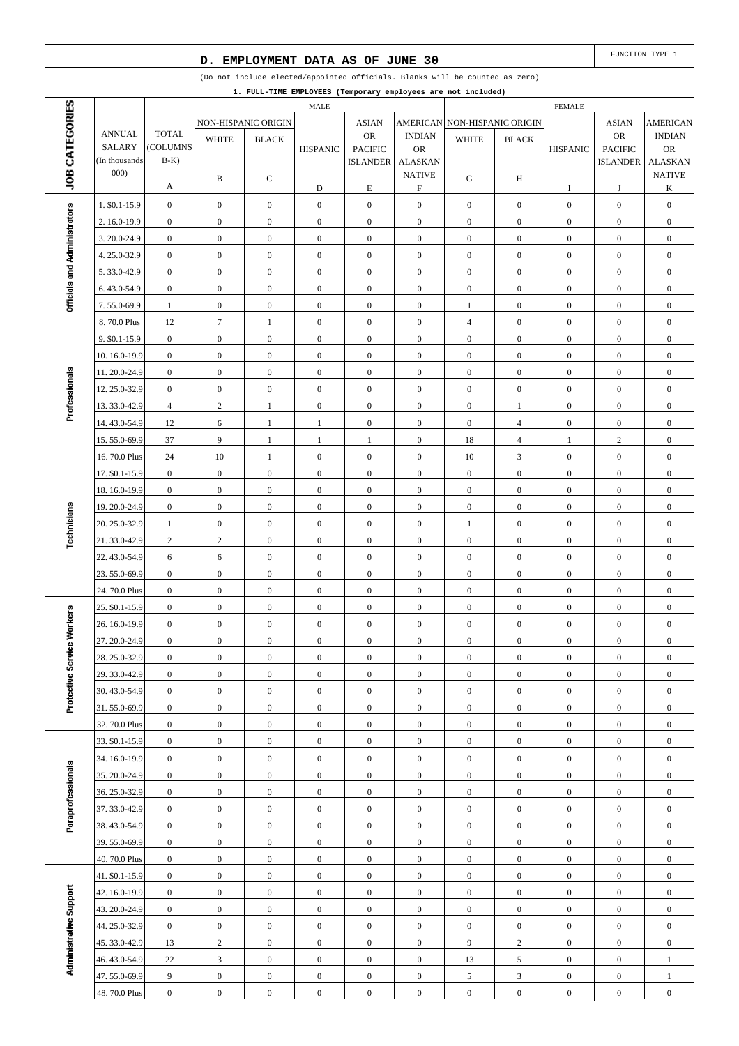## D. EMPLOYMENT DATA AS OF JUNE 30

FUNCTION TYPE 1

(Do not include elected/appointed officials. Blanks will be counted as zero)

1. FULL-TIME EMPLOYEES (Temporary employees are not included)

| JOB CATEGORIES | ANNUAL SALARY (In thousands 000) | TOTAL (COLUMNS B-K) | MALE | | | | | FEMALE | | | | |
|---|---|---|---|---|---|---|---|---|---|---|---|---|
| | | | NON-HISPANIC ORIGIN | | HISPANIC | ASIAN OR PACIFIC ISLANDER | AMERICAN INDIAN OR ALASKAN NATIVE | NON-HISPANIC ORIGIN | | HISPANIC | ASIAN OR PACIFIC ISLANDER | AMERICAN INDIAN OR ALASKAN NATIVE |
| | | | WHITE | BLACK | | | | WHITE | BLACK | | | |
| | | A | B | C | D | E | F | G | H | I | J | K |
| Officials and Administrators | 1. $0.1-15.9 | 0 | 0 | 0 | 0 | 0 | 0 | 0 | 0 | 0 | 0 | 0 |
| | 2. 16.0-19.9 | 0 | 0 | 0 | 0 | 0 | 0 | 0 | 0 | 0 | 0 | 0 |
| | 3. 20.0-24.9 | 0 | 0 | 0 | 0 | 0 | 0 | 0 | 0 | 0 | 0 | 0 |
| | 4. 25.0-32.9 | 0 | 0 | 0 | 0 | 0 | 0 | 0 | 0 | 0 | 0 | 0 |
| | 5. 33.0-42.9 | 0 | 0 | 0 | 0 | 0 | 0 | 0 | 0 | 0 | 0 | 0 |
| | 6. 43.0-54.9 | 0 | 0 | 0 | 0 | 0 | 0 | 0 | 0 | 0 | 0 | 0 |
| | 7. 55.0-69.9 | 1 | 0 | 0 | 0 | 0 | 0 | 1 | 0 | 0 | 0 | 0 |
| | 8. 70.0 Plus | 12 | 7 | 1 | 0 | 0 | 0 | 4 | 0 | 0 | 0 | 0 |
| Professionals | 9. $0.1-15.9 | 0 | 0 | 0 | 0 | 0 | 0 | 0 | 0 | 0 | 0 | 0 |
| | 10. 16.0-19.9 | 0 | 0 | 0 | 0 | 0 | 0 | 0 | 0 | 0 | 0 | 0 |
| | 11. 20.0-24.9 | 0 | 0 | 0 | 0 | 0 | 0 | 0 | 0 | 0 | 0 | 0 |
| | 12. 25.0-32.9 | 0 | 0 | 0 | 0 | 0 | 0 | 0 | 0 | 0 | 0 | 0 |
| | 13. 33.0-42.9 | 4 | 2 | 1 | 0 | 0 | 0 | 0 | 1 | 0 | 0 | 0 |
| | 14. 43.0-54.9 | 12 | 6 | 1 | 1 | 0 | 0 | 0 | 4 | 0 | 0 | 0 |
| | 15. 55.0-69.9 | 37 | 9 | 1 | 1 | 1 | 0 | 18 | 4 | 1 | 2 | 0 |
| | 16. 70.0 Plus | 24 | 10 | 1 | 0 | 0 | 0 | 10 | 3 | 0 | 0 | 0 |
| Technicians | 17. $0.1-15.9 | 0 | 0 | 0 | 0 | 0 | 0 | 0 | 0 | 0 | 0 | 0 |
| | 18. 16.0-19.9 | 0 | 0 | 0 | 0 | 0 | 0 | 0 | 0 | 0 | 0 | 0 |
| | 19. 20.0-24.9 | 0 | 0 | 0 | 0 | 0 | 0 | 0 | 0 | 0 | 0 | 0 |
| | 20. 25.0-32.9 | 1 | 0 | 0 | 0 | 0 | 0 | 1 | 0 | 0 | 0 | 0 |
| | 21. 33.0-42.9 | 2 | 2 | 0 | 0 | 0 | 0 | 0 | 0 | 0 | 0 | 0 |
| | 22. 43.0-54.9 | 6 | 6 | 0 | 0 | 0 | 0 | 0 | 0 | 0 | 0 | 0 |
| | 23. 55.0-69.9 | 0 | 0 | 0 | 0 | 0 | 0 | 0 | 0 | 0 | 0 | 0 |
| | 24. 70.0 Plus | 0 | 0 | 0 | 0 | 0 | 0 | 0 | 0 | 0 | 0 | 0 |
| Protective Service Workers | 25. $0.1-15.9 | 0 | 0 | 0 | 0 | 0 | 0 | 0 | 0 | 0 | 0 | 0 |
| | 26. 16.0-19.9 | 0 | 0 | 0 | 0 | 0 | 0 | 0 | 0 | 0 | 0 | 0 |
| | 27. 20.0-24.9 | 0 | 0 | 0 | 0 | 0 | 0 | 0 | 0 | 0 | 0 | 0 |
| | 28. 25.0-32.9 | 0 | 0 | 0 | 0 | 0 | 0 | 0 | 0 | 0 | 0 | 0 |
| | 29. 33.0-42.9 | 0 | 0 | 0 | 0 | 0 | 0 | 0 | 0 | 0 | 0 | 0 |
| | 30. 43.0-54.9 | 0 | 0 | 0 | 0 | 0 | 0 | 0 | 0 | 0 | 0 | 0 |
| | 31. 55.0-69.9 | 0 | 0 | 0 | 0 | 0 | 0 | 0 | 0 | 0 | 0 | 0 |
| | 32. 70.0 Plus | 0 | 0 | 0 | 0 | 0 | 0 | 0 | 0 | 0 | 0 | 0 |
| Paraprofessionals | 33. $0.1-15.9 | 0 | 0 | 0 | 0 | 0 | 0 | 0 | 0 | 0 | 0 | 0 |
| | 34. 16.0-19.9 | 0 | 0 | 0 | 0 | 0 | 0 | 0 | 0 | 0 | 0 | 0 |
| | 35. 20.0-24.9 | 0 | 0 | 0 | 0 | 0 | 0 | 0 | 0 | 0 | 0 | 0 |
| | 36. 25.0-32.9 | 0 | 0 | 0 | 0 | 0 | 0 | 0 | 0 | 0 | 0 | 0 |
| | 37. 33.0-42.9 | 0 | 0 | 0 | 0 | 0 | 0 | 0 | 0 | 0 | 0 | 0 |
| | 38. 43.0-54.9 | 0 | 0 | 0 | 0 | 0 | 0 | 0 | 0 | 0 | 0 | 0 |
| | 39. 55.0-69.9 | 0 | 0 | 0 | 0 | 0 | 0 | 0 | 0 | 0 | 0 | 0 |
| | 40. 70.0 Plus | 0 | 0 | 0 | 0 | 0 | 0 | 0 | 0 | 0 | 0 | 0 |
| Administrative Support | 41. $0.1-15.9 | 0 | 0 | 0 | 0 | 0 | 0 | 0 | 0 | 0 | 0 | 0 |
| | 42. 16.0-19.9 | 0 | 0 | 0 | 0 | 0 | 0 | 0 | 0 | 0 | 0 | 0 |
| | 43. 20.0-24.9 | 0 | 0 | 0 | 0 | 0 | 0 | 0 | 0 | 0 | 0 | 0 |
| | 44. 25.0-32.9 | 0 | 0 | 0 | 0 | 0 | 0 | 0 | 0 | 0 | 0 | 0 |
| | 45. 33.0-42.9 | 13 | 2 | 0 | 0 | 0 | 0 | 9 | 2 | 0 | 0 | 0 |
| | 46. 43.0-54.9 | 22 | 3 | 0 | 0 | 0 | 0 | 13 | 5 | 0 | 0 | 1 |
| | 47. 55.0-69.9 | 9 | 0 | 0 | 0 | 0 | 0 | 5 | 3 | 0 | 0 | 1 |
| | 48. 70.0 Plus | 0 | 0 | 0 | 0 | 0 | 0 | 0 | 0 | 0 | 0 | 0 |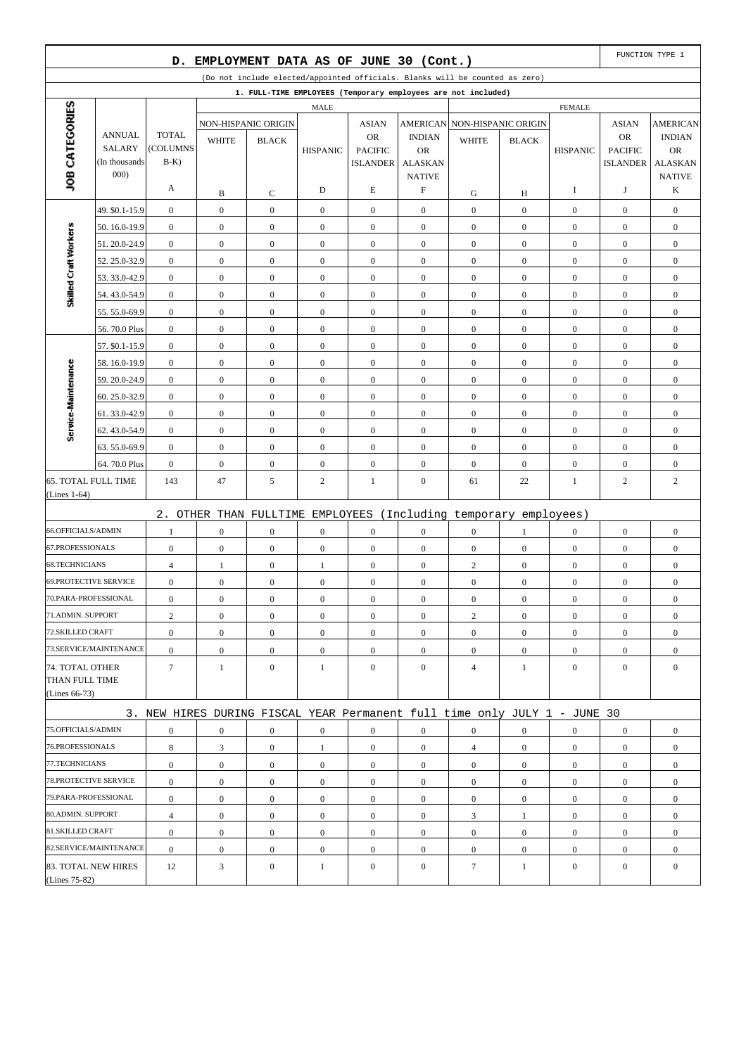## D. EMPLOYMENT DATA AS OF JUNE 30 (Cont.)

FUNCTION TYPE 1

(Do not include elected/appointed officials. Blanks will be counted as zero)

### 1. FULL-TIME EMPLOYEES (Temporary employees are not included)

| JOB CATEGORIES | ANNUAL SALARY (In thousands 000) | TOTAL (COLUMNS B-K) | MALE | | | | | FEMALE | | | | |
|---|---|---|---|---|---|---|---|---|---|---|---|---|
| | | | NON-HISPANIC ORIGIN | | HISPANIC | ASIAN OR PACIFIC ISLANDER | AMERICAN INDIAN OR ALASKAN NATIVE | NON-HISPANIC ORIGIN | | HISPANIC | ASIAN OR PACIFIC ISLANDER | AMERICAN INDIAN OR ALASKAN NATIVE |
| | | | WHITE | BLACK | | | | WHITE | BLACK | | | |
| | | A | B | C | D | E | F | G | H | I | J | K |
| Skilled Craft Workers | 49. $0.1-15.9 | 0 | 0 | 0 | 0 | 0 | 0 | 0 | 0 | 0 | 0 | 0 |
| | 50. 16.0-19.9 | 0 | 0 | 0 | 0 | 0 | 0 | 0 | 0 | 0 | 0 | 0 |
| | 51. 20.0-24.9 | 0 | 0 | 0 | 0 | 0 | 0 | 0 | 0 | 0 | 0 | 0 |
| | 52. 25.0-32.9 | 0 | 0 | 0 | 0 | 0 | 0 | 0 | 0 | 0 | 0 | 0 |
| | 53. 33.0-42.9 | 0 | 0 | 0 | 0 | 0 | 0 | 0 | 0 | 0 | 0 | 0 |
| | 54. 43.0-54.9 | 0 | 0 | 0 | 0 | 0 | 0 | 0 | 0 | 0 | 0 | 0 |
| | 55. 55.0-69.9 | 0 | 0 | 0 | 0 | 0 | 0 | 0 | 0 | 0 | 0 | 0 |
| | 56. 70.0 Plus | 0 | 0 | 0 | 0 | 0 | 0 | 0 | 0 | 0 | 0 | 0 |
| Service-Maintenance | 57. $0.1-15.9 | 0 | 0 | 0 | 0 | 0 | 0 | 0 | 0 | 0 | 0 | 0 |
| | 58. 16.0-19.9 | 0 | 0 | 0 | 0 | 0 | 0 | 0 | 0 | 0 | 0 | 0 |
| | 59. 20.0-24.9 | 0 | 0 | 0 | 0 | 0 | 0 | 0 | 0 | 0 | 0 | 0 |
| | 60. 25.0-32.9 | 0 | 0 | 0 | 0 | 0 | 0 | 0 | 0 | 0 | 0 | 0 |
| | 61. 33.0-42.9 | 0 | 0 | 0 | 0 | 0 | 0 | 0 | 0 | 0 | 0 | 0 |
| | 62. 43.0-54.9 | 0 | 0 | 0 | 0 | 0 | 0 | 0 | 0 | 0 | 0 | 0 |
| | 63. 55.0-69.9 | 0 | 0 | 0 | 0 | 0 | 0 | 0 | 0 | 0 | 0 | 0 |
| | 64. 70.0 Plus | 0 | 0 | 0 | 0 | 0 | 0 | 0 | 0 | 0 | 0 | 0 |
| 65. TOTAL FULL TIME (Lines 1-64) | | 143 | 47 | 5 | 2 | 1 | 0 | 61 | 22 | 1 | 2 | 2 |

### 2. OTHER THAN FULLTIME EMPLOYEES (Including temporary employees)

| | A | B | C | D | E | F | G | H | I | J | K |
|---|---|---|---|---|---|---|---|---|---|---|---|
| 66.OFFICIALS/ADMIN | 1 | 0 | 0 | 0 | 0 | 0 | 0 | 1 | 0 | 0 | 0 |
| 67.PROFESSIONALS | 0 | 0 | 0 | 0 | 0 | 0 | 0 | 0 | 0 | 0 | 0 |
| 68.TECHNICIANS | 4 | 1 | 0 | 1 | 0 | 0 | 2 | 0 | 0 | 0 | 0 |
| 69.PROTECTIVE SERVICE | 0 | 0 | 0 | 0 | 0 | 0 | 0 | 0 | 0 | 0 | 0 |
| 70.PARA-PROFESSIONAL | 0 | 0 | 0 | 0 | 0 | 0 | 0 | 0 | 0 | 0 | 0 |
| 71.ADMIN. SUPPORT | 2 | 0 | 0 | 0 | 0 | 0 | 2 | 0 | 0 | 0 | 0 |
| 72.SKILLED CRAFT | 0 | 0 | 0 | 0 | 0 | 0 | 0 | 0 | 0 | 0 | 0 |
| 73.SERVICE/MAINTENANCE | 0 | 0 | 0 | 0 | 0 | 0 | 0 | 0 | 0 | 0 | 0 |
| 74. TOTAL OTHER THAN FULL TIME (Lines 66-73) | 7 | 1 | 0 | 1 | 0 | 0 | 4 | 1 | 0 | 0 | 0 |

### 3. NEW HIRES DURING FISCAL YEAR Permanent full time only JULY 1 - JUNE 30

| | A | B | C | D | E | F | G | H | I | J | K |
|---|---|---|---|---|---|---|---|---|---|---|---|
| 75.OFFICIALS/ADMIN | 0 | 0 | 0 | 0 | 0 | 0 | 0 | 0 | 0 | 0 | 0 |
| 76.PROFESSIONALS | 8 | 3 | 0 | 1 | 0 | 0 | 4 | 0 | 0 | 0 | 0 |
| 77.TECHNICIANS | 0 | 0 | 0 | 0 | 0 | 0 | 0 | 0 | 0 | 0 | 0 |
| 78.PROTECTIVE SERVICE | 0 | 0 | 0 | 0 | 0 | 0 | 0 | 0 | 0 | 0 | 0 |
| 79.PARA-PROFESSIONAL | 0 | 0 | 0 | 0 | 0 | 0 | 0 | 0 | 0 | 0 | 0 |
| 80.ADMIN. SUPPORT | 4 | 0 | 0 | 0 | 0 | 0 | 3 | 1 | 0 | 0 | 0 |
| 81.SKILLED CRAFT | 0 | 0 | 0 | 0 | 0 | 0 | 0 | 0 | 0 | 0 | 0 |
| 82.SERVICE/MAINTENANCE | 0 | 0 | 0 | 0 | 0 | 0 | 0 | 0 | 0 | 0 | 0 |
| 83. TOTAL NEW HIRES (Lines 75-82) | 12 | 3 | 0 | 1 | 0 | 0 | 7 | 1 | 0 | 0 | 0 |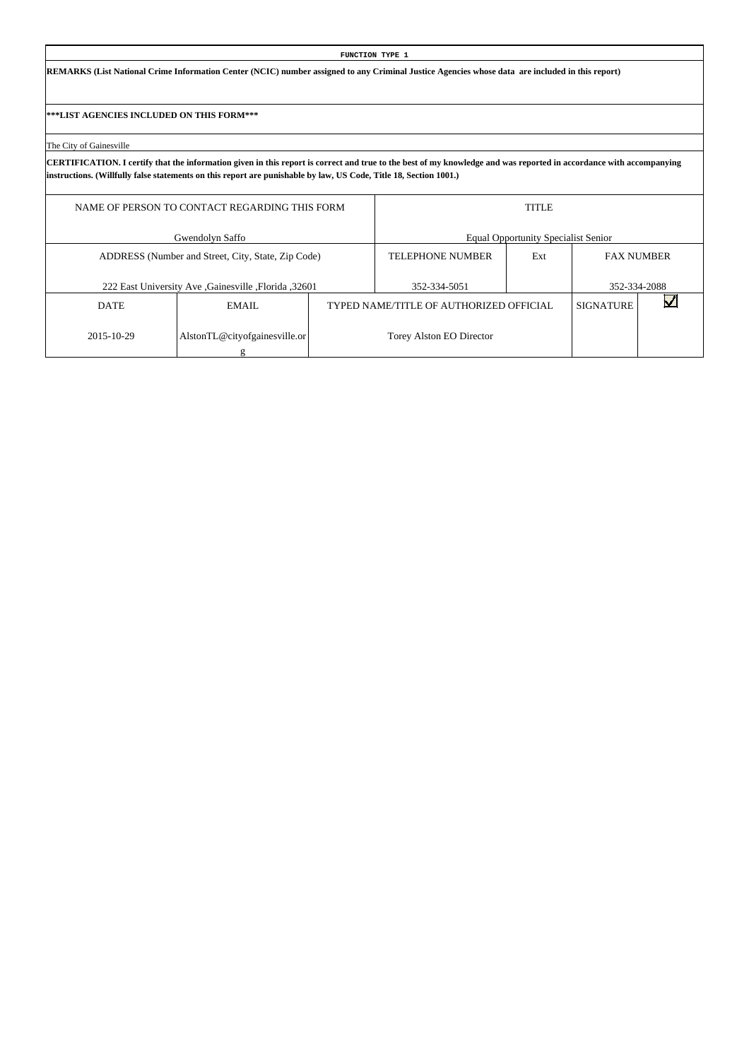**FUNCTION TYPE 1**

**REMARKS (List National Crime Information Center (NCIC) number assigned to any Criminal Justice Agencies whose data are included in this report)**

**\*\*\*LIST AGENCIES INCLUDED ON THIS FORM\*\*\***

The City of Gainesville

**CERTIFICATION. I certify that the information given in this report is correct and true to the best of my knowledge and was reported in accordance with accompanying instructions. (Willfully false statements on this report are punishable by law, US Code, Title 18, Section 1001.)**

| NAME OF PERSON TO CONTACT REGARDING THIS FORM | | | TITLE | | | |
|---|---|---|---|---|---|---|
| Gwendolyn Saffo | | | Equal Opportunity Specialist Senior | | | |
| ADDRESS (Number and Street, City, State, Zip Code) | | | TELEPHONE NUMBER | Ext | FAX NUMBER | |
| 222 East University Ave ,Gainesville ,Florida ,32601 | | | 352-334-5051 | | 352-334-2088 | |
| DATE | EMAIL | TYPED NAME/TITLE OF AUTHORIZED OFFICIAL | | | SIGNATURE | ☑ |
| 2015-10-29 | AlstonTL@cityofgainesville.org | Torey Alston EO Director | | | | |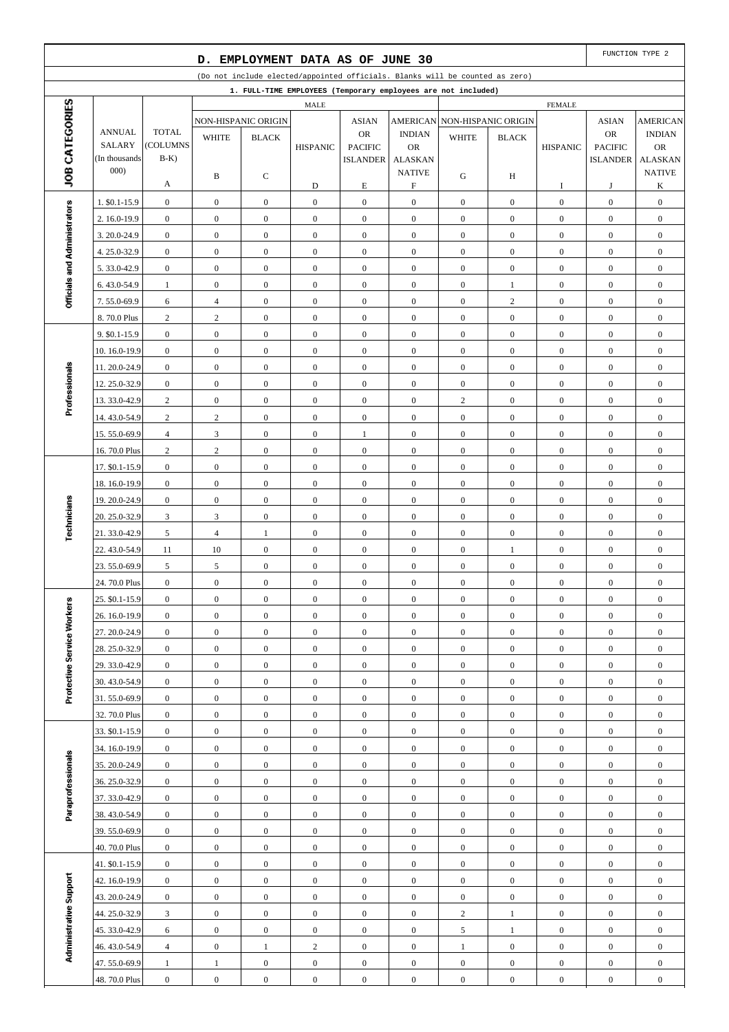## D. EMPLOYMENT DATA AS OF JUNE 30

FUNCTION TYPE 2

(Do not include elected/appointed officials. Blanks will be counted as zero)

### 1. FULL-TIME EMPLOYEES (Temporary employees are not included)

| JOB CATEGORIES | ANNUAL SALARY (In thousands 000) | TOTAL (COLUMNS B-K) | MALE | | | | | FEMALE | | | | |
|---|---|---|---|---|---|---|---|---|---|---|---|---|
| | | | NON-HISPANIC ORIGIN | | HISPANIC | ASIAN OR PACIFIC ISLANDER | AMERICAN INDIAN OR ALASKAN NATIVE | NON-HISPANIC ORIGIN | | HISPANIC | ASIAN OR PACIFIC ISLANDER | AMERICAN INDIAN OR ALASKAN NATIVE |
| | | | WHITE | BLACK | | | | WHITE | BLACK | | | |
| | | A | B | C | D | E | F | G | H | I | J | K |
| Officials and Administrators | 1. $0.1-15.9 | 0 | 0 | 0 | 0 | 0 | 0 | 0 | 0 | 0 | 0 | 0 |
| | 2. 16.0-19.9 | 0 | 0 | 0 | 0 | 0 | 0 | 0 | 0 | 0 | 0 | 0 |
| | 3. 20.0-24.9 | 0 | 0 | 0 | 0 | 0 | 0 | 0 | 0 | 0 | 0 | 0 |
| | 4. 25.0-32.9 | 0 | 0 | 0 | 0 | 0 | 0 | 0 | 0 | 0 | 0 | 0 |
| | 5. 33.0-42.9 | 0 | 0 | 0 | 0 | 0 | 0 | 0 | 0 | 0 | 0 | 0 |
| | 6. 43.0-54.9 | 1 | 0 | 0 | 0 | 0 | 0 | 0 | 1 | 0 | 0 | 0 |
| | 7. 55.0-69.9 | 6 | 4 | 0 | 0 | 0 | 0 | 0 | 2 | 0 | 0 | 0 |
| | 8. 70.0 Plus | 2 | 2 | 0 | 0 | 0 | 0 | 0 | 0 | 0 | 0 | 0 |
| Professionals | 9. $0.1-15.9 | 0 | 0 | 0 | 0 | 0 | 0 | 0 | 0 | 0 | 0 | 0 |
| | 10. 16.0-19.9 | 0 | 0 | 0 | 0 | 0 | 0 | 0 | 0 | 0 | 0 | 0 |
| | 11. 20.0-24.9 | 0 | 0 | 0 | 0 | 0 | 0 | 0 | 0 | 0 | 0 | 0 |
| | 12. 25.0-32.9 | 0 | 0 | 0 | 0 | 0 | 0 | 0 | 0 | 0 | 0 | 0 |
| | 13. 33.0-42.9 | 2 | 0 | 0 | 0 | 0 | 0 | 2 | 0 | 0 | 0 | 0 |
| | 14. 43.0-54.9 | 2 | 2 | 0 | 0 | 0 | 0 | 0 | 0 | 0 | 0 | 0 |
| | 15. 55.0-69.9 | 4 | 3 | 0 | 0 | 1 | 0 | 0 | 0 | 0 | 0 | 0 |
| | 16. 70.0 Plus | 2 | 2 | 0 | 0 | 0 | 0 | 0 | 0 | 0 | 0 | 0 |
| Technicians | 17. $0.1-15.9 | 0 | 0 | 0 | 0 | 0 | 0 | 0 | 0 | 0 | 0 | 0 |
| | 18. 16.0-19.9 | 0 | 0 | 0 | 0 | 0 | 0 | 0 | 0 | 0 | 0 | 0 |
| | 19. 20.0-24.9 | 0 | 0 | 0 | 0 | 0 | 0 | 0 | 0 | 0 | 0 | 0 |
| | 20. 25.0-32.9 | 3 | 3 | 0 | 0 | 0 | 0 | 0 | 0 | 0 | 0 | 0 |
| | 21. 33.0-42.9 | 5 | 4 | 1 | 0 | 0 | 0 | 0 | 0 | 0 | 0 | 0 |
| | 22. 43.0-54.9 | 11 | 10 | 0 | 0 | 0 | 0 | 0 | 1 | 0 | 0 | 0 |
| | 23. 55.0-69.9 | 5 | 5 | 0 | 0 | 0 | 0 | 0 | 0 | 0 | 0 | 0 |
| | 24. 70.0 Plus | 0 | 0 | 0 | 0 | 0 | 0 | 0 | 0 | 0 | 0 | 0 |
| Protective Service Workers | 25. $0.1-15.9 | 0 | 0 | 0 | 0 | 0 | 0 | 0 | 0 | 0 | 0 | 0 |
| | 26. 16.0-19.9 | 0 | 0 | 0 | 0 | 0 | 0 | 0 | 0 | 0 | 0 | 0 |
| | 27. 20.0-24.9 | 0 | 0 | 0 | 0 | 0 | 0 | 0 | 0 | 0 | 0 | 0 |
| | 28. 25.0-32.9 | 0 | 0 | 0 | 0 | 0 | 0 | 0 | 0 | 0 | 0 | 0 |
| | 29. 33.0-42.9 | 0 | 0 | 0 | 0 | 0 | 0 | 0 | 0 | 0 | 0 | 0 |
| | 30. 43.0-54.9 | 0 | 0 | 0 | 0 | 0 | 0 | 0 | 0 | 0 | 0 | 0 |
| | 31. 55.0-69.9 | 0 | 0 | 0 | 0 | 0 | 0 | 0 | 0 | 0 | 0 | 0 |
| | 32. 70.0 Plus | 0 | 0 | 0 | 0 | 0 | 0 | 0 | 0 | 0 | 0 | 0 |
| Paraprofessionals | 33. $0.1-15.9 | 0 | 0 | 0 | 0 | 0 | 0 | 0 | 0 | 0 | 0 | 0 |
| | 34. 16.0-19.9 | 0 | 0 | 0 | 0 | 0 | 0 | 0 | 0 | 0 | 0 | 0 |
| | 35. 20.0-24.9 | 0 | 0 | 0 | 0 | 0 | 0 | 0 | 0 | 0 | 0 | 0 |
| | 36. 25.0-32.9 | 0 | 0 | 0 | 0 | 0 | 0 | 0 | 0 | 0 | 0 | 0 |
| | 37. 33.0-42.9 | 0 | 0 | 0 | 0 | 0 | 0 | 0 | 0 | 0 | 0 | 0 |
| | 38. 43.0-54.9 | 0 | 0 | 0 | 0 | 0 | 0 | 0 | 0 | 0 | 0 | 0 |
| | 39. 55.0-69.9 | 0 | 0 | 0 | 0 | 0 | 0 | 0 | 0 | 0 | 0 | 0 |
| | 40. 70.0 Plus | 0 | 0 | 0 | 0 | 0 | 0 | 0 | 0 | 0 | 0 | 0 |
| Administrative Support | 41. $0.1-15.9 | 0 | 0 | 0 | 0 | 0 | 0 | 0 | 0 | 0 | 0 | 0 |
| | 42. 16.0-19.9 | 0 | 0 | 0 | 0 | 0 | 0 | 0 | 0 | 0 | 0 | 0 |
| | 43. 20.0-24.9 | 0 | 0 | 0 | 0 | 0 | 0 | 0 | 0 | 0 | 0 | 0 |
| | 44. 25.0-32.9 | 3 | 0 | 0 | 0 | 0 | 0 | 2 | 1 | 0 | 0 | 0 |
| | 45. 33.0-42.9 | 6 | 0 | 0 | 0 | 0 | 0 | 5 | 1 | 0 | 0 | 0 |
| | 46. 43.0-54.9 | 4 | 0 | 1 | 2 | 0 | 0 | 1 | 0 | 0 | 0 | 0 |
| | 47. 55.0-69.9 | 1 | 1 | 0 | 0 | 0 | 0 | 0 | 0 | 0 | 0 | 0 |
| | 48. 70.0 Plus | 0 | 0 | 0 | 0 | 0 | 0 | 0 | 0 | 0 | 0 | 0 |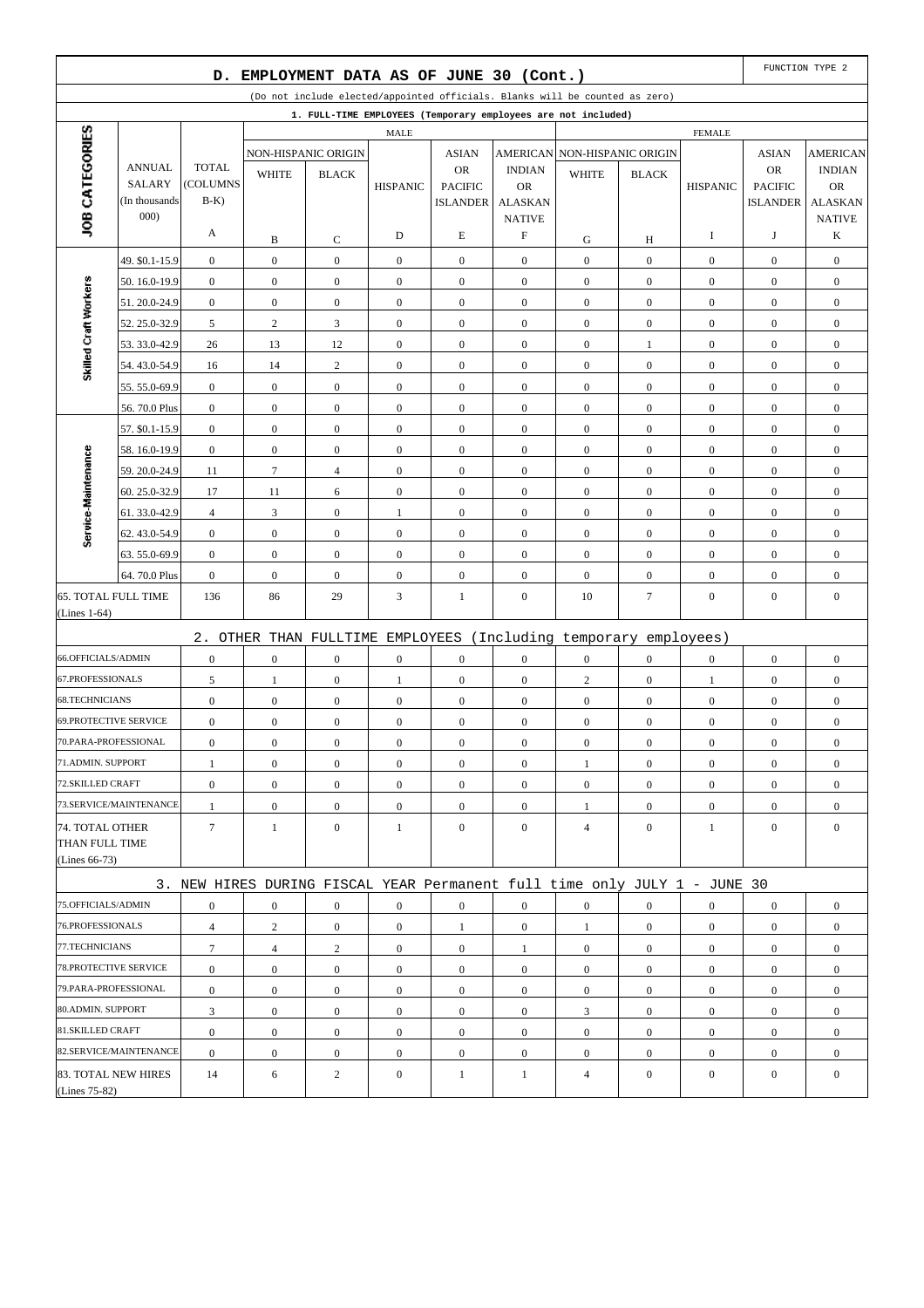## D. EMPLOYMENT DATA AS OF JUNE 30 (Cont.)

FUNCTION TYPE 2

(Do not include elected/appointed officials. Blanks will be counted as zero)

### 1. FULL-TIME EMPLOYEES (Temporary employees are not included)

| JOB CATEGORIES | ANNUAL SALARY (In thousands 000) | TOTAL (COLUMNS B-K) | MALE NON-HISPANIC ORIGIN WHITE | MALE NON-HISPANIC ORIGIN BLACK | MALE HISPANIC | MALE ASIAN OR PACIFIC ISLANDER | MALE AMERICAN INDIAN OR ALASKAN NATIVE | FEMALE NON-HISPANIC ORIGIN WHITE | FEMALE NON-HISPANIC ORIGIN BLACK | FEMALE HISPANIC | FEMALE ASIAN OR PACIFIC ISLANDER | FEMALE AMERICAN INDIAN OR ALASKAN NATIVE |
|---|---|---|---|---|---|---|---|---|---|---|---|---|
| | | A | B | C | D | E | F | G | H | I | J | K |
| Skilled Craft Workers | 49. $0.1-15.9 | 0 | 0 | 0 | 0 | 0 | 0 | 0 | 0 | 0 | 0 | 0 |
| | 50. 16.0-19.9 | 0 | 0 | 0 | 0 | 0 | 0 | 0 | 0 | 0 | 0 | 0 |
| | 51. 20.0-24.9 | 0 | 0 | 0 | 0 | 0 | 0 | 0 | 0 | 0 | 0 | 0 |
| | 52. 25.0-32.9 | 5 | 2 | 3 | 0 | 0 | 0 | 0 | 0 | 0 | 0 | 0 |
| | 53. 33.0-42.9 | 26 | 13 | 12 | 0 | 0 | 0 | 0 | 1 | 0 | 0 | 0 |
| | 54. 43.0-54.9 | 16 | 14 | 2 | 0 | 0 | 0 | 0 | 0 | 0 | 0 | 0 |
| | 55. 55.0-69.9 | 0 | 0 | 0 | 0 | 0 | 0 | 0 | 0 | 0 | 0 | 0 |
| | 56. 70.0 Plus | 0 | 0 | 0 | 0 | 0 | 0 | 0 | 0 | 0 | 0 | 0 |
| Service-Maintenance | 57. $0.1-15.9 | 0 | 0 | 0 | 0 | 0 | 0 | 0 | 0 | 0 | 0 | 0 |
| | 58. 16.0-19.9 | 0 | 0 | 0 | 0 | 0 | 0 | 0 | 0 | 0 | 0 | 0 |
| | 59. 20.0-24.9 | 11 | 7 | 4 | 0 | 0 | 0 | 0 | 0 | 0 | 0 | 0 |
| | 60. 25.0-32.9 | 17 | 11 | 6 | 0 | 0 | 0 | 0 | 0 | 0 | 0 | 0 |
| | 61. 33.0-42.9 | 4 | 3 | 0 | 1 | 0 | 0 | 0 | 0 | 0 | 0 | 0 |
| | 62. 43.0-54.9 | 0 | 0 | 0 | 0 | 0 | 0 | 0 | 0 | 0 | 0 | 0 |
| | 63. 55.0-69.9 | 0 | 0 | 0 | 0 | 0 | 0 | 0 | 0 | 0 | 0 | 0 |
| | 64. 70.0 Plus | 0 | 0 | 0 | 0 | 0 | 0 | 0 | 0 | 0 | 0 | 0 |
| 65. TOTAL FULL TIME (Lines 1-64) | | 136 | 86 | 29 | 3 | 1 | 0 | 10 | 7 | 0 | 0 | 0 |

### 2. OTHER THAN FULLTIME EMPLOYEES (Including temporary employees)

| | A | B | C | D | E | F | G | H | I | J | K |
|---|---|---|---|---|---|---|---|---|---|---|---|
| 66.OFFICIALS/ADMIN | 0 | 0 | 0 | 0 | 0 | 0 | 0 | 0 | 0 | 0 | 0 |
| 67.PROFESSIONALS | 5 | 1 | 0 | 1 | 0 | 0 | 2 | 0 | 1 | 0 | 0 |
| 68.TECHNICIANS | 0 | 0 | 0 | 0 | 0 | 0 | 0 | 0 | 0 | 0 | 0 |
| 69.PROTECTIVE SERVICE | 0 | 0 | 0 | 0 | 0 | 0 | 0 | 0 | 0 | 0 | 0 |
| 70.PARA-PROFESSIONAL | 0 | 0 | 0 | 0 | 0 | 0 | 0 | 0 | 0 | 0 | 0 |
| 71.ADMIN. SUPPORT | 1 | 0 | 0 | 0 | 0 | 0 | 1 | 0 | 0 | 0 | 0 |
| 72.SKILLED CRAFT | 0 | 0 | 0 | 0 | 0 | 0 | 0 | 0 | 0 | 0 | 0 |
| 73.SERVICE/MAINTENANCE | 1 | 0 | 0 | 0 | 0 | 0 | 1 | 0 | 0 | 0 | 0 |
| 74. TOTAL OTHER THAN FULL TIME (Lines 66-73) | 7 | 1 | 0 | 1 | 0 | 0 | 4 | 0 | 1 | 0 | 0 |

### 3. NEW HIRES DURING FISCAL YEAR Permanent full time only JULY 1 - JUNE 30

| | A | B | C | D | E | F | G | H | I | J | K |
|---|---|---|---|---|---|---|---|---|---|---|---|
| 75.OFFICIALS/ADMIN | 0 | 0 | 0 | 0 | 0 | 0 | 0 | 0 | 0 | 0 | 0 |
| 76.PROFESSIONALS | 4 | 2 | 0 | 0 | 1 | 0 | 1 | 0 | 0 | 0 | 0 |
| 77.TECHNICIANS | 7 | 4 | 2 | 0 | 0 | 1 | 0 | 0 | 0 | 0 | 0 |
| 78.PROTECTIVE SERVICE | 0 | 0 | 0 | 0 | 0 | 0 | 0 | 0 | 0 | 0 | 0 |
| 79.PARA-PROFESSIONAL | 0 | 0 | 0 | 0 | 0 | 0 | 0 | 0 | 0 | 0 | 0 |
| 80.ADMIN. SUPPORT | 3 | 0 | 0 | 0 | 0 | 0 | 3 | 0 | 0 | 0 | 0 |
| 81.SKILLED CRAFT | 0 | 0 | 0 | 0 | 0 | 0 | 0 | 0 | 0 | 0 | 0 |
| 82.SERVICE/MAINTENANCE | 0 | 0 | 0 | 0 | 0 | 0 | 0 | 0 | 0 | 0 | 0 |
| 83. TOTAL NEW HIRES (Lines 75-82) | 14 | 6 | 2 | 0 | 1 | 1 | 4 | 0 | 0 | 0 | 0 |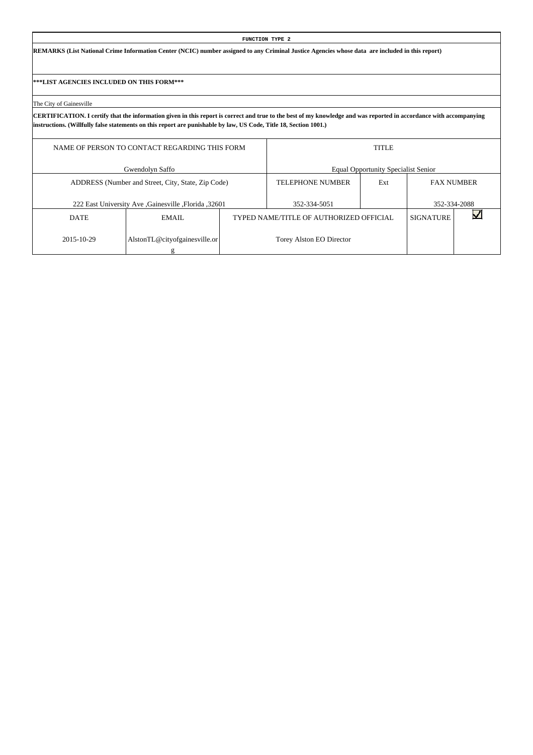**FUNCTION TYPE 2**

**REMARKS (List National Crime Information Center (NCIC) number assigned to any Criminal Justice Agencies whose data are included in this report)**

**\*\*\*LIST AGENCIES INCLUDED ON THIS FORM\*\*\***

The City of Gainesville

**CERTIFICATION. I certify that the information given in this report is correct and true to the best of my knowledge and was reported in accordance with accompanying instructions. (Willfully false statements on this report are punishable by law, US Code, Title 18, Section 1001.)**

| NAME OF PERSON TO CONTACT REGARDING THIS FORM | | | TITLE | | | |
|---|---|---|---|---|---|---|
| Gwendolyn Saffo | | | Equal Opportunity Specialist Senior | | | |
| ADDRESS (Number and Street, City, State, Zip Code) | | | TELEPHONE NUMBER | Ext | FAX NUMBER | |
| 222 East University Ave ,Gainesville ,Florida ,32601 | | | 352-334-5051 | | 352-334-2088 | |
| DATE | EMAIL | TYPED NAME/TITLE OF AUTHORIZED OFFICIAL | | | SIGNATURE | ☑ |
| 2015-10-29 | AlstonTL@cityofgainesville.org | Torey Alston EO Director | | | | |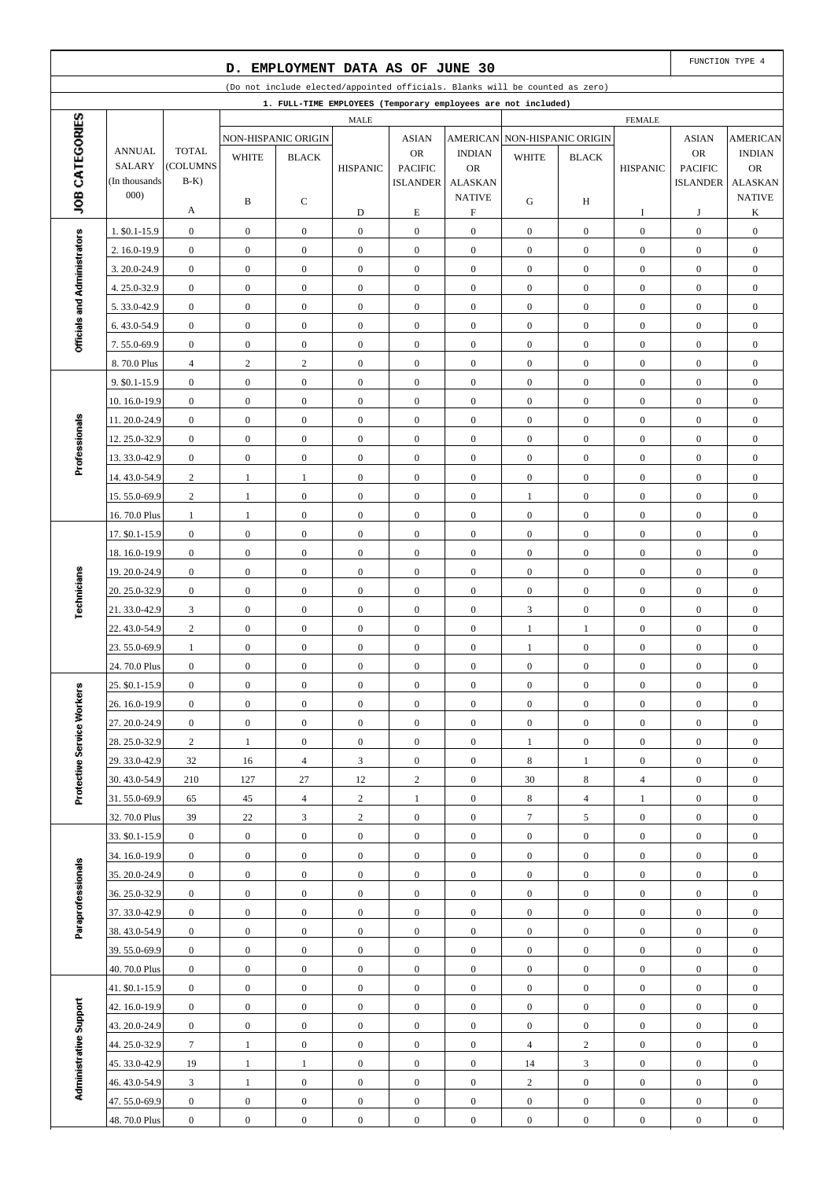## D. EMPLOYMENT DATA AS OF JUNE 30

FUNCTION TYPE 4

(Do not include elected/appointed officials. Blanks will be counted as zero)

1. FULL-TIME EMPLOYEES (Temporary employees are not included)

| JOB CATEGORIES | ANNUAL SALARY (In thousands 000) | TOTAL (COLUMNS B-K) | MALE NON-HISPANIC ORIGIN WHITE | MALE NON-HISPANIC ORIGIN BLACK | MALE HISPANIC | MALE ASIAN OR PACIFIC ISLANDER | MALE AMERICAN INDIAN OR ALASKAN NATIVE | FEMALE NON-HISPANIC ORIGIN WHITE | FEMALE NON-HISPANIC ORIGIN BLACK | FEMALE HISPANIC | FEMALE ASIAN OR PACIFIC ISLANDER | FEMALE AMERICAN INDIAN OR ALASKAN NATIVE |
|---|---|---|---|---|---|---|---|---|---|---|---|---|
| | | A | B | C | D | E | F | G | H | I | J | K |
| Officials and Administrators | 1. $0.1-15.9 | 0 | 0 | 0 | 0 | 0 | 0 | 0 | 0 | 0 | 0 | 0 |
| | 2. 16.0-19.9 | 0 | 0 | 0 | 0 | 0 | 0 | 0 | 0 | 0 | 0 | 0 |
| | 3. 20.0-24.9 | 0 | 0 | 0 | 0 | 0 | 0 | 0 | 0 | 0 | 0 | 0 |
| | 4. 25.0-32.9 | 0 | 0 | 0 | 0 | 0 | 0 | 0 | 0 | 0 | 0 | 0 |
| | 5. 33.0-42.9 | 0 | 0 | 0 | 0 | 0 | 0 | 0 | 0 | 0 | 0 | 0 |
| | 6. 43.0-54.9 | 0 | 0 | 0 | 0 | 0 | 0 | 0 | 0 | 0 | 0 | 0 |
| | 7. 55.0-69.9 | 0 | 0 | 0 | 0 | 0 | 0 | 0 | 0 | 0 | 0 | 0 |
| | 8. 70.0 Plus | 4 | 2 | 2 | 0 | 0 | 0 | 0 | 0 | 0 | 0 | 0 |
| Professionals | 9. $0.1-15.9 | 0 | 0 | 0 | 0 | 0 | 0 | 0 | 0 | 0 | 0 | 0 |
| | 10. 16.0-19.9 | 0 | 0 | 0 | 0 | 0 | 0 | 0 | 0 | 0 | 0 | 0 |
| | 11. 20.0-24.9 | 0 | 0 | 0 | 0 | 0 | 0 | 0 | 0 | 0 | 0 | 0 |
| | 12. 25.0-32.9 | 0 | 0 | 0 | 0 | 0 | 0 | 0 | 0 | 0 | 0 | 0 |
| | 13. 33.0-42.9 | 0 | 0 | 0 | 0 | 0 | 0 | 0 | 0 | 0 | 0 | 0 |
| | 14. 43.0-54.9 | 2 | 1 | 1 | 0 | 0 | 0 | 0 | 0 | 0 | 0 | 0 |
| | 15. 55.0-69.9 | 2 | 1 | 0 | 0 | 0 | 0 | 1 | 0 | 0 | 0 | 0 |
| | 16. 70.0 Plus | 1 | 1 | 0 | 0 | 0 | 0 | 0 | 0 | 0 | 0 | 0 |
| Technicians | 17. $0.1-15.9 | 0 | 0 | 0 | 0 | 0 | 0 | 0 | 0 | 0 | 0 | 0 |
| | 18. 16.0-19.9 | 0 | 0 | 0 | 0 | 0 | 0 | 0 | 0 | 0 | 0 | 0 |
| | 19. 20.0-24.9 | 0 | 0 | 0 | 0 | 0 | 0 | 0 | 0 | 0 | 0 | 0 |
| | 20. 25.0-32.9 | 0 | 0 | 0 | 0 | 0 | 0 | 0 | 0 | 0 | 0 | 0 |
| | 21. 33.0-42.9 | 3 | 0 | 0 | 0 | 0 | 0 | 3 | 0 | 0 | 0 | 0 |
| | 22. 43.0-54.9 | 2 | 0 | 0 | 0 | 0 | 0 | 1 | 1 | 0 | 0 | 0 |
| | 23. 55.0-69.9 | 1 | 0 | 0 | 0 | 0 | 0 | 1 | 0 | 0 | 0 | 0 |
| | 24. 70.0 Plus | 0 | 0 | 0 | 0 | 0 | 0 | 0 | 0 | 0 | 0 | 0 |
| Protective Service Workers | 25. $0.1-15.9 | 0 | 0 | 0 | 0 | 0 | 0 | 0 | 0 | 0 | 0 | 0 |
| | 26. 16.0-19.9 | 0 | 0 | 0 | 0 | 0 | 0 | 0 | 0 | 0 | 0 | 0 |
| | 27. 20.0-24.9 | 0 | 0 | 0 | 0 | 0 | 0 | 0 | 0 | 0 | 0 | 0 |
| | 28. 25.0-32.9 | 2 | 1 | 0 | 0 | 0 | 0 | 1 | 0 | 0 | 0 | 0 |
| | 29. 33.0-42.9 | 32 | 16 | 4 | 3 | 0 | 0 | 8 | 1 | 0 | 0 | 0 |
| | 30. 43.0-54.9 | 210 | 127 | 27 | 12 | 2 | 0 | 30 | 8 | 4 | 0 | 0 |
| | 31. 55.0-69.9 | 65 | 45 | 4 | 2 | 1 | 0 | 8 | 4 | 1 | 0 | 0 |
| | 32. 70.0 Plus | 39 | 22 | 3 | 2 | 0 | 0 | 7 | 5 | 0 | 0 | 0 |
| Paraprofessionals | 33. $0.1-15.9 | 0 | 0 | 0 | 0 | 0 | 0 | 0 | 0 | 0 | 0 | 0 |
| | 34. 16.0-19.9 | 0 | 0 | 0 | 0 | 0 | 0 | 0 | 0 | 0 | 0 | 0 |
| | 35. 20.0-24.9 | 0 | 0 | 0 | 0 | 0 | 0 | 0 | 0 | 0 | 0 | 0 |
| | 36. 25.0-32.9 | 0 | 0 | 0 | 0 | 0 | 0 | 0 | 0 | 0 | 0 | 0 |
| | 37. 33.0-42.9 | 0 | 0 | 0 | 0 | 0 | 0 | 0 | 0 | 0 | 0 | 0 |
| | 38. 43.0-54.9 | 0 | 0 | 0 | 0 | 0 | 0 | 0 | 0 | 0 | 0 | 0 |
| | 39. 55.0-69.9 | 0 | 0 | 0 | 0 | 0 | 0 | 0 | 0 | 0 | 0 | 0 |
| | 40. 70.0 Plus | 0 | 0 | 0 | 0 | 0 | 0 | 0 | 0 | 0 | 0 | 0 |
| Administrative Support | 41. $0.1-15.9 | 0 | 0 | 0 | 0 | 0 | 0 | 0 | 0 | 0 | 0 | 0 |
| | 42. 16.0-19.9 | 0 | 0 | 0 | 0 | 0 | 0 | 0 | 0 | 0 | 0 | 0 |
| | 43. 20.0-24.9 | 0 | 0 | 0 | 0 | 0 | 0 | 0 | 0 | 0 | 0 | 0 |
| | 44. 25.0-32.9 | 7 | 1 | 0 | 0 | 0 | 0 | 4 | 2 | 0 | 0 | 0 |
| | 45. 33.0-42.9 | 19 | 1 | 1 | 0 | 0 | 0 | 14 | 3 | 0 | 0 | 0 |
| | 46. 43.0-54.9 | 3 | 1 | 0 | 0 | 0 | 0 | 2 | 0 | 0 | 0 | 0 |
| | 47. 55.0-69.9 | 0 | 0 | 0 | 0 | 0 | 0 | 0 | 0 | 0 | 0 | 0 |
| | 48. 70.0 Plus | 0 | 0 | 0 | 0 | 0 | 0 | 0 | 0 | 0 | 0 | 0 |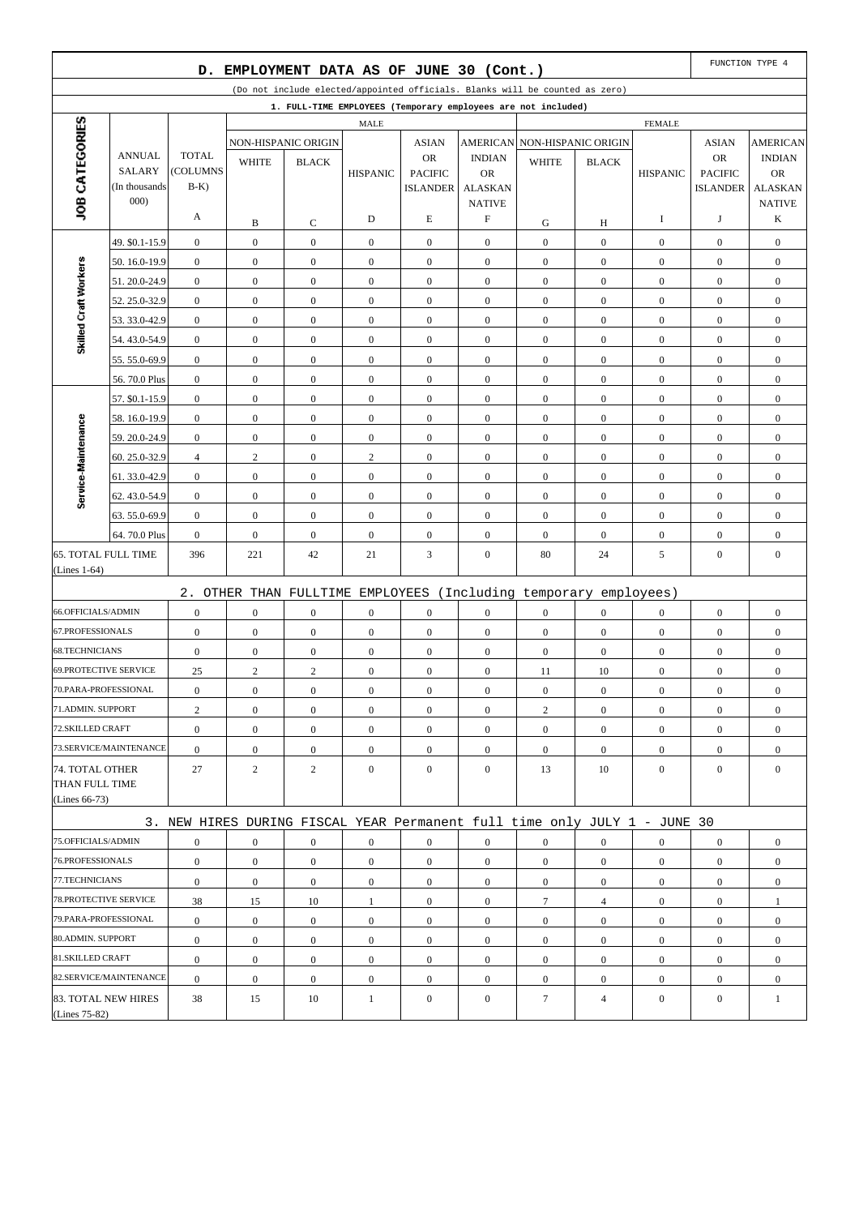## D. EMPLOYMENT DATA AS OF JUNE 30 (Cont.)

FUNCTION TYPE 4

(Do not include elected/appointed officials. Blanks will be counted as zero)

### 1. FULL-TIME EMPLOYEES (Temporary employees are not included)

| JOB CATEGORIES | ANNUAL SALARY (In thousands 000) | TOTAL (COLUMNS B-K) | MALE | | | | | FEMALE | | | | |
|---|---|---|---|---|---|---|---|---|---|---|---|---|
| | | | NON-HISPANIC ORIGIN | | HISPANIC | ASIAN OR PACIFIC ISLANDER | AMERICAN INDIAN OR ALASKAN NATIVE | NON-HISPANIC ORIGIN | | HISPANIC | ASIAN OR PACIFIC ISLANDER | AMERICAN INDIAN OR ALASKAN NATIVE |
| | | | WHITE | BLACK | | | | WHITE | BLACK | | | |
| | | A | B | C | D | E | F | G | H | I | J | K |
| Skilled Craft Workers | 49. $0.1-15.9 | 0 | 0 | 0 | 0 | 0 | 0 | 0 | 0 | 0 | 0 | 0 |
| | 50. 16.0-19.9 | 0 | 0 | 0 | 0 | 0 | 0 | 0 | 0 | 0 | 0 | 0 |
| | 51. 20.0-24.9 | 0 | 0 | 0 | 0 | 0 | 0 | 0 | 0 | 0 | 0 | 0 |
| | 52. 25.0-32.9 | 0 | 0 | 0 | 0 | 0 | 0 | 0 | 0 | 0 | 0 | 0 |
| | 53. 33.0-42.9 | 0 | 0 | 0 | 0 | 0 | 0 | 0 | 0 | 0 | 0 | 0 |
| | 54. 43.0-54.9 | 0 | 0 | 0 | 0 | 0 | 0 | 0 | 0 | 0 | 0 | 0 |
| | 55. 55.0-69.9 | 0 | 0 | 0 | 0 | 0 | 0 | 0 | 0 | 0 | 0 | 0 |
| | 56. 70.0 Plus | 0 | 0 | 0 | 0 | 0 | 0 | 0 | 0 | 0 | 0 | 0 |
| Service-Maintenance | 57. $0.1-15.9 | 0 | 0 | 0 | 0 | 0 | 0 | 0 | 0 | 0 | 0 | 0 |
| | 58. 16.0-19.9 | 0 | 0 | 0 | 0 | 0 | 0 | 0 | 0 | 0 | 0 | 0 |
| | 59. 20.0-24.9 | 0 | 0 | 0 | 0 | 0 | 0 | 0 | 0 | 0 | 0 | 0 |
| | 60. 25.0-32.9 | 4 | 2 | 0 | 2 | 0 | 0 | 0 | 0 | 0 | 0 | 0 |
| | 61. 33.0-42.9 | 0 | 0 | 0 | 0 | 0 | 0 | 0 | 0 | 0 | 0 | 0 |
| | 62. 43.0-54.9 | 0 | 0 | 0 | 0 | 0 | 0 | 0 | 0 | 0 | 0 | 0 |
| | 63. 55.0-69.9 | 0 | 0 | 0 | 0 | 0 | 0 | 0 | 0 | 0 | 0 | 0 |
| | 64. 70.0 Plus | 0 | 0 | 0 | 0 | 0 | 0 | 0 | 0 | 0 | 0 | 0 |
| 65. TOTAL FULL TIME (Lines 1-64) | | 396 | 221 | 42 | 21 | 3 | 0 | 80 | 24 | 5 | 0 | 0 |

### 2. OTHER THAN FULLTIME EMPLOYEES (Including temporary employees)

| | A | B | C | D | E | F | G | H | I | J | K |
|---|---|---|---|---|---|---|---|---|---|---|---|
| 66.OFFICIALS/ADMIN | 0 | 0 | 0 | 0 | 0 | 0 | 0 | 0 | 0 | 0 | 0 |
| 67.PROFESSIONALS | 0 | 0 | 0 | 0 | 0 | 0 | 0 | 0 | 0 | 0 | 0 |
| 68.TECHNICIANS | 0 | 0 | 0 | 0 | 0 | 0 | 0 | 0 | 0 | 0 | 0 |
| 69.PROTECTIVE SERVICE | 25 | 2 | 2 | 0 | 0 | 0 | 11 | 10 | 0 | 0 | 0 |
| 70.PARA-PROFESSIONAL | 0 | 0 | 0 | 0 | 0 | 0 | 0 | 0 | 0 | 0 | 0 |
| 71.ADMIN. SUPPORT | 2 | 0 | 0 | 0 | 0 | 0 | 2 | 0 | 0 | 0 | 0 |
| 72.SKILLED CRAFT | 0 | 0 | 0 | 0 | 0 | 0 | 0 | 0 | 0 | 0 | 0 |
| 73.SERVICE/MAINTENANCE | 0 | 0 | 0 | 0 | 0 | 0 | 0 | 0 | 0 | 0 | 0 |
| 74. TOTAL OTHER THAN FULL TIME (Lines 66-73) | 27 | 2 | 2 | 0 | 0 | 0 | 13 | 10 | 0 | 0 | 0 |

### 3. NEW HIRES DURING FISCAL YEAR Permanent full time only JULY 1 - JUNE 30

| | A | B | C | D | E | F | G | H | I | J | K |
|---|---|---|---|---|---|---|---|---|---|---|---|
| 75.OFFICIALS/ADMIN | 0 | 0 | 0 | 0 | 0 | 0 | 0 | 0 | 0 | 0 | 0 |
| 76.PROFESSIONALS | 0 | 0 | 0 | 0 | 0 | 0 | 0 | 0 | 0 | 0 | 0 |
| 77.TECHNICIANS | 0 | 0 | 0 | 0 | 0 | 0 | 0 | 0 | 0 | 0 | 0 |
| 78.PROTECTIVE SERVICE | 38 | 15 | 10 | 1 | 0 | 0 | 7 | 4 | 0 | 0 | 1 |
| 79.PARA-PROFESSIONAL | 0 | 0 | 0 | 0 | 0 | 0 | 0 | 0 | 0 | 0 | 0 |
| 80.ADMIN. SUPPORT | 0 | 0 | 0 | 0 | 0 | 0 | 0 | 0 | 0 | 0 | 0 |
| 81.SKILLED CRAFT | 0 | 0 | 0 | 0 | 0 | 0 | 0 | 0 | 0 | 0 | 0 |
| 82.SERVICE/MAINTENANCE | 0 | 0 | 0 | 0 | 0 | 0 | 0 | 0 | 0 | 0 | 0 |
| 83. TOTAL NEW HIRES (Lines 75-82) | 38 | 15 | 10 | 1 | 0 | 0 | 7 | 4 | 0 | 0 | 1 |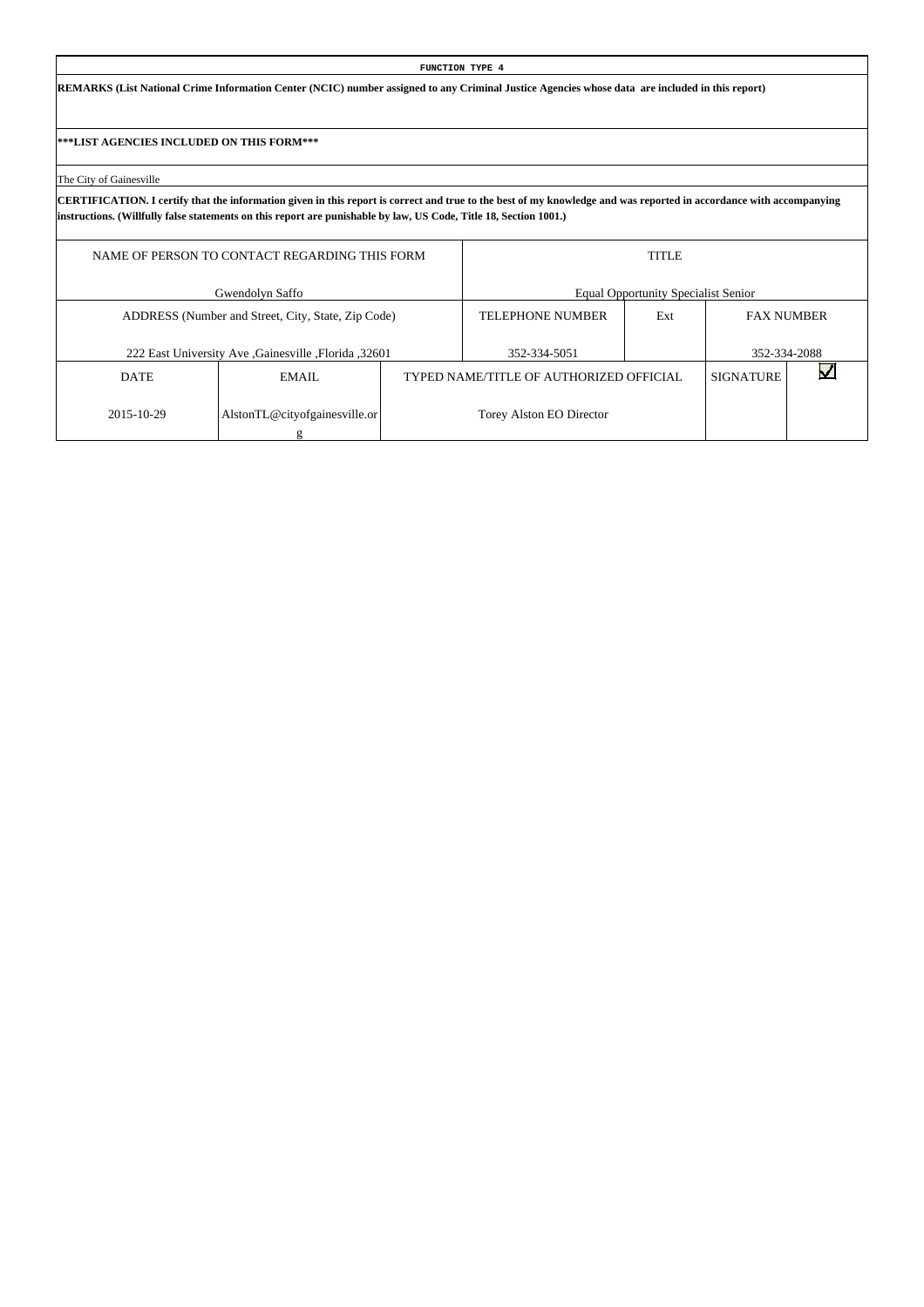**FUNCTION TYPE 4**

**REMARKS (List National Crime Information Center (NCIC) number assigned to any Criminal Justice Agencies whose data are included in this report)**

**\*\*\*LIST AGENCIES INCLUDED ON THIS FORM\*\*\***

The City of Gainesville

**CERTIFICATION. I certify that the information given in this report is correct and true to the best of my knowledge and was reported in accordance with accompanying instructions. (Willfully false statements on this report are punishable by law, US Code, Title 18, Section 1001.)**

| NAME OF PERSON TO CONTACT REGARDING THIS FORM | | | TITLE | | | |
|---|---|---|---|---|---|---|
| Gwendolyn Saffo | | | Equal Opportunity Specialist Senior | | | |
| ADDRESS (Number and Street, City, State, Zip Code) | | | TELEPHONE NUMBER | Ext | FAX NUMBER | |
| 222 East University Ave ,Gainesville ,Florida ,32601 | | | 352-334-5051 | | 352-334-2088 | |
| DATE | EMAIL | TYPED NAME/TITLE OF AUTHORIZED OFFICIAL | | | SIGNATURE | ☑ |
| 2015-10-29 | AlstonTL@cityofgainesville.org | Torey Alston EO Director | | | | |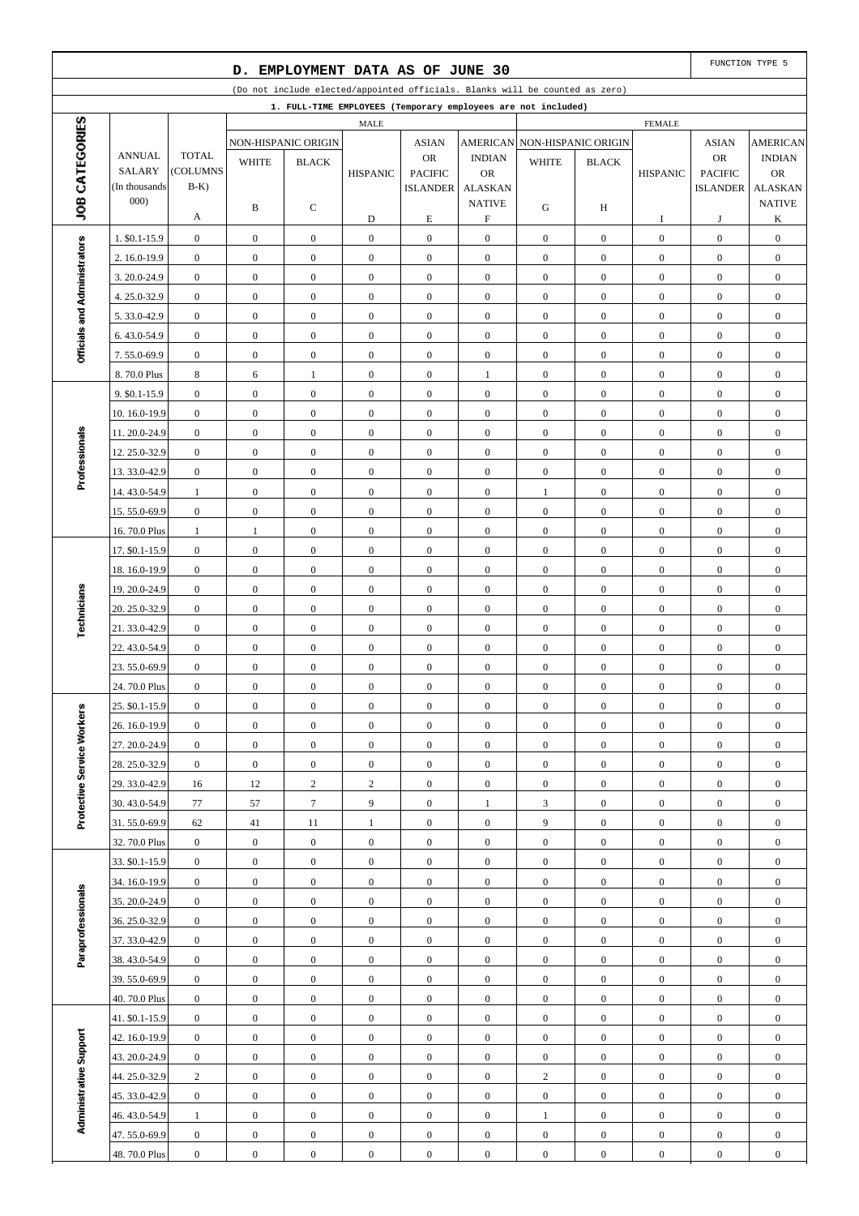## D. EMPLOYMENT DATA AS OF JUNE 30

FUNCTION TYPE 5

(Do not include elected/appointed officials. Blanks will be counted as zero)

### 1. FULL-TIME EMPLOYEES (Temporary employees are not included)

| JOB CATEGORIES | ANNUAL SALARY (In thousands 000) | TOTAL (COLUMNS B-K) | MALE | | | | | FEMALE | | | | |
|---|---|---|---|---|---|---|---|---|---|---|---|---|
| | | | NON-HISPANIC ORIGIN | | HISPANIC | ASIAN OR PACIFIC ISLANDER | AMERICAN INDIAN OR ALASKAN NATIVE | NON-HISPANIC ORIGIN | | HISPANIC | ASIAN OR PACIFIC ISLANDER | AMERICAN INDIAN OR ALASKAN NATIVE |
| | | | WHITE | BLACK | | | | WHITE | BLACK | | | |
| | | A | B | C | D | E | F | G | H | I | J | K |
| Officials and Administrators | 1. $0.1-15.9 | 0 | 0 | 0 | 0 | 0 | 0 | 0 | 0 | 0 | 0 | 0 |
| | 2. 16.0-19.9 | 0 | 0 | 0 | 0 | 0 | 0 | 0 | 0 | 0 | 0 | 0 |
| | 3. 20.0-24.9 | 0 | 0 | 0 | 0 | 0 | 0 | 0 | 0 | 0 | 0 | 0 |
| | 4. 25.0-32.9 | 0 | 0 | 0 | 0 | 0 | 0 | 0 | 0 | 0 | 0 | 0 |
| | 5. 33.0-42.9 | 0 | 0 | 0 | 0 | 0 | 0 | 0 | 0 | 0 | 0 | 0 |
| | 6. 43.0-54.9 | 0 | 0 | 0 | 0 | 0 | 0 | 0 | 0 | 0 | 0 | 0 |
| | 7. 55.0-69.9 | 0 | 0 | 0 | 0 | 0 | 0 | 0 | 0 | 0 | 0 | 0 |
| | 8. 70.0 Plus | 8 | 6 | 1 | 0 | 0 | 1 | 0 | 0 | 0 | 0 | 0 |
| Professionals | 9. $0.1-15.9 | 0 | 0 | 0 | 0 | 0 | 0 | 0 | 0 | 0 | 0 | 0 |
| | 10. 16.0-19.9 | 0 | 0 | 0 | 0 | 0 | 0 | 0 | 0 | 0 | 0 | 0 |
| | 11. 20.0-24.9 | 0 | 0 | 0 | 0 | 0 | 0 | 0 | 0 | 0 | 0 | 0 |
| | 12. 25.0-32.9 | 0 | 0 | 0 | 0 | 0 | 0 | 0 | 0 | 0 | 0 | 0 |
| | 13. 33.0-42.9 | 0 | 0 | 0 | 0 | 0 | 0 | 0 | 0 | 0 | 0 | 0 |
| | 14. 43.0-54.9 | 1 | 0 | 0 | 0 | 0 | 0 | 1 | 0 | 0 | 0 | 0 |
| | 15. 55.0-69.9 | 0 | 0 | 0 | 0 | 0 | 0 | 0 | 0 | 0 | 0 | 0 |
| | 16. 70.0 Plus | 1 | 1 | 0 | 0 | 0 | 0 | 0 | 0 | 0 | 0 | 0 |
| Technicians | 17. $0.1-15.9 | 0 | 0 | 0 | 0 | 0 | 0 | 0 | 0 | 0 | 0 | 0 |
| | 18. 16.0-19.9 | 0 | 0 | 0 | 0 | 0 | 0 | 0 | 0 | 0 | 0 | 0 |
| | 19. 20.0-24.9 | 0 | 0 | 0 | 0 | 0 | 0 | 0 | 0 | 0 | 0 | 0 |
| | 20. 25.0-32.9 | 0 | 0 | 0 | 0 | 0 | 0 | 0 | 0 | 0 | 0 | 0 |
| | 21. 33.0-42.9 | 0 | 0 | 0 | 0 | 0 | 0 | 0 | 0 | 0 | 0 | 0 |
| | 22. 43.0-54.9 | 0 | 0 | 0 | 0 | 0 | 0 | 0 | 0 | 0 | 0 | 0 |
| | 23. 55.0-69.9 | 0 | 0 | 0 | 0 | 0 | 0 | 0 | 0 | 0 | 0 | 0 |
| | 24. 70.0 Plus | 0 | 0 | 0 | 0 | 0 | 0 | 0 | 0 | 0 | 0 | 0 |
| Protective Service Workers | 25. $0.1-15.9 | 0 | 0 | 0 | 0 | 0 | 0 | 0 | 0 | 0 | 0 | 0 |
| | 26. 16.0-19.9 | 0 | 0 | 0 | 0 | 0 | 0 | 0 | 0 | 0 | 0 | 0 |
| | 27. 20.0-24.9 | 0 | 0 | 0 | 0 | 0 | 0 | 0 | 0 | 0 | 0 | 0 |
| | 28. 25.0-32.9 | 0 | 0 | 0 | 0 | 0 | 0 | 0 | 0 | 0 | 0 | 0 |
| | 29. 33.0-42.9 | 16 | 12 | 2 | 2 | 0 | 0 | 0 | 0 | 0 | 0 | 0 |
| | 30. 43.0-54.9 | 77 | 57 | 7 | 9 | 0 | 1 | 3 | 0 | 0 | 0 | 0 |
| | 31. 55.0-69.9 | 62 | 41 | 11 | 1 | 0 | 0 | 9 | 0 | 0 | 0 | 0 |
| | 32. 70.0 Plus | 0 | 0 | 0 | 0 | 0 | 0 | 0 | 0 | 0 | 0 | 0 |
| Paraprofessionals | 33. $0.1-15.9 | 0 | 0 | 0 | 0 | 0 | 0 | 0 | 0 | 0 | 0 | 0 |
| | 34. 16.0-19.9 | 0 | 0 | 0 | 0 | 0 | 0 | 0 | 0 | 0 | 0 | 0 |
| | 35. 20.0-24.9 | 0 | 0 | 0 | 0 | 0 | 0 | 0 | 0 | 0 | 0 | 0 |
| | 36. 25.0-32.9 | 0 | 0 | 0 | 0 | 0 | 0 | 0 | 0 | 0 | 0 | 0 |
| | 37. 33.0-42.9 | 0 | 0 | 0 | 0 | 0 | 0 | 0 | 0 | 0 | 0 | 0 |
| | 38. 43.0-54.9 | 0 | 0 | 0 | 0 | 0 | 0 | 0 | 0 | 0 | 0 | 0 |
| | 39. 55.0-69.9 | 0 | 0 | 0 | 0 | 0 | 0 | 0 | 0 | 0 | 0 | 0 |
| | 40. 70.0 Plus | 0 | 0 | 0 | 0 | 0 | 0 | 0 | 0 | 0 | 0 | 0 |
| Administrative Support | 41. $0.1-15.9 | 0 | 0 | 0 | 0 | 0 | 0 | 0 | 0 | 0 | 0 | 0 |
| | 42. 16.0-19.9 | 0 | 0 | 0 | 0 | 0 | 0 | 0 | 0 | 0 | 0 | 0 |
| | 43. 20.0-24.9 | 0 | 0 | 0 | 0 | 0 | 0 | 0 | 0 | 0 | 0 | 0 |
| | 44. 25.0-32.9 | 2 | 0 | 0 | 0 | 0 | 0 | 2 | 0 | 0 | 0 | 0 |
| | 45. 33.0-42.9 | 0 | 0 | 0 | 0 | 0 | 0 | 0 | 0 | 0 | 0 | 0 |
| | 46. 43.0-54.9 | 1 | 0 | 0 | 0 | 0 | 0 | 1 | 0 | 0 | 0 | 0 |
| | 47. 55.0-69.9 | 0 | 0 | 0 | 0 | 0 | 0 | 0 | 0 | 0 | 0 | 0 |
| | 48. 70.0 Plus | 0 | 0 | 0 | 0 | 0 | 0 | 0 | 0 | 0 | 0 | 0 |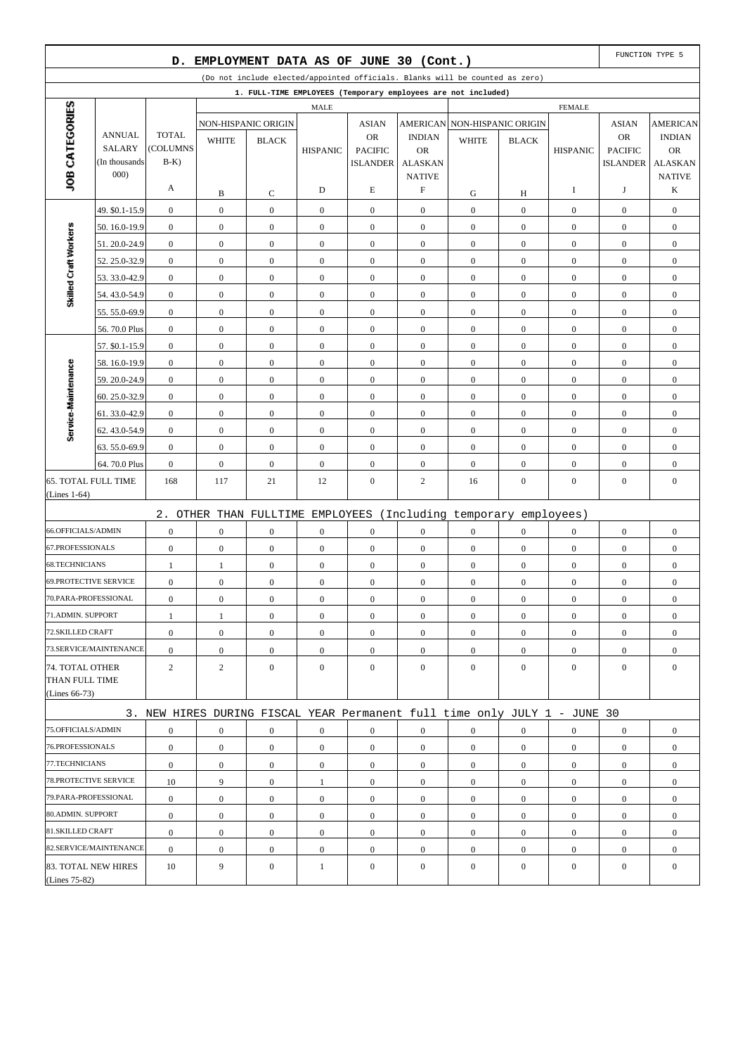## D. EMPLOYMENT DATA AS OF JUNE 30 (Cont.)

FUNCTION TYPE 5

(Do not include elected/appointed officials. Blanks will be counted as zero)

### 1. FULL-TIME EMPLOYEES (Temporary employees are not included)

| JOB CATEGORIES | ANNUAL SALARY (In thousands 000) | TOTAL (COLUMNS B-K) | MALE | | | | | FEMALE | | | | |
|---|---|---|---|---|---|---|---|---|---|---|---|---|
| | | | NON-HISPANIC ORIGIN | | HISPANIC | ASIAN OR PACIFIC ISLANDER | AMERICAN INDIAN OR ALASKAN NATIVE | NON-HISPANIC ORIGIN | | HISPANIC | ASIAN OR PACIFIC ISLANDER | AMERICAN INDIAN OR ALASKAN NATIVE |
| | | | WHITE | BLACK | | | | WHITE | BLACK | | | |
| | | A | B | C | D | E | F | G | H | I | J | K |
| Skilled Craft Workers | 49. $0.1-15.9 | 0 | 0 | 0 | 0 | 0 | 0 | 0 | 0 | 0 | 0 | 0 |
| | 50. 16.0-19.9 | 0 | 0 | 0 | 0 | 0 | 0 | 0 | 0 | 0 | 0 | 0 |
| | 51. 20.0-24.9 | 0 | 0 | 0 | 0 | 0 | 0 | 0 | 0 | 0 | 0 | 0 |
| | 52. 25.0-32.9 | 0 | 0 | 0 | 0 | 0 | 0 | 0 | 0 | 0 | 0 | 0 |
| | 53. 33.0-42.9 | 0 | 0 | 0 | 0 | 0 | 0 | 0 | 0 | 0 | 0 | 0 |
| | 54. 43.0-54.9 | 0 | 0 | 0 | 0 | 0 | 0 | 0 | 0 | 0 | 0 | 0 |
| | 55. 55.0-69.9 | 0 | 0 | 0 | 0 | 0 | 0 | 0 | 0 | 0 | 0 | 0 |
| | 56. 70.0 Plus | 0 | 0 | 0 | 0 | 0 | 0 | 0 | 0 | 0 | 0 | 0 |
| Service-Maintenance | 57. $0.1-15.9 | 0 | 0 | 0 | 0 | 0 | 0 | 0 | 0 | 0 | 0 | 0 |
| | 58. 16.0-19.9 | 0 | 0 | 0 | 0 | 0 | 0 | 0 | 0 | 0 | 0 | 0 |
| | 59. 20.0-24.9 | 0 | 0 | 0 | 0 | 0 | 0 | 0 | 0 | 0 | 0 | 0 |
| | 60. 25.0-32.9 | 0 | 0 | 0 | 0 | 0 | 0 | 0 | 0 | 0 | 0 | 0 |
| | 61. 33.0-42.9 | 0 | 0 | 0 | 0 | 0 | 0 | 0 | 0 | 0 | 0 | 0 |
| | 62. 43.0-54.9 | 0 | 0 | 0 | 0 | 0 | 0 | 0 | 0 | 0 | 0 | 0 |
| | 63. 55.0-69.9 | 0 | 0 | 0 | 0 | 0 | 0 | 0 | 0 | 0 | 0 | 0 |
| | 64. 70.0 Plus | 0 | 0 | 0 | 0 | 0 | 0 | 0 | 0 | 0 | 0 | 0 |
| 65. TOTAL FULL TIME (Lines 1-64) | | 168 | 117 | 21 | 12 | 0 | 2 | 16 | 0 | 0 | 0 | 0 |

### 2. OTHER THAN FULLTIME EMPLOYEES (Including temporary employees)

| | A | B | C | D | E | F | G | H | I | J | K |
|---|---|---|---|---|---|---|---|---|---|---|---|
| 66.OFFICIALS/ADMIN | 0 | 0 | 0 | 0 | 0 | 0 | 0 | 0 | 0 | 0 | 0 |
| 67.PROFESSIONALS | 0 | 0 | 0 | 0 | 0 | 0 | 0 | 0 | 0 | 0 | 0 |
| 68.TECHNICIANS | 1 | 1 | 0 | 0 | 0 | 0 | 0 | 0 | 0 | 0 | 0 |
| 69.PROTECTIVE SERVICE | 0 | 0 | 0 | 0 | 0 | 0 | 0 | 0 | 0 | 0 | 0 |
| 70.PARA-PROFESSIONAL | 0 | 0 | 0 | 0 | 0 | 0 | 0 | 0 | 0 | 0 | 0 |
| 71.ADMIN. SUPPORT | 1 | 1 | 0 | 0 | 0 | 0 | 0 | 0 | 0 | 0 | 0 |
| 72.SKILLED CRAFT | 0 | 0 | 0 | 0 | 0 | 0 | 0 | 0 | 0 | 0 | 0 |
| 73.SERVICE/MAINTENANCE | 0 | 0 | 0 | 0 | 0 | 0 | 0 | 0 | 0 | 0 | 0 |
| 74. TOTAL OTHER THAN FULL TIME (Lines 66-73) | 2 | 2 | 0 | 0 | 0 | 0 | 0 | 0 | 0 | 0 | 0 |

### 3. NEW HIRES DURING FISCAL YEAR Permanent full time only JULY 1 - JUNE 30

| | A | B | C | D | E | F | G | H | I | J | K |
|---|---|---|---|---|---|---|---|---|---|---|---|
| 75.OFFICIALS/ADMIN | 0 | 0 | 0 | 0 | 0 | 0 | 0 | 0 | 0 | 0 | 0 |
| 76.PROFESSIONALS | 0 | 0 | 0 | 0 | 0 | 0 | 0 | 0 | 0 | 0 | 0 |
| 77.TECHNICIANS | 0 | 0 | 0 | 0 | 0 | 0 | 0 | 0 | 0 | 0 | 0 |
| 78.PROTECTIVE SERVICE | 10 | 9 | 0 | 1 | 0 | 0 | 0 | 0 | 0 | 0 | 0 |
| 79.PARA-PROFESSIONAL | 0 | 0 | 0 | 0 | 0 | 0 | 0 | 0 | 0 | 0 | 0 |
| 80.ADMIN. SUPPORT | 0 | 0 | 0 | 0 | 0 | 0 | 0 | 0 | 0 | 0 | 0 |
| 81.SKILLED CRAFT | 0 | 0 | 0 | 0 | 0 | 0 | 0 | 0 | 0 | 0 | 0 |
| 82.SERVICE/MAINTENANCE | 0 | 0 | 0 | 0 | 0 | 0 | 0 | 0 | 0 | 0 | 0 |
| 83. TOTAL NEW HIRES (Lines 75-82) | 10 | 9 | 0 | 1 | 0 | 0 | 0 | 0 | 0 | 0 | 0 |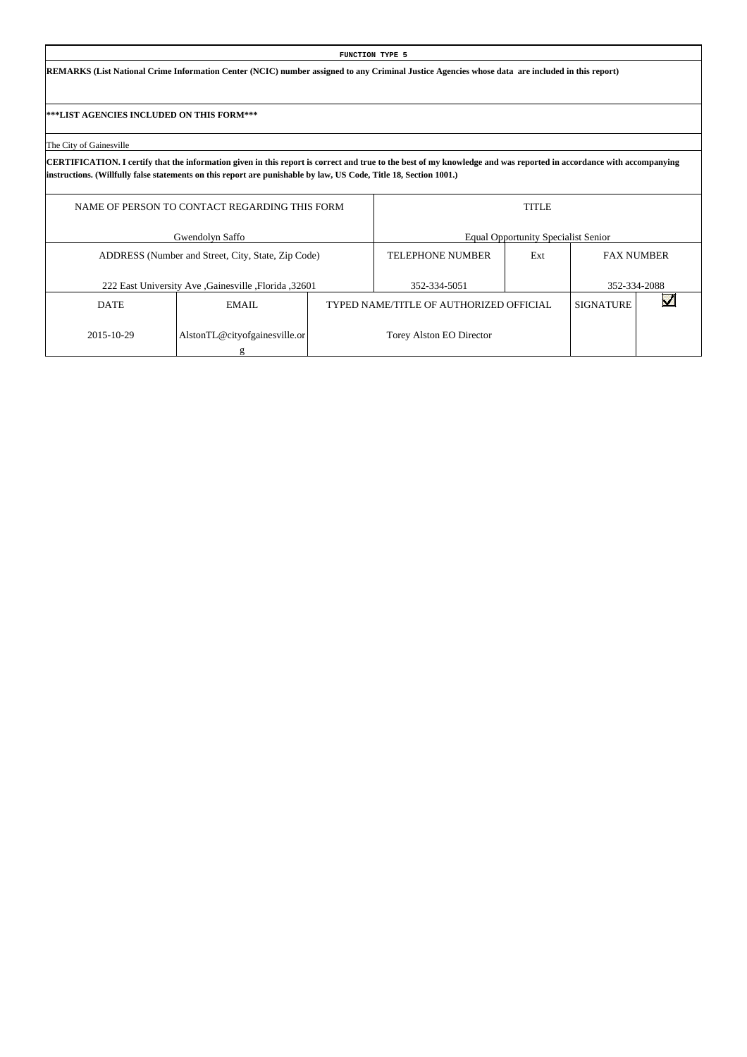**FUNCTION TYPE 5**

**REMARKS (List National Crime Information Center (NCIC) number assigned to any Criminal Justice Agencies whose data are included in this report)**

**\*\*\*LIST AGENCIES INCLUDED ON THIS FORM\*\*\***

The City of Gainesville

**CERTIFICATION. I certify that the information given in this report is correct and true to the best of my knowledge and was reported in accordance with accompanying instructions. (Willfully false statements on this report are punishable by law, US Code, Title 18, Section 1001.)**

| NAME OF PERSON TO CONTACT REGARDING THIS FORM | | | TITLE | | | |
|---|---|---|---|---|---|---|
| Gwendolyn Saffo | | | Equal Opportunity Specialist Senior | | | |
| ADDRESS (Number and Street, City, State, Zip Code) | | | TELEPHONE NUMBER | Ext | FAX NUMBER | |
| 222 East University Ave ,Gainesville ,Florida ,32601 | | | 352-334-5051 | | 352-334-2088 | |
| DATE | EMAIL | TYPED NAME/TITLE OF AUTHORIZED OFFICIAL | | | SIGNATURE | ☑ |
| 2015-10-29 | AlstonTL@cityofgainesville.org | Torey Alston EO Director | | | | |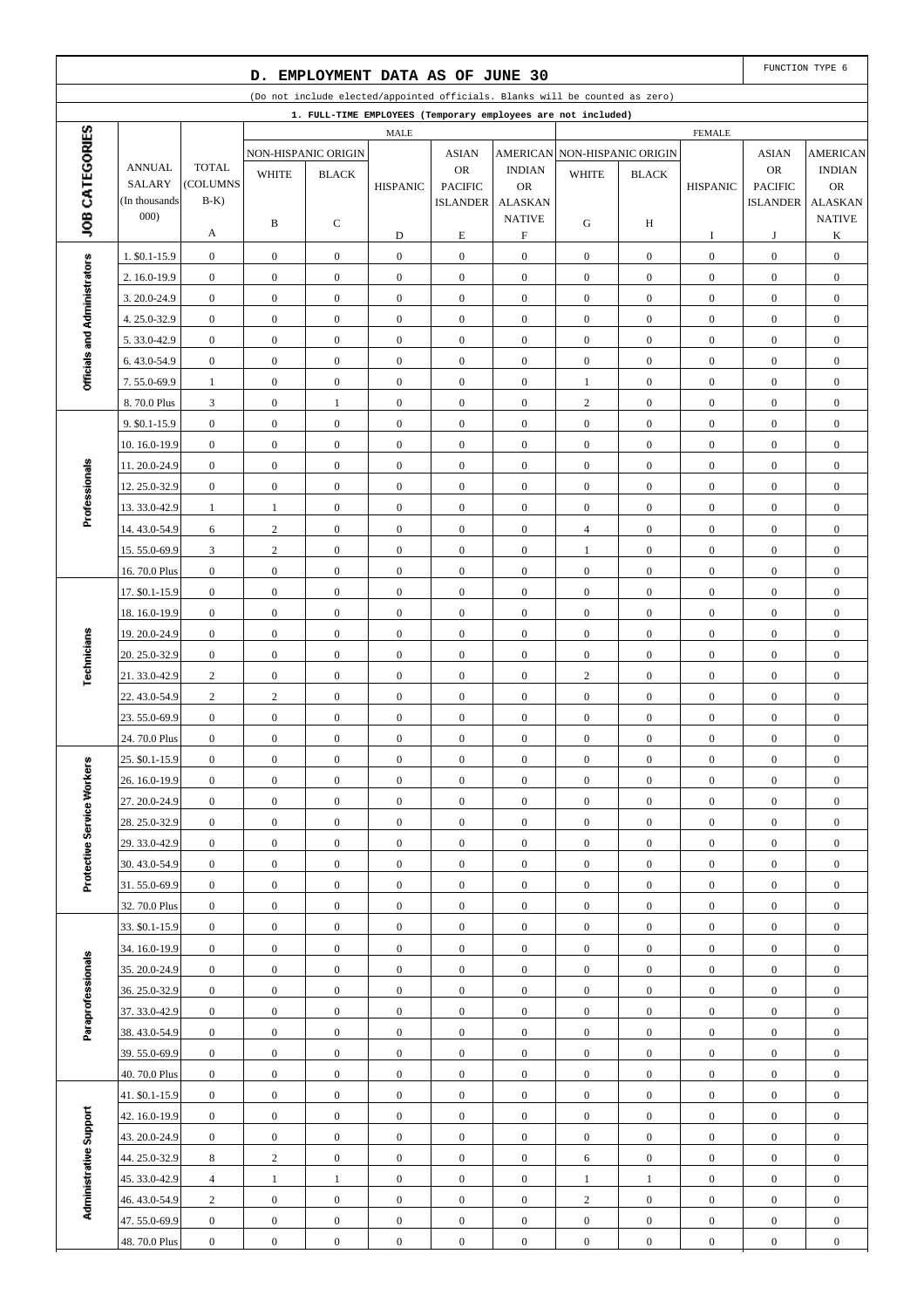## D. EMPLOYMENT DATA AS OF JUNE 30

FUNCTION TYPE 6

(Do not include elected/appointed officials. Blanks will be counted as zero)

1. FULL-TIME EMPLOYEES (Temporary employees are not included)

| JOB CATEGORIES | ANNUAL SALARY (In thousands 000) | TOTAL (COLUMNS B-K) | MALE | | | | | FEMALE | | | | |
|---|---|---|---|---|---|---|---|---|---|---|---|---|
| | | | NON-HISPANIC ORIGIN | | HISPANIC | ASIAN OR PACIFIC ISLANDER | AMERICAN INDIAN OR ALASKAN NATIVE | NON-HISPANIC ORIGIN | | HISPANIC | ASIAN OR PACIFIC ISLANDER | AMERICAN INDIAN OR ALASKAN NATIVE |
| | | | WHITE | BLACK | | | | WHITE | BLACK | | | |
| | | A | B | C | D | E | F | G | H | I | J | K |
| Officials and Administrators | 1. $0.1-15.9 | 0 | 0 | 0 | 0 | 0 | 0 | 0 | 0 | 0 | 0 | 0 |
| | 2. 16.0-19.9 | 0 | 0 | 0 | 0 | 0 | 0 | 0 | 0 | 0 | 0 | 0 |
| | 3. 20.0-24.9 | 0 | 0 | 0 | 0 | 0 | 0 | 0 | 0 | 0 | 0 | 0 |
| | 4. 25.0-32.9 | 0 | 0 | 0 | 0 | 0 | 0 | 0 | 0 | 0 | 0 | 0 |
| | 5. 33.0-42.9 | 0 | 0 | 0 | 0 | 0 | 0 | 0 | 0 | 0 | 0 | 0 |
| | 6. 43.0-54.9 | 0 | 0 | 0 | 0 | 0 | 0 | 0 | 0 | 0 | 0 | 0 |
| | 7. 55.0-69.9 | 1 | 0 | 0 | 0 | 0 | 0 | 1 | 0 | 0 | 0 | 0 |
| | 8. 70.0 Plus | 3 | 0 | 1 | 0 | 0 | 0 | 2 | 0 | 0 | 0 | 0 |
| Professionals | 9. $0.1-15.9 | 0 | 0 | 0 | 0 | 0 | 0 | 0 | 0 | 0 | 0 | 0 |
| | 10. 16.0-19.9 | 0 | 0 | 0 | 0 | 0 | 0 | 0 | 0 | 0 | 0 | 0 |
| | 11. 20.0-24.9 | 0 | 0 | 0 | 0 | 0 | 0 | 0 | 0 | 0 | 0 | 0 |
| | 12. 25.0-32.9 | 0 | 0 | 0 | 0 | 0 | 0 | 0 | 0 | 0 | 0 | 0 |
| | 13. 33.0-42.9 | 1 | 1 | 0 | 0 | 0 | 0 | 0 | 0 | 0 | 0 | 0 |
| | 14. 43.0-54.9 | 6 | 2 | 0 | 0 | 0 | 0 | 4 | 0 | 0 | 0 | 0 |
| | 15. 55.0-69.9 | 3 | 2 | 0 | 0 | 0 | 0 | 1 | 0 | 0 | 0 | 0 |
| | 16. 70.0 Plus | 0 | 0 | 0 | 0 | 0 | 0 | 0 | 0 | 0 | 0 | 0 |
| Technicians | 17. $0.1-15.9 | 0 | 0 | 0 | 0 | 0 | 0 | 0 | 0 | 0 | 0 | 0 |
| | 18. 16.0-19.9 | 0 | 0 | 0 | 0 | 0 | 0 | 0 | 0 | 0 | 0 | 0 |
| | 19. 20.0-24.9 | 0 | 0 | 0 | 0 | 0 | 0 | 0 | 0 | 0 | 0 | 0 |
| | 20. 25.0-32.9 | 0 | 0 | 0 | 0 | 0 | 0 | 0 | 0 | 0 | 0 | 0 |
| | 21. 33.0-42.9 | 2 | 0 | 0 | 0 | 0 | 0 | 2 | 0 | 0 | 0 | 0 |
| | 22. 43.0-54.9 | 2 | 2 | 0 | 0 | 0 | 0 | 0 | 0 | 0 | 0 | 0 |
| | 23. 55.0-69.9 | 0 | 0 | 0 | 0 | 0 | 0 | 0 | 0 | 0 | 0 | 0 |
| | 24. 70.0 Plus | 0 | 0 | 0 | 0 | 0 | 0 | 0 | 0 | 0 | 0 | 0 |
| Protective Service Workers | 25. $0.1-15.9 | 0 | 0 | 0 | 0 | 0 | 0 | 0 | 0 | 0 | 0 | 0 |
| | 26. 16.0-19.9 | 0 | 0 | 0 | 0 | 0 | 0 | 0 | 0 | 0 | 0 | 0 |
| | 27. 20.0-24.9 | 0 | 0 | 0 | 0 | 0 | 0 | 0 | 0 | 0 | 0 | 0 |
| | 28. 25.0-32.9 | 0 | 0 | 0 | 0 | 0 | 0 | 0 | 0 | 0 | 0 | 0 |
| | 29. 33.0-42.9 | 0 | 0 | 0 | 0 | 0 | 0 | 0 | 0 | 0 | 0 | 0 |
| | 30. 43.0-54.9 | 0 | 0 | 0 | 0 | 0 | 0 | 0 | 0 | 0 | 0 | 0 |
| | 31. 55.0-69.9 | 0 | 0 | 0 | 0 | 0 | 0 | 0 | 0 | 0 | 0 | 0 |
| | 32. 70.0 Plus | 0 | 0 | 0 | 0 | 0 | 0 | 0 | 0 | 0 | 0 | 0 |
| Paraprofessionals | 33. $0.1-15.9 | 0 | 0 | 0 | 0 | 0 | 0 | 0 | 0 | 0 | 0 | 0 |
| | 34. 16.0-19.9 | 0 | 0 | 0 | 0 | 0 | 0 | 0 | 0 | 0 | 0 | 0 |
| | 35. 20.0-24.9 | 0 | 0 | 0 | 0 | 0 | 0 | 0 | 0 | 0 | 0 | 0 |
| | 36. 25.0-32.9 | 0 | 0 | 0 | 0 | 0 | 0 | 0 | 0 | 0 | 0 | 0 |
| | 37. 33.0-42.9 | 0 | 0 | 0 | 0 | 0 | 0 | 0 | 0 | 0 | 0 | 0 |
| | 38. 43.0-54.9 | 0 | 0 | 0 | 0 | 0 | 0 | 0 | 0 | 0 | 0 | 0 |
| | 39. 55.0-69.9 | 0 | 0 | 0 | 0 | 0 | 0 | 0 | 0 | 0 | 0 | 0 |
| | 40. 70.0 Plus | 0 | 0 | 0 | 0 | 0 | 0 | 0 | 0 | 0 | 0 | 0 |
| Administrative Support | 41. $0.1-15.9 | 0 | 0 | 0 | 0 | 0 | 0 | 0 | 0 | 0 | 0 | 0 |
| | 42. 16.0-19.9 | 0 | 0 | 0 | 0 | 0 | 0 | 0 | 0 | 0 | 0 | 0 |
| | 43. 20.0-24.9 | 0 | 0 | 0 | 0 | 0 | 0 | 0 | 0 | 0 | 0 | 0 |
| | 44. 25.0-32.9 | 8 | 2 | 0 | 0 | 0 | 0 | 6 | 0 | 0 | 0 | 0 |
| | 45. 33.0-42.9 | 4 | 1 | 1 | 0 | 0 | 0 | 1 | 1 | 0 | 0 | 0 |
| | 46. 43.0-54.9 | 2 | 0 | 0 | 0 | 0 | 0 | 2 | 0 | 0 | 0 | 0 |
| | 47. 55.0-69.9 | 0 | 0 | 0 | 0 | 0 | 0 | 0 | 0 | 0 | 0 | 0 |
| | 48. 70.0 Plus | 0 | 0 | 0 | 0 | 0 | 0 | 0 | 0 | 0 | 0 | 0 |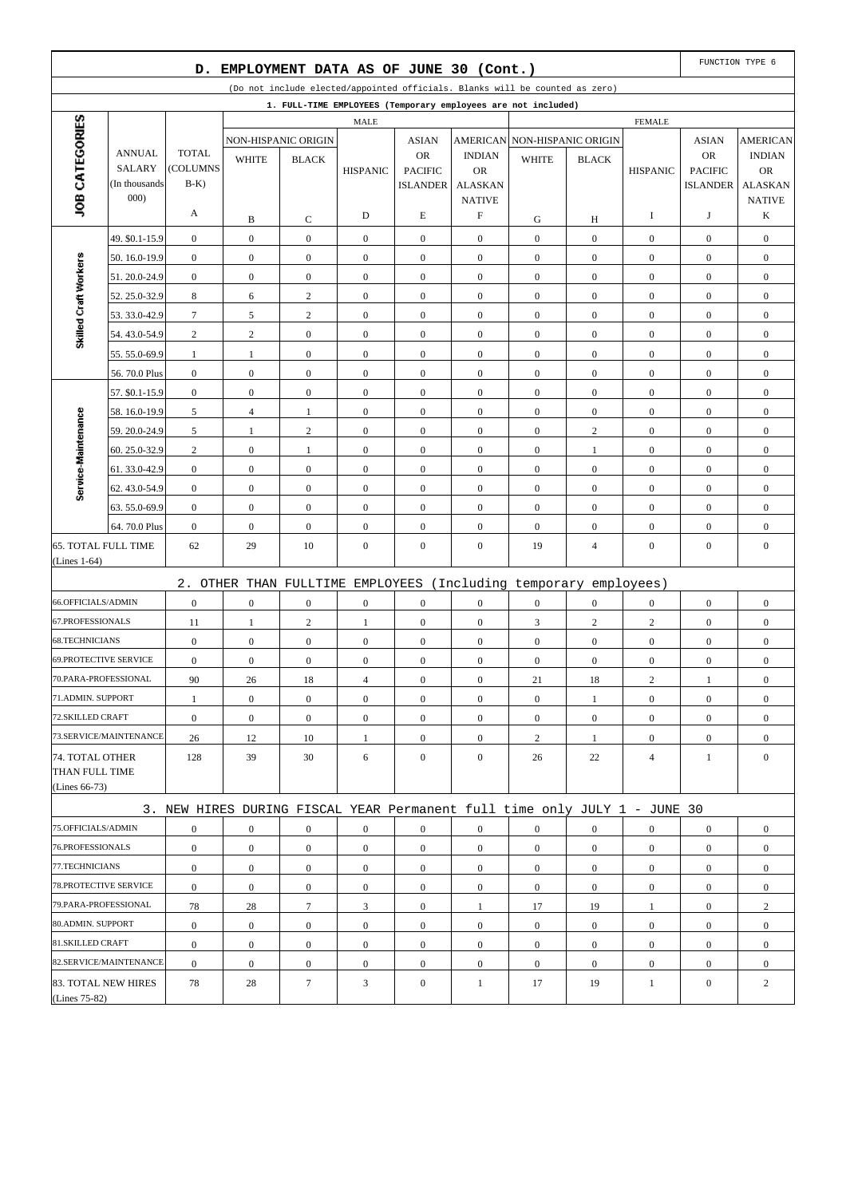## D. EMPLOYMENT DATA AS OF JUNE 30 (Cont.)

FUNCTION TYPE 6

(Do not include elected/appointed officials. Blanks will be counted as zero)

### 1. FULL-TIME EMPLOYEES (Temporary employees are not included)

| JOB CATEGORIES | ANNUAL SALARY (In thousands 000) | TOTAL (COLUMNS B-K) | MALE | | | | | FEMALE | | | | |
|---|---|---|---|---|---|---|---|---|---|---|---|---|
| | | | NON-HISPANIC ORIGIN | | HISPANIC | ASIAN OR PACIFIC ISLANDER | AMERICAN INDIAN OR ALASKAN NATIVE | NON-HISPANIC ORIGIN | | HISPANIC | ASIAN OR PACIFIC ISLANDER | AMERICAN INDIAN OR ALASKAN NATIVE |
| | | | WHITE | BLACK | | | | WHITE | BLACK | | | |
| | | A | B | C | D | E | F | G | H | I | J | K |
| Skilled Craft Workers | 49. $0.1-15.9 | 0 | 0 | 0 | 0 | 0 | 0 | 0 | 0 | 0 | 0 | 0 |
| | 50. 16.0-19.9 | 0 | 0 | 0 | 0 | 0 | 0 | 0 | 0 | 0 | 0 | 0 |
| | 51. 20.0-24.9 | 0 | 0 | 0 | 0 | 0 | 0 | 0 | 0 | 0 | 0 | 0 |
| | 52. 25.0-32.9 | 8 | 6 | 2 | 0 | 0 | 0 | 0 | 0 | 0 | 0 | 0 |
| | 53. 33.0-42.9 | 7 | 5 | 2 | 0 | 0 | 0 | 0 | 0 | 0 | 0 | 0 |
| | 54. 43.0-54.9 | 2 | 2 | 0 | 0 | 0 | 0 | 0 | 0 | 0 | 0 | 0 |
| | 55. 55.0-69.9 | 1 | 1 | 0 | 0 | 0 | 0 | 0 | 0 | 0 | 0 | 0 |
| | 56. 70.0 Plus | 0 | 0 | 0 | 0 | 0 | 0 | 0 | 0 | 0 | 0 | 0 |
| Service-Maintenance | 57. $0.1-15.9 | 0 | 0 | 0 | 0 | 0 | 0 | 0 | 0 | 0 | 0 | 0 |
| | 58. 16.0-19.9 | 5 | 4 | 1 | 0 | 0 | 0 | 0 | 0 | 0 | 0 | 0 |
| | 59. 20.0-24.9 | 5 | 1 | 2 | 0 | 0 | 0 | 0 | 2 | 0 | 0 | 0 |
| | 60. 25.0-32.9 | 2 | 0 | 1 | 0 | 0 | 0 | 0 | 1 | 0 | 0 | 0 |
| | 61. 33.0-42.9 | 0 | 0 | 0 | 0 | 0 | 0 | 0 | 0 | 0 | 0 | 0 |
| | 62. 43.0-54.9 | 0 | 0 | 0 | 0 | 0 | 0 | 0 | 0 | 0 | 0 | 0 |
| | 63. 55.0-69.9 | 0 | 0 | 0 | 0 | 0 | 0 | 0 | 0 | 0 | 0 | 0 |
| | 64. 70.0 Plus | 0 | 0 | 0 | 0 | 0 | 0 | 0 | 0 | 0 | 0 | 0 |
| 65. TOTAL FULL TIME (Lines 1-64) | | 62 | 29 | 10 | 0 | 0 | 0 | 19 | 4 | 0 | 0 | 0 |

### 2. OTHER THAN FULLTIME EMPLOYEES (Including temporary employees)

| | A | B | C | D | E | F | G | H | I | J | K |
|---|---|---|---|---|---|---|---|---|---|---|---|
| 66.OFFICIALS/ADMIN | 0 | 0 | 0 | 0 | 0 | 0 | 0 | 0 | 0 | 0 | 0 |
| 67.PROFESSIONALS | 11 | 1 | 2 | 1 | 0 | 0 | 3 | 2 | 2 | 0 | 0 |
| 68.TECHNICIANS | 0 | 0 | 0 | 0 | 0 | 0 | 0 | 0 | 0 | 0 | 0 |
| 69.PROTECTIVE SERVICE | 0 | 0 | 0 | 0 | 0 | 0 | 0 | 0 | 0 | 0 | 0 |
| 70.PARA-PROFESSIONAL | 90 | 26 | 18 | 4 | 0 | 0 | 21 | 18 | 2 | 1 | 0 |
| 71.ADMIN. SUPPORT | 1 | 0 | 0 | 0 | 0 | 0 | 0 | 1 | 0 | 0 | 0 |
| 72.SKILLED CRAFT | 0 | 0 | 0 | 0 | 0 | 0 | 0 | 0 | 0 | 0 | 0 |
| 73.SERVICE/MAINTENANCE | 26 | 12 | 10 | 1 | 0 | 0 | 2 | 1 | 0 | 0 | 0 |
| 74. TOTAL OTHER THAN FULL TIME (Lines 66-73) | 128 | 39 | 30 | 6 | 0 | 0 | 26 | 22 | 4 | 1 | 0 |

### 3. NEW HIRES DURING FISCAL YEAR Permanent full time only JULY 1 - JUNE 30

| | A | B | C | D | E | F | G | H | I | J | K |
|---|---|---|---|---|---|---|---|---|---|---|---|
| 75.OFFICIALS/ADMIN | 0 | 0 | 0 | 0 | 0 | 0 | 0 | 0 | 0 | 0 | 0 |
| 76.PROFESSIONALS | 0 | 0 | 0 | 0 | 0 | 0 | 0 | 0 | 0 | 0 | 0 |
| 77.TECHNICIANS | 0 | 0 | 0 | 0 | 0 | 0 | 0 | 0 | 0 | 0 | 0 |
| 78.PROTECTIVE SERVICE | 0 | 0 | 0 | 0 | 0 | 0 | 0 | 0 | 0 | 0 | 0 |
| 79.PARA-PROFESSIONAL | 78 | 28 | 7 | 3 | 0 | 1 | 17 | 19 | 1 | 0 | 2 |
| 80.ADMIN. SUPPORT | 0 | 0 | 0 | 0 | 0 | 0 | 0 | 0 | 0 | 0 | 0 |
| 81.SKILLED CRAFT | 0 | 0 | 0 | 0 | 0 | 0 | 0 | 0 | 0 | 0 | 0 |
| 82.SERVICE/MAINTENANCE | 0 | 0 | 0 | 0 | 0 | 0 | 0 | 0 | 0 | 0 | 0 |
| 83. TOTAL NEW HIRES (Lines 75-82) | 78 | 28 | 7 | 3 | 0 | 1 | 17 | 19 | 1 | 0 | 2 |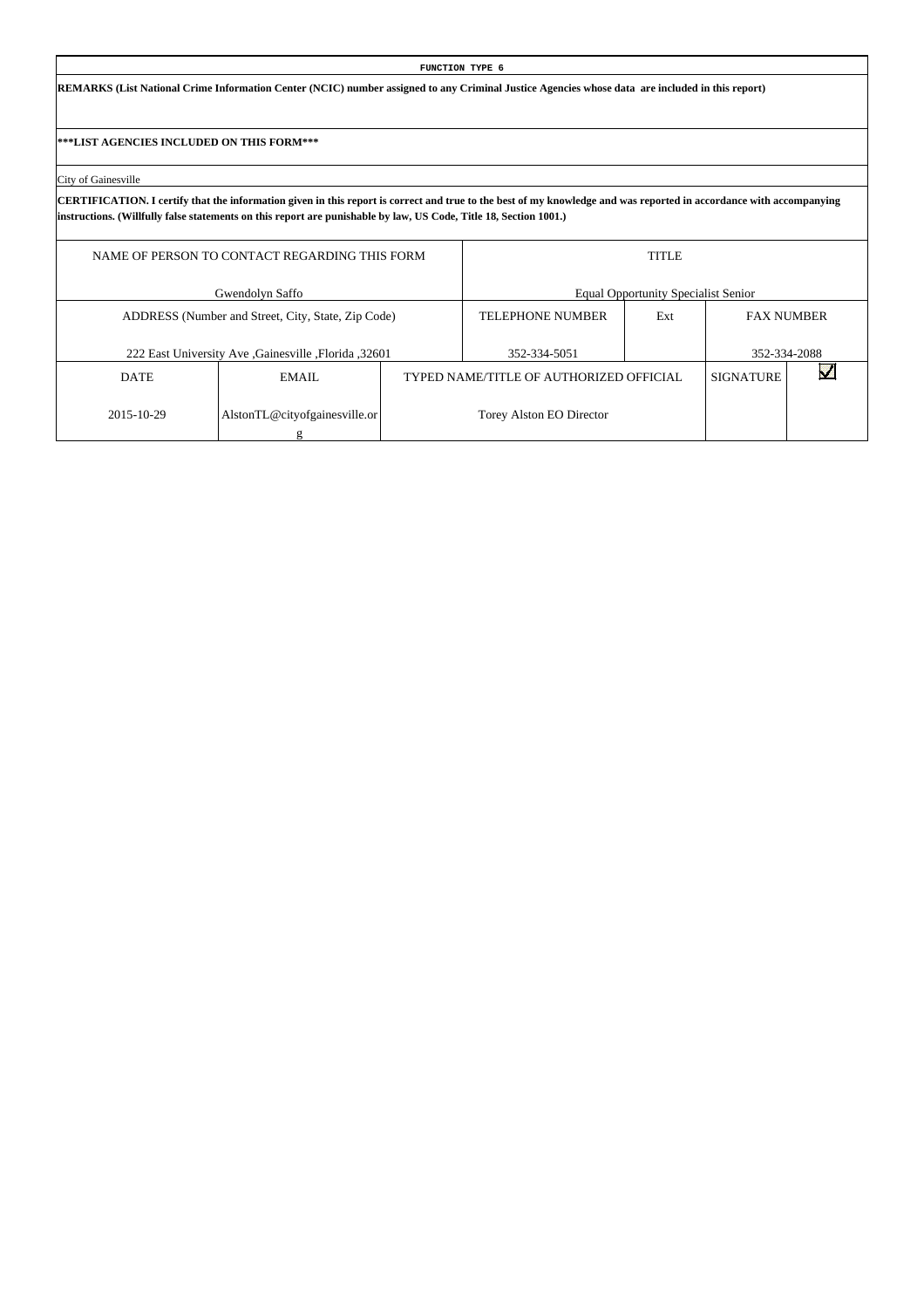**FUNCTION TYPE 6**

**REMARKS (List National Crime Information Center (NCIC) number assigned to any Criminal Justice Agencies whose data are included in this report)**

**\*\*\*LIST AGENCIES INCLUDED ON THIS FORM\*\*\***

City of Gainesville

**CERTIFICATION. I certify that the information given in this report is correct and true to the best of my knowledge and was reported in accordance with accompanying instructions. (Willfully false statements on this report are punishable by law, US Code, Title 18, Section 1001.)**

| NAME OF PERSON TO CONTACT REGARDING THIS FORM | | TITLE | | | |
|---|---|---|---|---|---|
| Gwendolyn Saffo | | Equal Opportunity Specialist Senior | | | |
| ADDRESS (Number and Street, City, State, Zip Code) | | TELEPHONE NUMBER | Ext | FAX NUMBER | |
| 222 East University Ave ,Gainesville ,Florida ,32601 | | 352-334-5051 | | 352-334-2088 | |
| DATE | EMAIL | TYPED NAME/TITLE OF AUTHORIZED OFFICIAL | | SIGNATURE | ☑ |
| 2015-10-29 | AlstonTL@cityofgainesville.org | Torey Alston EO Director | | | |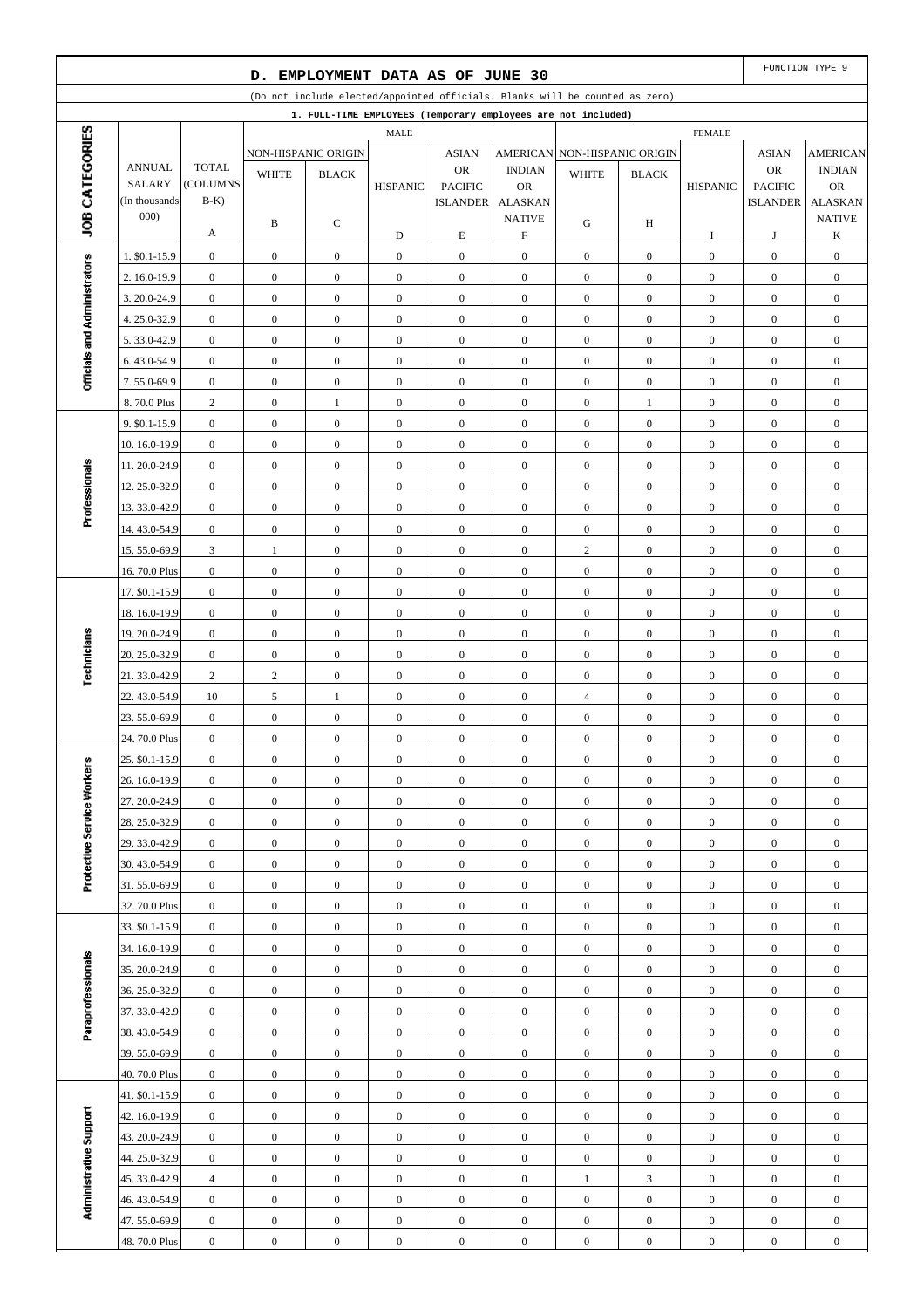## D. EMPLOYMENT DATA AS OF JUNE 30

FUNCTION TYPE 9

(Do not include elected/appointed officials. Blanks will be counted as zero)

1. FULL-TIME EMPLOYEES (Temporary employees are not included)

| JOB CATEGORIES | ANNUAL SALARY (In thousands 000) | TOTAL (COLUMNS B-K) | MALE | | | | | FEMALE | | | | |
|---|---|---|---|---|---|---|---|---|---|---|---|---|
| | | | NON-HISPANIC ORIGIN | | HISPANIC | ASIAN OR PACIFIC ISLANDER | AMERICAN INDIAN OR ALASKAN NATIVE | NON-HISPANIC ORIGIN | | HISPANIC | ASIAN OR PACIFIC ISLANDER | AMERICAN INDIAN OR ALASKAN NATIVE |
| | | | WHITE | BLACK | | | | WHITE | BLACK | | | |
| | | A | B | C | D | E | F | G | H | I | J | K |
| Officials and Administrators | 1. $0.1-15.9 | 0 | 0 | 0 | 0 | 0 | 0 | 0 | 0 | 0 | 0 | 0 |
| | 2. 16.0-19.9 | 0 | 0 | 0 | 0 | 0 | 0 | 0 | 0 | 0 | 0 | 0 |
| | 3. 20.0-24.9 | 0 | 0 | 0 | 0 | 0 | 0 | 0 | 0 | 0 | 0 | 0 |
| | 4. 25.0-32.9 | 0 | 0 | 0 | 0 | 0 | 0 | 0 | 0 | 0 | 0 | 0 |
| | 5. 33.0-42.9 | 0 | 0 | 0 | 0 | 0 | 0 | 0 | 0 | 0 | 0 | 0 |
| | 6. 43.0-54.9 | 0 | 0 | 0 | 0 | 0 | 0 | 0 | 0 | 0 | 0 | 0 |
| | 7. 55.0-69.9 | 0 | 0 | 0 | 0 | 0 | 0 | 0 | 0 | 0 | 0 | 0 |
| | 8. 70.0 Plus | 2 | 0 | 1 | 0 | 0 | 0 | 0 | 1 | 0 | 0 | 0 |
| Professionals | 9. $0.1-15.9 | 0 | 0 | 0 | 0 | 0 | 0 | 0 | 0 | 0 | 0 | 0 |
| | 10. 16.0-19.9 | 0 | 0 | 0 | 0 | 0 | 0 | 0 | 0 | 0 | 0 | 0 |
| | 11. 20.0-24.9 | 0 | 0 | 0 | 0 | 0 | 0 | 0 | 0 | 0 | 0 | 0 |
| | 12. 25.0-32.9 | 0 | 0 | 0 | 0 | 0 | 0 | 0 | 0 | 0 | 0 | 0 |
| | 13. 33.0-42.9 | 0 | 0 | 0 | 0 | 0 | 0 | 0 | 0 | 0 | 0 | 0 |
| | 14. 43.0-54.9 | 0 | 0 | 0 | 0 | 0 | 0 | 0 | 0 | 0 | 0 | 0 |
| | 15. 55.0-69.9 | 3 | 1 | 0 | 0 | 0 | 0 | 2 | 0 | 0 | 0 | 0 |
| | 16. 70.0 Plus | 0 | 0 | 0 | 0 | 0 | 0 | 0 | 0 | 0 | 0 | 0 |
| Technicians | 17. $0.1-15.9 | 0 | 0 | 0 | 0 | 0 | 0 | 0 | 0 | 0 | 0 | 0 |
| | 18. 16.0-19.9 | 0 | 0 | 0 | 0 | 0 | 0 | 0 | 0 | 0 | 0 | 0 |
| | 19. 20.0-24.9 | 0 | 0 | 0 | 0 | 0 | 0 | 0 | 0 | 0 | 0 | 0 |
| | 20. 25.0-32.9 | 0 | 0 | 0 | 0 | 0 | 0 | 0 | 0 | 0 | 0 | 0 |
| | 21. 33.0-42.9 | 2 | 2 | 0 | 0 | 0 | 0 | 0 | 0 | 0 | 0 | 0 |
| | 22. 43.0-54.9 | 10 | 5 | 1 | 0 | 0 | 0 | 4 | 0 | 0 | 0 | 0 |
| | 23. 55.0-69.9 | 0 | 0 | 0 | 0 | 0 | 0 | 0 | 0 | 0 | 0 | 0 |
| | 24. 70.0 Plus | 0 | 0 | 0 | 0 | 0 | 0 | 0 | 0 | 0 | 0 | 0 |
| Protective Service Workers | 25. $0.1-15.9 | 0 | 0 | 0 | 0 | 0 | 0 | 0 | 0 | 0 | 0 | 0 |
| | 26. 16.0-19.9 | 0 | 0 | 0 | 0 | 0 | 0 | 0 | 0 | 0 | 0 | 0 |
| | 27. 20.0-24.9 | 0 | 0 | 0 | 0 | 0 | 0 | 0 | 0 | 0 | 0 | 0 |
| | 28. 25.0-32.9 | 0 | 0 | 0 | 0 | 0 | 0 | 0 | 0 | 0 | 0 | 0 |
| | 29. 33.0-42.9 | 0 | 0 | 0 | 0 | 0 | 0 | 0 | 0 | 0 | 0 | 0 |
| | 30. 43.0-54.9 | 0 | 0 | 0 | 0 | 0 | 0 | 0 | 0 | 0 | 0 | 0 |
| | 31. 55.0-69.9 | 0 | 0 | 0 | 0 | 0 | 0 | 0 | 0 | 0 | 0 | 0 |
| | 32. 70.0 Plus | 0 | 0 | 0 | 0 | 0 | 0 | 0 | 0 | 0 | 0 | 0 |
| Paraprofessionals | 33. $0.1-15.9 | 0 | 0 | 0 | 0 | 0 | 0 | 0 | 0 | 0 | 0 | 0 |
| | 34. 16.0-19.9 | 0 | 0 | 0 | 0 | 0 | 0 | 0 | 0 | 0 | 0 | 0 |
| | 35. 20.0-24.9 | 0 | 0 | 0 | 0 | 0 | 0 | 0 | 0 | 0 | 0 | 0 |
| | 36. 25.0-32.9 | 0 | 0 | 0 | 0 | 0 | 0 | 0 | 0 | 0 | 0 | 0 |
| | 37. 33.0-42.9 | 0 | 0 | 0 | 0 | 0 | 0 | 0 | 0 | 0 | 0 | 0 |
| | 38. 43.0-54.9 | 0 | 0 | 0 | 0 | 0 | 0 | 0 | 0 | 0 | 0 | 0 |
| | 39. 55.0-69.9 | 0 | 0 | 0 | 0 | 0 | 0 | 0 | 0 | 0 | 0 | 0 |
| | 40. 70.0 Plus | 0 | 0 | 0 | 0 | 0 | 0 | 0 | 0 | 0 | 0 | 0 |
| Administrative Support | 41. $0.1-15.9 | 0 | 0 | 0 | 0 | 0 | 0 | 0 | 0 | 0 | 0 | 0 |
| | 42. 16.0-19.9 | 0 | 0 | 0 | 0 | 0 | 0 | 0 | 0 | 0 | 0 | 0 |
| | 43. 20.0-24.9 | 0 | 0 | 0 | 0 | 0 | 0 | 0 | 0 | 0 | 0 | 0 |
| | 44. 25.0-32.9 | 0 | 0 | 0 | 0 | 0 | 0 | 0 | 0 | 0 | 0 | 0 |
| | 45. 33.0-42.9 | 4 | 0 | 0 | 0 | 0 | 0 | 1 | 3 | 0 | 0 | 0 |
| | 46. 43.0-54.9 | 0 | 0 | 0 | 0 | 0 | 0 | 0 | 0 | 0 | 0 | 0 |
| | 47. 55.0-69.9 | 0 | 0 | 0 | 0 | 0 | 0 | 0 | 0 | 0 | 0 | 0 |
| | 48. 70.0 Plus | 0 | 0 | 0 | 0 | 0 | 0 | 0 | 0 | 0 | 0 | 0 |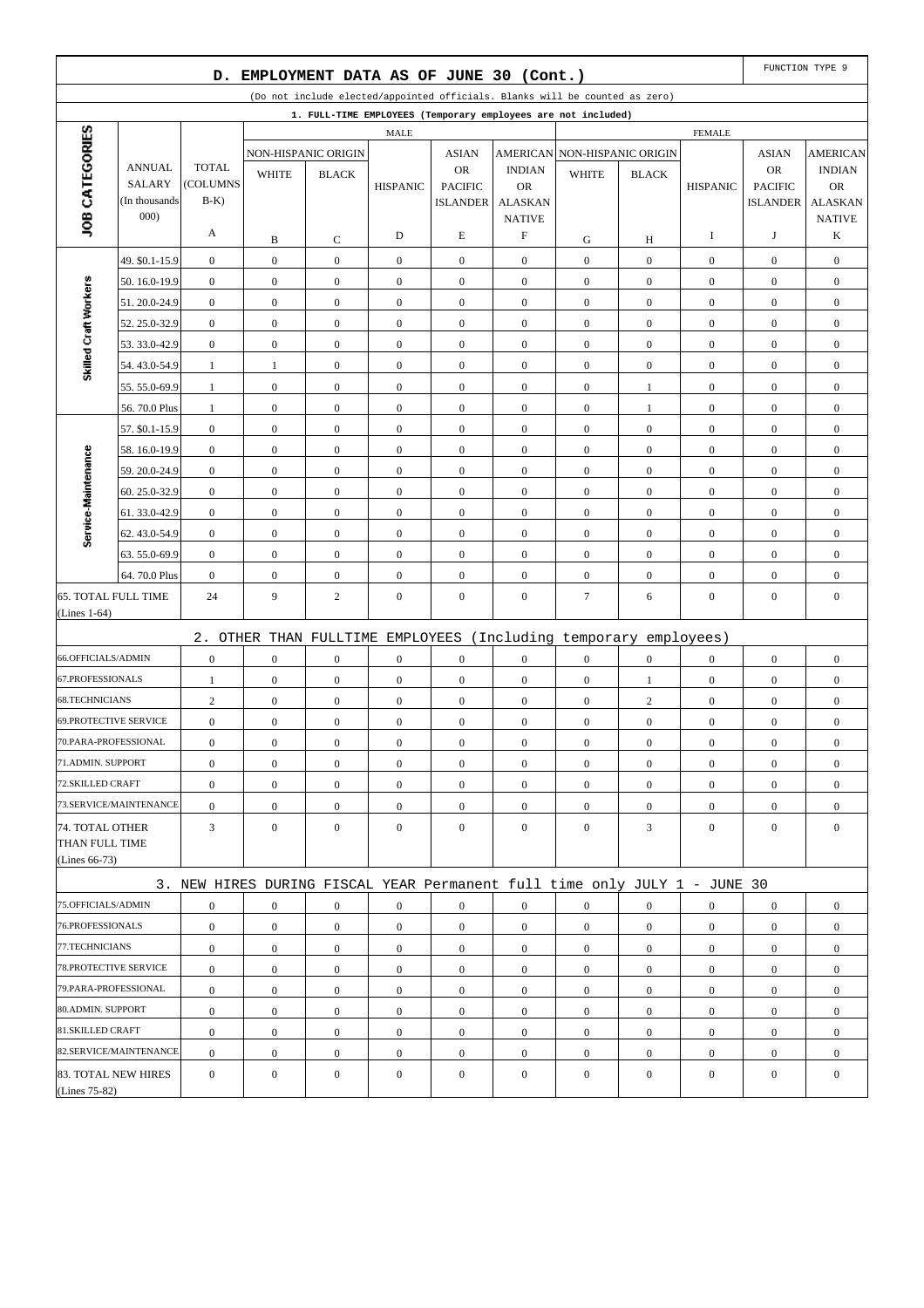# D. EMPLOYMENT DATA AS OF JUNE 30 (Cont.)

FUNCTION TYPE 9

(Do not include elected/appointed officials. Blanks will be counted as zero)

**1. FULL-TIME EMPLOYEES (Temporary employees are not included)**

| JOB CATEGORIES | ANNUAL SALARY (In thousands 000) | TOTAL (COLUMNS B-K) | MALE NON-HISPANIC ORIGIN WHITE | MALE NON-HISPANIC ORIGIN BLACK | MALE HISPANIC | MALE ASIAN OR PACIFIC ISLANDER | MALE AMERICAN INDIAN OR ALASKAN NATIVE | FEMALE NON-HISPANIC ORIGIN WHITE | FEMALE NON-HISPANIC ORIGIN BLACK | FEMALE HISPANIC | FEMALE ASIAN OR PACIFIC ISLANDER | FEMALE AMERICAN INDIAN OR ALASKAN NATIVE |
|---|---|---|---|---|---|---|---|---|---|---|---|---|
| | | A | B | C | D | E | F | G | H | I | J | K |
| Skilled Craft Workers | 49. $0.1-15.9 | 0 | 0 | 0 | 0 | 0 | 0 | 0 | 0 | 0 | 0 | 0 |
| | 50. 16.0-19.9 | 0 | 0 | 0 | 0 | 0 | 0 | 0 | 0 | 0 | 0 | 0 |
| | 51. 20.0-24.9 | 0 | 0 | 0 | 0 | 0 | 0 | 0 | 0 | 0 | 0 | 0 |
| | 52. 25.0-32.9 | 0 | 0 | 0 | 0 | 0 | 0 | 0 | 0 | 0 | 0 | 0 |
| | 53. 33.0-42.9 | 0 | 0 | 0 | 0 | 0 | 0 | 0 | 0 | 0 | 0 | 0 |
| | 54. 43.0-54.9 | 1 | 1 | 0 | 0 | 0 | 0 | 0 | 0 | 0 | 0 | 0 |
| | 55. 55.0-69.9 | 1 | 0 | 0 | 0 | 0 | 0 | 0 | 1 | 0 | 0 | 0 |
| | 56. 70.0 Plus | 1 | 0 | 0 | 0 | 0 | 0 | 0 | 1 | 0 | 0 | 0 |
| Service-Maintenance | 57. $0.1-15.9 | 0 | 0 | 0 | 0 | 0 | 0 | 0 | 0 | 0 | 0 | 0 |
| | 58. 16.0-19.9 | 0 | 0 | 0 | 0 | 0 | 0 | 0 | 0 | 0 | 0 | 0 |
| | 59. 20.0-24.9 | 0 | 0 | 0 | 0 | 0 | 0 | 0 | 0 | 0 | 0 | 0 |
| | 60. 25.0-32.9 | 0 | 0 | 0 | 0 | 0 | 0 | 0 | 0 | 0 | 0 | 0 |
| | 61. 33.0-42.9 | 0 | 0 | 0 | 0 | 0 | 0 | 0 | 0 | 0 | 0 | 0 |
| | 62. 43.0-54.9 | 0 | 0 | 0 | 0 | 0 | 0 | 0 | 0 | 0 | 0 | 0 |
| | 63. 55.0-69.9 | 0 | 0 | 0 | 0 | 0 | 0 | 0 | 0 | 0 | 0 | 0 |
| | 64. 70.0 Plus | 0 | 0 | 0 | 0 | 0 | 0 | 0 | 0 | 0 | 0 | 0 |
| 65. TOTAL FULL TIME (Lines 1-64) | | 24 | 9 | 2 | 0 | 0 | 0 | 7 | 6 | 0 | 0 | 0 |

**2. OTHER THAN FULLTIME EMPLOYEES (Including temporary employees)**

| | A | B | C | D | E | F | G | H | I | J | K |
|---|---|---|---|---|---|---|---|---|---|---|---|
| 66.OFFICIALS/ADMIN | 0 | 0 | 0 | 0 | 0 | 0 | 0 | 0 | 0 | 0 | 0 |
| 67.PROFESSIONALS | 1 | 0 | 0 | 0 | 0 | 0 | 0 | 1 | 0 | 0 | 0 |
| 68.TECHNICIANS | 2 | 0 | 0 | 0 | 0 | 0 | 0 | 2 | 0 | 0 | 0 |
| 69.PROTECTIVE SERVICE | 0 | 0 | 0 | 0 | 0 | 0 | 0 | 0 | 0 | 0 | 0 |
| 70.PARA-PROFESSIONAL | 0 | 0 | 0 | 0 | 0 | 0 | 0 | 0 | 0 | 0 | 0 |
| 71.ADMIN. SUPPORT | 0 | 0 | 0 | 0 | 0 | 0 | 0 | 0 | 0 | 0 | 0 |
| 72.SKILLED CRAFT | 0 | 0 | 0 | 0 | 0 | 0 | 0 | 0 | 0 | 0 | 0 |
| 73.SERVICE/MAINTENANCE | 0 | 0 | 0 | 0 | 0 | 0 | 0 | 0 | 0 | 0 | 0 |
| 74. TOTAL OTHER THAN FULL TIME (Lines 66-73) | 3 | 0 | 0 | 0 | 0 | 0 | 0 | 3 | 0 | 0 | 0 |

**3. NEW HIRES DURING FISCAL YEAR Permanent full time only JULY 1 - JUNE 30**

| | A | B | C | D | E | F | G | H | I | J | K |
|---|---|---|---|---|---|---|---|---|---|---|---|
| 75.OFFICIALS/ADMIN | 0 | 0 | 0 | 0 | 0 | 0 | 0 | 0 | 0 | 0 | 0 |
| 76.PROFESSIONALS | 0 | 0 | 0 | 0 | 0 | 0 | 0 | 0 | 0 | 0 | 0 |
| 77.TECHNICIANS | 0 | 0 | 0 | 0 | 0 | 0 | 0 | 0 | 0 | 0 | 0 |
| 78.PROTECTIVE SERVICE | 0 | 0 | 0 | 0 | 0 | 0 | 0 | 0 | 0 | 0 | 0 |
| 79.PARA-PROFESSIONAL | 0 | 0 | 0 | 0 | 0 | 0 | 0 | 0 | 0 | 0 | 0 |
| 80.ADMIN. SUPPORT | 0 | 0 | 0 | 0 | 0 | 0 | 0 | 0 | 0 | 0 | 0 |
| 81.SKILLED CRAFT | 0 | 0 | 0 | 0 | 0 | 0 | 0 | 0 | 0 | 0 | 0 |
| 82.SERVICE/MAINTENANCE | 0 | 0 | 0 | 0 | 0 | 0 | 0 | 0 | 0 | 0 | 0 |
| 83. TOTAL NEW HIRES (Lines 75-82) | 0 | 0 | 0 | 0 | 0 | 0 | 0 | 0 | 0 | 0 | 0 |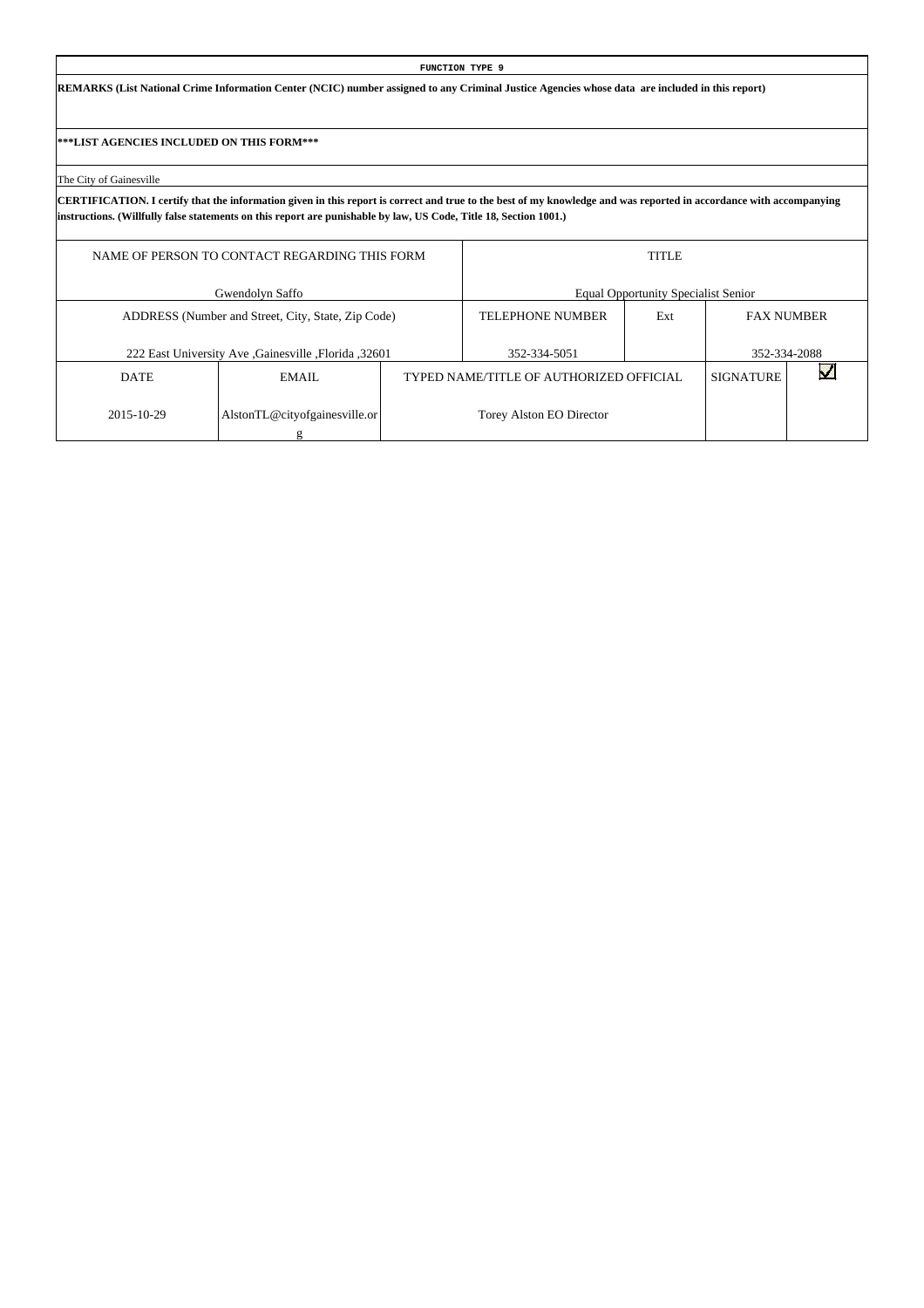**FUNCTION TYPE 9**

**REMARKS (List National Crime Information Center (NCIC) number assigned to any Criminal Justice Agencies whose data are included in this report)**

**\*\*\*LIST AGENCIES INCLUDED ON THIS FORM\*\*\***

The City of Gainesville

**CERTIFICATION. I certify that the information given in this report is correct and true to the best of my knowledge and was reported in accordance with accompanying instructions. (Willfully false statements on this report are punishable by law, US Code, Title 18, Section 1001.)**

| NAME OF PERSON TO CONTACT REGARDING THIS FORM | | | TITLE | | | |
|---|---|---|---|---|---|---|
| Gwendolyn Saffo | | | Equal Opportunity Specialist Senior | | | |
| ADDRESS (Number and Street, City, State, Zip Code) | | | TELEPHONE NUMBER | Ext | FAX NUMBER | |
| 222 East University Ave ,Gainesville ,Florida ,32601 | | | 352-334-5051 | | 352-334-2088 | |
| DATE | EMAIL | TYPED NAME/TITLE OF AUTHORIZED OFFICIAL | | | SIGNATURE | ☑ |
| 2015-10-29 | AlstonTL@cityofgainesville.org | Torey Alston EO Director | | | | |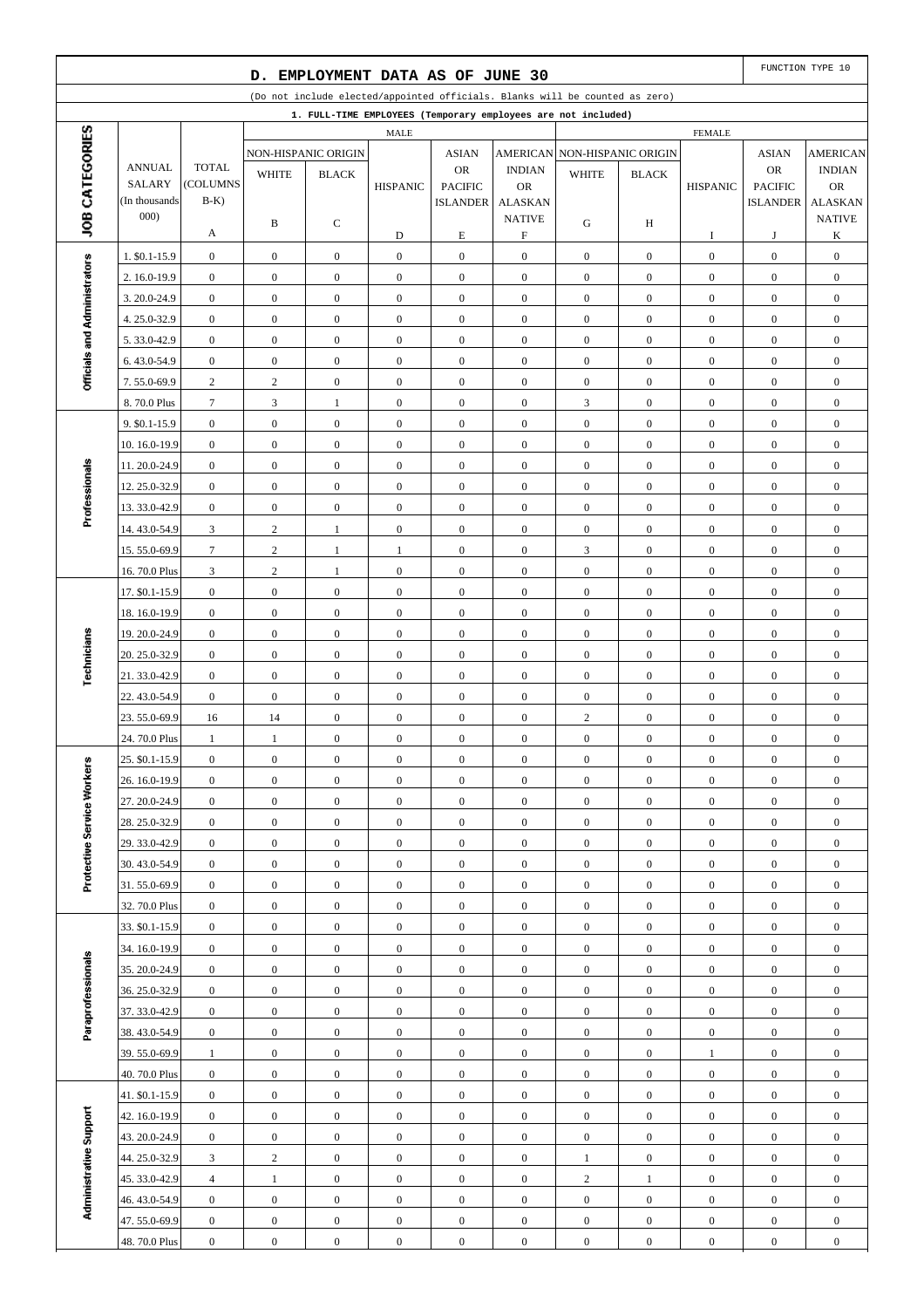## D. EMPLOYMENT DATA AS OF JUNE 30

FUNCTION TYPE 10

(Do not include elected/appointed officials. Blanks will be counted as zero)

1. FULL-TIME EMPLOYEES (Temporary employees are not included)

| JOB CATEGORIES | ANNUAL SALARY (In thousands 000) | TOTAL (COLUMNS B-K) | MALE | | | | | FEMALE | | | | |
|---|---|---|---|---|---|---|---|---|---|---|---|---|
| | | | NON-HISPANIC ORIGIN | | HISPANIC | ASIAN OR PACIFIC ISLANDER | AMERICAN INDIAN OR ALASKAN NATIVE | NON-HISPANIC ORIGIN | | HISPANIC | ASIAN OR PACIFIC ISLANDER | AMERICAN INDIAN OR ALASKAN NATIVE |
| | | | WHITE | BLACK | | | | WHITE | BLACK | | | |
| | | A | B | C | D | E | F | G | H | I | J | K |
| Officials and Administrators | 1. $0.1-15.9 | 0 | 0 | 0 | 0 | 0 | 0 | 0 | 0 | 0 | 0 | 0 |
| | 2. 16.0-19.9 | 0 | 0 | 0 | 0 | 0 | 0 | 0 | 0 | 0 | 0 | 0 |
| | 3. 20.0-24.9 | 0 | 0 | 0 | 0 | 0 | 0 | 0 | 0 | 0 | 0 | 0 |
| | 4. 25.0-32.9 | 0 | 0 | 0 | 0 | 0 | 0 | 0 | 0 | 0 | 0 | 0 |
| | 5. 33.0-42.9 | 0 | 0 | 0 | 0 | 0 | 0 | 0 | 0 | 0 | 0 | 0 |
| | 6. 43.0-54.9 | 0 | 0 | 0 | 0 | 0 | 0 | 0 | 0 | 0 | 0 | 0 |
| | 7. 55.0-69.9 | 2 | 2 | 0 | 0 | 0 | 0 | 0 | 0 | 0 | 0 | 0 |
| | 8. 70.0 Plus | 7 | 3 | 1 | 0 | 0 | 0 | 3 | 0 | 0 | 0 | 0 |
| Professionals | 9. $0.1-15.9 | 0 | 0 | 0 | 0 | 0 | 0 | 0 | 0 | 0 | 0 | 0 |
| | 10. 16.0-19.9 | 0 | 0 | 0 | 0 | 0 | 0 | 0 | 0 | 0 | 0 | 0 |
| | 11. 20.0-24.9 | 0 | 0 | 0 | 0 | 0 | 0 | 0 | 0 | 0 | 0 | 0 |
| | 12. 25.0-32.9 | 0 | 0 | 0 | 0 | 0 | 0 | 0 | 0 | 0 | 0 | 0 |
| | 13. 33.0-42.9 | 0 | 0 | 0 | 0 | 0 | 0 | 0 | 0 | 0 | 0 | 0 |
| | 14. 43.0-54.9 | 3 | 2 | 1 | 0 | 0 | 0 | 0 | 0 | 0 | 0 | 0 |
| | 15. 55.0-69.9 | 7 | 2 | 1 | 1 | 0 | 0 | 3 | 0 | 0 | 0 | 0 |
| | 16. 70.0 Plus | 3 | 2 | 1 | 0 | 0 | 0 | 0 | 0 | 0 | 0 | 0 |
| Technicians | 17. $0.1-15.9 | 0 | 0 | 0 | 0 | 0 | 0 | 0 | 0 | 0 | 0 | 0 |
| | 18. 16.0-19.9 | 0 | 0 | 0 | 0 | 0 | 0 | 0 | 0 | 0 | 0 | 0 |
| | 19. 20.0-24.9 | 0 | 0 | 0 | 0 | 0 | 0 | 0 | 0 | 0 | 0 | 0 |
| | 20. 25.0-32.9 | 0 | 0 | 0 | 0 | 0 | 0 | 0 | 0 | 0 | 0 | 0 |
| | 21. 33.0-42.9 | 0 | 0 | 0 | 0 | 0 | 0 | 0 | 0 | 0 | 0 | 0 |
| | 22. 43.0-54.9 | 0 | 0 | 0 | 0 | 0 | 0 | 0 | 0 | 0 | 0 | 0 |
| | 23. 55.0-69.9 | 16 | 14 | 0 | 0 | 0 | 0 | 2 | 0 | 0 | 0 | 0 |
| | 24. 70.0 Plus | 1 | 1 | 0 | 0 | 0 | 0 | 0 | 0 | 0 | 0 | 0 |
| Protective Service Workers | 25. $0.1-15.9 | 0 | 0 | 0 | 0 | 0 | 0 | 0 | 0 | 0 | 0 | 0 |
| | 26. 16.0-19.9 | 0 | 0 | 0 | 0 | 0 | 0 | 0 | 0 | 0 | 0 | 0 |
| | 27. 20.0-24.9 | 0 | 0 | 0 | 0 | 0 | 0 | 0 | 0 | 0 | 0 | 0 |
| | 28. 25.0-32.9 | 0 | 0 | 0 | 0 | 0 | 0 | 0 | 0 | 0 | 0 | 0 |
| | 29. 33.0-42.9 | 0 | 0 | 0 | 0 | 0 | 0 | 0 | 0 | 0 | 0 | 0 |
| | 30. 43.0-54.9 | 0 | 0 | 0 | 0 | 0 | 0 | 0 | 0 | 0 | 0 | 0 |
| | 31. 55.0-69.9 | 0 | 0 | 0 | 0 | 0 | 0 | 0 | 0 | 0 | 0 | 0 |
| | 32. 70.0 Plus | 0 | 0 | 0 | 0 | 0 | 0 | 0 | 0 | 0 | 0 | 0 |
| Paraprofessionals | 33. $0.1-15.9 | 0 | 0 | 0 | 0 | 0 | 0 | 0 | 0 | 0 | 0 | 0 |
| | 34. 16.0-19.9 | 0 | 0 | 0 | 0 | 0 | 0 | 0 | 0 | 0 | 0 | 0 |
| | 35. 20.0-24.9 | 0 | 0 | 0 | 0 | 0 | 0 | 0 | 0 | 0 | 0 | 0 |
| | 36. 25.0-32.9 | 0 | 0 | 0 | 0 | 0 | 0 | 0 | 0 | 0 | 0 | 0 |
| | 37. 33.0-42.9 | 0 | 0 | 0 | 0 | 0 | 0 | 0 | 0 | 0 | 0 | 0 |
| | 38. 43.0-54.9 | 0 | 0 | 0 | 0 | 0 | 0 | 0 | 0 | 0 | 0 | 0 |
| | 39. 55.0-69.9 | 1 | 0 | 0 | 0 | 0 | 0 | 0 | 0 | 1 | 0 | 0 |
| | 40. 70.0 Plus | 0 | 0 | 0 | 0 | 0 | 0 | 0 | 0 | 0 | 0 | 0 |
| Administrative Support | 41. $0.1-15.9 | 0 | 0 | 0 | 0 | 0 | 0 | 0 | 0 | 0 | 0 | 0 |
| | 42. 16.0-19.9 | 0 | 0 | 0 | 0 | 0 | 0 | 0 | 0 | 0 | 0 | 0 |
| | 43. 20.0-24.9 | 0 | 0 | 0 | 0 | 0 | 0 | 0 | 0 | 0 | 0 | 0 |
| | 44. 25.0-32.9 | 3 | 2 | 0 | 0 | 0 | 0 | 1 | 0 | 0 | 0 | 0 |
| | 45. 33.0-42.9 | 4 | 1 | 0 | 0 | 0 | 0 | 2 | 1 | 0 | 0 | 0 |
| | 46. 43.0-54.9 | 0 | 0 | 0 | 0 | 0 | 0 | 0 | 0 | 0 | 0 | 0 |
| | 47. 55.0-69.9 | 0 | 0 | 0 | 0 | 0 | 0 | 0 | 0 | 0 | 0 | 0 |
| | 48. 70.0 Plus | 0 | 0 | 0 | 0 | 0 | 0 | 0 | 0 | 0 | 0 | 0 |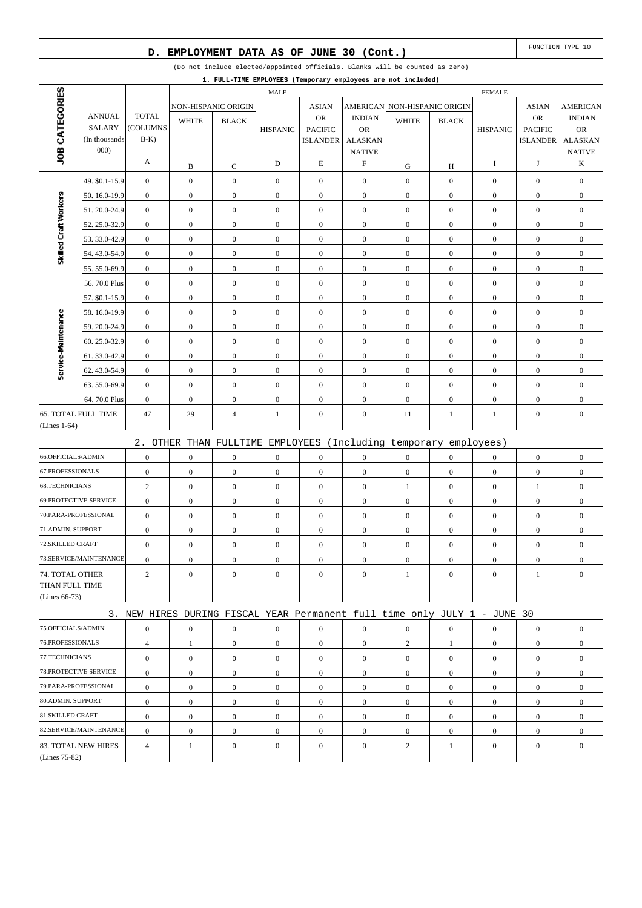## D. EMPLOYMENT DATA AS OF JUNE 30 (Cont.)

FUNCTION TYPE 10

(Do not include elected/appointed officials. Blanks will be counted as zero)

### 1. FULL-TIME EMPLOYEES (Temporary employees are not included)

| JOB CATEGORIES | ANNUAL SALARY (In thousands 000) | TOTAL (COLUMNS B-K) | MALE NON-HISPANIC ORIGIN WHITE | MALE NON-HISPANIC ORIGIN BLACK | MALE HISPANIC | MALE ASIAN OR PACIFIC ISLANDER | MALE AMERICAN INDIAN OR ALASKAN NATIVE | FEMALE NON-HISPANIC ORIGIN WHITE | FEMALE NON-HISPANIC ORIGIN BLACK | FEMALE HISPANIC | FEMALE ASIAN OR PACIFIC ISLANDER | FEMALE AMERICAN INDIAN OR ALASKAN NATIVE |
|---|---|---|---|---|---|---|---|---|---|---|---|---|
| | | A | B | C | D | E | F | G | H | I | J | K |
| Skilled Craft Workers | 49. $0.1-15.9 | 0 | 0 | 0 | 0 | 0 | 0 | 0 | 0 | 0 | 0 | 0 |
| | 50. 16.0-19.9 | 0 | 0 | 0 | 0 | 0 | 0 | 0 | 0 | 0 | 0 | 0 |
| | 51. 20.0-24.9 | 0 | 0 | 0 | 0 | 0 | 0 | 0 | 0 | 0 | 0 | 0 |
| | 52. 25.0-32.9 | 0 | 0 | 0 | 0 | 0 | 0 | 0 | 0 | 0 | 0 | 0 |
| | 53. 33.0-42.9 | 0 | 0 | 0 | 0 | 0 | 0 | 0 | 0 | 0 | 0 | 0 |
| | 54. 43.0-54.9 | 0 | 0 | 0 | 0 | 0 | 0 | 0 | 0 | 0 | 0 | 0 |
| | 55. 55.0-69.9 | 0 | 0 | 0 | 0 | 0 | 0 | 0 | 0 | 0 | 0 | 0 |
| | 56. 70.0 Plus | 0 | 0 | 0 | 0 | 0 | 0 | 0 | 0 | 0 | 0 | 0 |
| Service-Maintenance | 57. $0.1-15.9 | 0 | 0 | 0 | 0 | 0 | 0 | 0 | 0 | 0 | 0 | 0 |
| | 58. 16.0-19.9 | 0 | 0 | 0 | 0 | 0 | 0 | 0 | 0 | 0 | 0 | 0 |
| | 59. 20.0-24.9 | 0 | 0 | 0 | 0 | 0 | 0 | 0 | 0 | 0 | 0 | 0 |
| | 60. 25.0-32.9 | 0 | 0 | 0 | 0 | 0 | 0 | 0 | 0 | 0 | 0 | 0 |
| | 61. 33.0-42.9 | 0 | 0 | 0 | 0 | 0 | 0 | 0 | 0 | 0 | 0 | 0 |
| | 62. 43.0-54.9 | 0 | 0 | 0 | 0 | 0 | 0 | 0 | 0 | 0 | 0 | 0 |
| | 63. 55.0-69.9 | 0 | 0 | 0 | 0 | 0 | 0 | 0 | 0 | 0 | 0 | 0 |
| | 64. 70.0 Plus | 0 | 0 | 0 | 0 | 0 | 0 | 0 | 0 | 0 | 0 | 0 |
| 65. TOTAL FULL TIME (Lines 1-64) | | 47 | 29 | 4 | 1 | 0 | 0 | 11 | 1 | 1 | 0 | 0 |

### 2. OTHER THAN FULLTIME EMPLOYEES (Including temporary employees)

| | A | B | C | D | E | F | G | H | I | J | K |
|---|---|---|---|---|---|---|---|---|---|---|---|
| 66.OFFICIALS/ADMIN | 0 | 0 | 0 | 0 | 0 | 0 | 0 | 0 | 0 | 0 | 0 |
| 67.PROFESSIONALS | 0 | 0 | 0 | 0 | 0 | 0 | 0 | 0 | 0 | 0 | 0 |
| 68.TECHNICIANS | 2 | 0 | 0 | 0 | 0 | 0 | 1 | 0 | 0 | 1 | 0 |
| 69.PROTECTIVE SERVICE | 0 | 0 | 0 | 0 | 0 | 0 | 0 | 0 | 0 | 0 | 0 |
| 70.PARA-PROFESSIONAL | 0 | 0 | 0 | 0 | 0 | 0 | 0 | 0 | 0 | 0 | 0 |
| 71.ADMIN. SUPPORT | 0 | 0 | 0 | 0 | 0 | 0 | 0 | 0 | 0 | 0 | 0 |
| 72.SKILLED CRAFT | 0 | 0 | 0 | 0 | 0 | 0 | 0 | 0 | 0 | 0 | 0 |
| 73.SERVICE/MAINTENANCE | 0 | 0 | 0 | 0 | 0 | 0 | 0 | 0 | 0 | 0 | 0 |
| 74. TOTAL OTHER THAN FULL TIME (Lines 66-73) | 2 | 0 | 0 | 0 | 0 | 0 | 1 | 0 | 0 | 1 | 0 |

### 3. NEW HIRES DURING FISCAL YEAR Permanent full time only JULY 1 - JUNE 30

| | A | B | C | D | E | F | G | H | I | J | K |
|---|---|---|---|---|---|---|---|---|---|---|---|
| 75.OFFICIALS/ADMIN | 0 | 0 | 0 | 0 | 0 | 0 | 0 | 0 | 0 | 0 | 0 |
| 76.PROFESSIONALS | 4 | 1 | 0 | 0 | 0 | 0 | 2 | 1 | 0 | 0 | 0 |
| 77.TECHNICIANS | 0 | 0 | 0 | 0 | 0 | 0 | 0 | 0 | 0 | 0 | 0 |
| 78.PROTECTIVE SERVICE | 0 | 0 | 0 | 0 | 0 | 0 | 0 | 0 | 0 | 0 | 0 |
| 79.PARA-PROFESSIONAL | 0 | 0 | 0 | 0 | 0 | 0 | 0 | 0 | 0 | 0 | 0 |
| 80.ADMIN. SUPPORT | 0 | 0 | 0 | 0 | 0 | 0 | 0 | 0 | 0 | 0 | 0 |
| 81.SKILLED CRAFT | 0 | 0 | 0 | 0 | 0 | 0 | 0 | 0 | 0 | 0 | 0 |
| 82.SERVICE/MAINTENANCE | 0 | 0 | 0 | 0 | 0 | 0 | 0 | 0 | 0 | 0 | 0 |
| 83. TOTAL NEW HIRES (Lines 75-82) | 4 | 1 | 0 | 0 | 0 | 0 | 2 | 1 | 0 | 0 | 0 |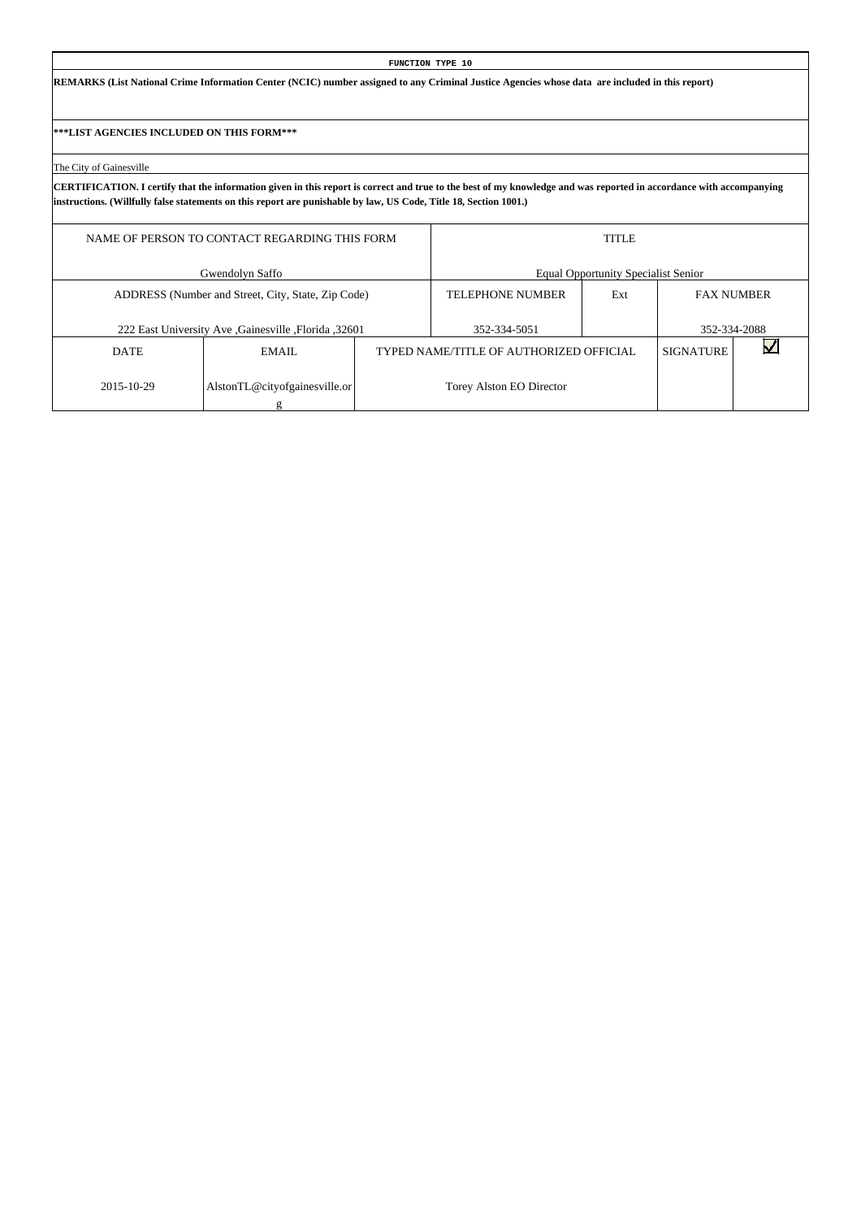**FUNCTION TYPE 10**

**REMARKS (List National Crime Information Center (NCIC) number assigned to any Criminal Justice Agencies whose data are included in this report)**

**\*\*\*LIST AGENCIES INCLUDED ON THIS FORM\*\*\***

The City of Gainesville

**CERTIFICATION. I certify that the information given in this report is correct and true to the best of my knowledge and was reported in accordance with accompanying instructions. (Willfully false statements on this report are punishable by law, US Code, Title 18, Section 1001.)**

| NAME OF PERSON TO CONTACT REGARDING THIS FORM | | | TITLE | | | |
|---|---|---|---|---|---|---|
| Gwendolyn Saffo | | | Equal Opportunity Specialist Senior | | | |
| ADDRESS (Number and Street, City, State, Zip Code) | | | TELEPHONE NUMBER | Ext | FAX NUMBER | |
| 222 East University Ave ,Gainesville ,Florida ,32601 | | | 352-334-5051 | | 352-334-2088 | |
| DATE | EMAIL | TYPED NAME/TITLE OF AUTHORIZED OFFICIAL | | | SIGNATURE | ☑ |
| 2015-10-29 | AlstonTL@cityofgainesville.org | Torey Alston EO Director | | | | |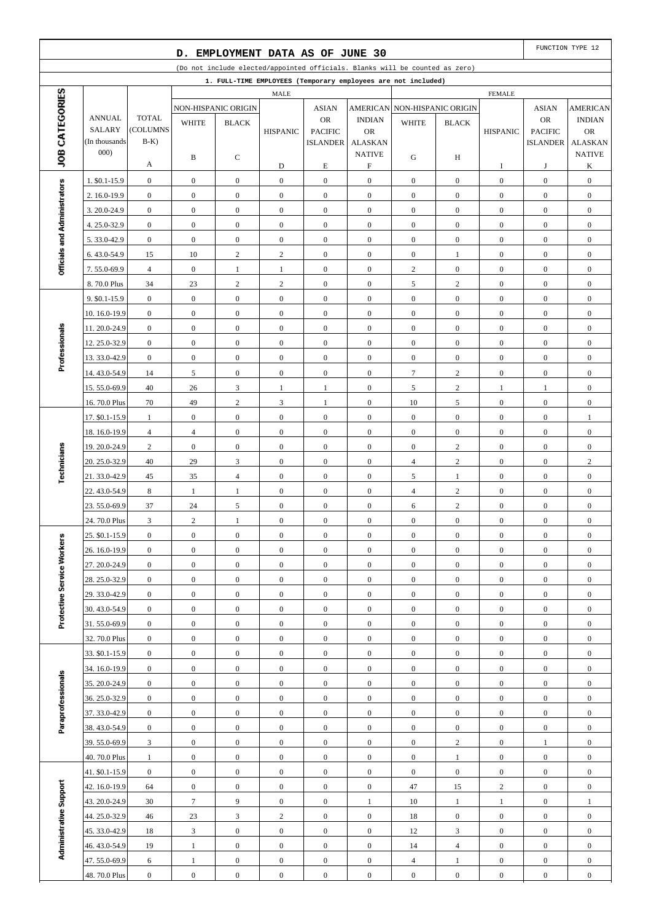## D. EMPLOYMENT DATA AS OF JUNE 30

FUNCTION TYPE 12

(Do not include elected/appointed officials. Blanks will be counted as zero)

1. FULL-TIME EMPLOYEES (Temporary employees are not included)

| JOB CATEGORIES | ANNUAL SALARY (In thousands 000) | TOTAL (COLUMNS B-K) | MALE | | | | | FEMALE | | | | |
|---|---|---|---|---|---|---|---|---|---|---|---|---|
| | | | NON-HISPANIC ORIGIN | | HISPANIC | ASIAN OR PACIFIC ISLANDER | AMERICAN INDIAN OR ALASKAN NATIVE | NON-HISPANIC ORIGIN | | HISPANIC | ASIAN OR PACIFIC ISLANDER | AMERICAN INDIAN OR ALASKAN NATIVE |
| | | | WHITE | BLACK | | | | WHITE | BLACK | | | |
| | | A | B | C | D | E | F | G | H | I | J | K |
| Officials and Administrators | 1. $0.1-15.9 | 0 | 0 | 0 | 0 | 0 | 0 | 0 | 0 | 0 | 0 | 0 |
| | 2. 16.0-19.9 | 0 | 0 | 0 | 0 | 0 | 0 | 0 | 0 | 0 | 0 | 0 |
| | 3. 20.0-24.9 | 0 | 0 | 0 | 0 | 0 | 0 | 0 | 0 | 0 | 0 | 0 |
| | 4. 25.0-32.9 | 0 | 0 | 0 | 0 | 0 | 0 | 0 | 0 | 0 | 0 | 0 |
| | 5. 33.0-42.9 | 0 | 0 | 0 | 0 | 0 | 0 | 0 | 0 | 0 | 0 | 0 |
| | 6. 43.0-54.9 | 15 | 10 | 2 | 2 | 0 | 0 | 0 | 1 | 0 | 0 | 0 |
| | 7. 55.0-69.9 | 4 | 0 | 1 | 1 | 0 | 0 | 2 | 0 | 0 | 0 | 0 |
| | 8. 70.0 Plus | 34 | 23 | 2 | 2 | 0 | 0 | 5 | 2 | 0 | 0 | 0 |
| Professionals | 9. $0.1-15.9 | 0 | 0 | 0 | 0 | 0 | 0 | 0 | 0 | 0 | 0 | 0 |
| | 10. 16.0-19.9 | 0 | 0 | 0 | 0 | 0 | 0 | 0 | 0 | 0 | 0 | 0 |
| | 11. 20.0-24.9 | 0 | 0 | 0 | 0 | 0 | 0 | 0 | 0 | 0 | 0 | 0 |
| | 12. 25.0-32.9 | 0 | 0 | 0 | 0 | 0 | 0 | 0 | 0 | 0 | 0 | 0 |
| | 13. 33.0-42.9 | 0 | 0 | 0 | 0 | 0 | 0 | 0 | 0 | 0 | 0 | 0 |
| | 14. 43.0-54.9 | 14 | 5 | 0 | 0 | 0 | 0 | 7 | 2 | 0 | 0 | 0 |
| | 15. 55.0-69.9 | 40 | 26 | 3 | 1 | 1 | 0 | 5 | 2 | 1 | 1 | 0 |
| | 16. 70.0 Plus | 70 | 49 | 2 | 3 | 1 | 0 | 10 | 5 | 0 | 0 | 0 |
| Technicians | 17. $0.1-15.9 | 1 | 0 | 0 | 0 | 0 | 0 | 0 | 0 | 0 | 0 | 1 |
| | 18. 16.0-19.9 | 4 | 4 | 0 | 0 | 0 | 0 | 0 | 0 | 0 | 0 | 0 |
| | 19. 20.0-24.9 | 2 | 0 | 0 | 0 | 0 | 0 | 0 | 2 | 0 | 0 | 0 |
| | 20. 25.0-32.9 | 40 | 29 | 3 | 0 | 0 | 0 | 4 | 2 | 0 | 0 | 2 |
| | 21. 33.0-42.9 | 45 | 35 | 4 | 0 | 0 | 0 | 5 | 1 | 0 | 0 | 0 |
| | 22. 43.0-54.9 | 8 | 1 | 1 | 0 | 0 | 0 | 4 | 2 | 0 | 0 | 0 |
| | 23. 55.0-69.9 | 37 | 24 | 5 | 0 | 0 | 0 | 6 | 2 | 0 | 0 | 0 |
| | 24. 70.0 Plus | 3 | 2 | 1 | 0 | 0 | 0 | 0 | 0 | 0 | 0 | 0 |
| Protective Service Workers | 25. $0.1-15.9 | 0 | 0 | 0 | 0 | 0 | 0 | 0 | 0 | 0 | 0 | 0 |
| | 26. 16.0-19.9 | 0 | 0 | 0 | 0 | 0 | 0 | 0 | 0 | 0 | 0 | 0 |
| | 27. 20.0-24.9 | 0 | 0 | 0 | 0 | 0 | 0 | 0 | 0 | 0 | 0 | 0 |
| | 28. 25.0-32.9 | 0 | 0 | 0 | 0 | 0 | 0 | 0 | 0 | 0 | 0 | 0 |
| | 29. 33.0-42.9 | 0 | 0 | 0 | 0 | 0 | 0 | 0 | 0 | 0 | 0 | 0 |
| | 30. 43.0-54.9 | 0 | 0 | 0 | 0 | 0 | 0 | 0 | 0 | 0 | 0 | 0 |
| | 31. 55.0-69.9 | 0 | 0 | 0 | 0 | 0 | 0 | 0 | 0 | 0 | 0 | 0 |
| | 32. 70.0 Plus | 0 | 0 | 0 | 0 | 0 | 0 | 0 | 0 | 0 | 0 | 0 |
| Paraprofessionals | 33. $0.1-15.9 | 0 | 0 | 0 | 0 | 0 | 0 | 0 | 0 | 0 | 0 | 0 |
| | 34. 16.0-19.9 | 0 | 0 | 0 | 0 | 0 | 0 | 0 | 0 | 0 | 0 | 0 |
| | 35. 20.0-24.9 | 0 | 0 | 0 | 0 | 0 | 0 | 0 | 0 | 0 | 0 | 0 |
| | 36. 25.0-32.9 | 0 | 0 | 0 | 0 | 0 | 0 | 0 | 0 | 0 | 0 | 0 |
| | 37. 33.0-42.9 | 0 | 0 | 0 | 0 | 0 | 0 | 0 | 0 | 0 | 0 | 0 |
| | 38. 43.0-54.9 | 0 | 0 | 0 | 0 | 0 | 0 | 0 | 0 | 0 | 0 | 0 |
| | 39. 55.0-69.9 | 3 | 0 | 0 | 0 | 0 | 0 | 0 | 2 | 0 | 1 | 0 |
| | 40. 70.0 Plus | 1 | 0 | 0 | 0 | 0 | 0 | 0 | 1 | 0 | 0 | 0 |
| Administrative Support | 41. $0.1-15.9 | 0 | 0 | 0 | 0 | 0 | 0 | 0 | 0 | 0 | 0 | 0 |
| | 42. 16.0-19.9 | 64 | 0 | 0 | 0 | 0 | 0 | 47 | 15 | 2 | 0 | 0 |
| | 43. 20.0-24.9 | 30 | 7 | 9 | 0 | 0 | 1 | 10 | 1 | 1 | 0 | 1 |
| | 44. 25.0-32.9 | 46 | 23 | 3 | 2 | 0 | 0 | 18 | 0 | 0 | 0 | 0 |
| | 45. 33.0-42.9 | 18 | 3 | 0 | 0 | 0 | 0 | 12 | 3 | 0 | 0 | 0 |
| | 46. 43.0-54.9 | 19 | 1 | 0 | 0 | 0 | 0 | 14 | 4 | 0 | 0 | 0 |
| | 47. 55.0-69.9 | 6 | 1 | 0 | 0 | 0 | 0 | 4 | 1 | 0 | 0 | 0 |
| | 48. 70.0 Plus | 0 | 0 | 0 | 0 | 0 | 0 | 0 | 0 | 0 | 0 | 0 |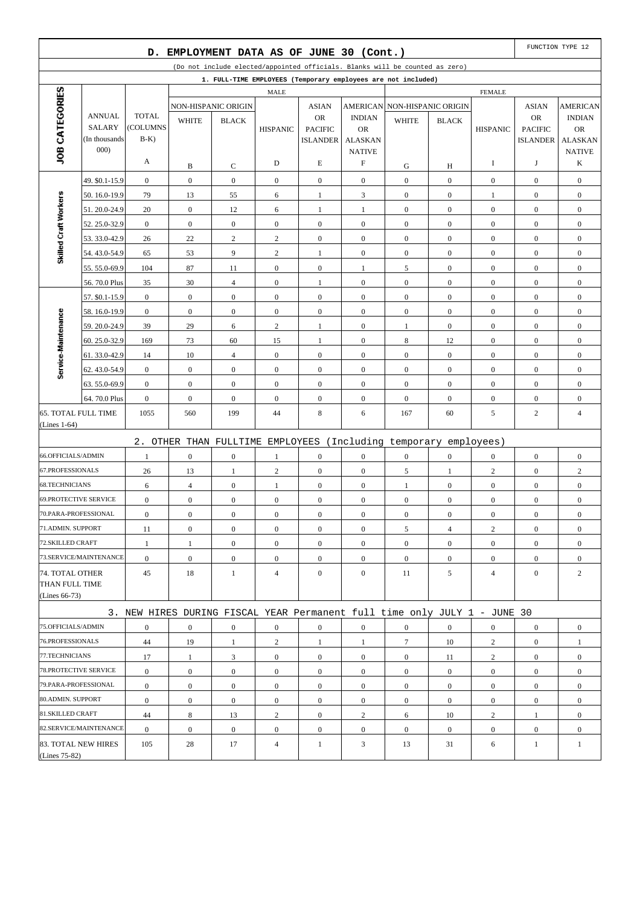## D. EMPLOYMENT DATA AS OF JUNE 30 (Cont.)

FUNCTION TYPE 12

(Do not include elected/appointed officials. Blanks will be counted as zero)

**1. FULL-TIME EMPLOYEES (Temporary employees are not included)**

| JOB CATEGORIES | ANNUAL SALARY (In thousands 000) | TOTAL (COLUMNS B-K) | MALE NON-HISPANIC ORIGIN WHITE | MALE NON-HISPANIC ORIGIN BLACK | MALE HISPANIC | MALE ASIAN OR PACIFIC ISLANDER | MALE AMERICAN INDIAN OR ALASKAN NATIVE | FEMALE NON-HISPANIC ORIGIN WHITE | FEMALE NON-HISPANIC ORIGIN BLACK | FEMALE HISPANIC | FEMALE ASIAN OR PACIFIC ISLANDER | FEMALE AMERICAN INDIAN OR ALASKAN NATIVE |
|---|---|---|---|---|---|---|---|---|---|---|---|---|
| | | A | B | C | D | E | F | G | H | I | J | K |
| Skilled Craft Workers | 49. $0.1-15.9 | 0 | 0 | 0 | 0 | 0 | 0 | 0 | 0 | 0 | 0 | 0 |
| | 50. 16.0-19.9 | 79 | 13 | 55 | 6 | 1 | 3 | 0 | 0 | 1 | 0 | 0 |
| | 51. 20.0-24.9 | 20 | 0 | 12 | 6 | 1 | 1 | 0 | 0 | 0 | 0 | 0 |
| | 52. 25.0-32.9 | 0 | 0 | 0 | 0 | 0 | 0 | 0 | 0 | 0 | 0 | 0 |
| | 53. 33.0-42.9 | 26 | 22 | 2 | 2 | 0 | 0 | 0 | 0 | 0 | 0 | 0 |
| | 54. 43.0-54.9 | 65 | 53 | 9 | 2 | 1 | 0 | 0 | 0 | 0 | 0 | 0 |
| | 55. 55.0-69.9 | 104 | 87 | 11 | 0 | 0 | 1 | 5 | 0 | 0 | 0 | 0 |
| | 56. 70.0 Plus | 35 | 30 | 4 | 0 | 1 | 0 | 0 | 0 | 0 | 0 | 0 |
| Service-Maintenance | 57. $0.1-15.9 | 0 | 0 | 0 | 0 | 0 | 0 | 0 | 0 | 0 | 0 | 0 |
| | 58. 16.0-19.9 | 0 | 0 | 0 | 0 | 0 | 0 | 0 | 0 | 0 | 0 | 0 |
| | 59. 20.0-24.9 | 39 | 29 | 6 | 2 | 1 | 0 | 1 | 0 | 0 | 0 | 0 |
| | 60. 25.0-32.9 | 169 | 73 | 60 | 15 | 1 | 0 | 8 | 12 | 0 | 0 | 0 |
| | 61. 33.0-42.9 | 14 | 10 | 4 | 0 | 0 | 0 | 0 | 0 | 0 | 0 | 0 |
| | 62. 43.0-54.9 | 0 | 0 | 0 | 0 | 0 | 0 | 0 | 0 | 0 | 0 | 0 |
| | 63. 55.0-69.9 | 0 | 0 | 0 | 0 | 0 | 0 | 0 | 0 | 0 | 0 | 0 |
| | 64. 70.0 Plus | 0 | 0 | 0 | 0 | 0 | 0 | 0 | 0 | 0 | 0 | 0 |
| 65. TOTAL FULL TIME (Lines 1-64) | | 1055 | 560 | 199 | 44 | 8 | 6 | 167 | 60 | 5 | 2 | 4 |

**2. OTHER THAN FULLTIME EMPLOYEES (Including temporary employees)**

| | A | B | C | D | E | F | G | H | I | J | K |
|---|---|---|---|---|---|---|---|---|---|---|---|
| 66.OFFICIALS/ADMIN | 1 | 0 | 0 | 1 | 0 | 0 | 0 | 0 | 0 | 0 | 0 |
| 67.PROFESSIONALS | 26 | 13 | 1 | 2 | 0 | 0 | 5 | 1 | 2 | 0 | 2 |
| 68.TECHNICIANS | 6 | 4 | 0 | 1 | 0 | 0 | 1 | 0 | 0 | 0 | 0 |
| 69.PROTECTIVE SERVICE | 0 | 0 | 0 | 0 | 0 | 0 | 0 | 0 | 0 | 0 | 0 |
| 70.PARA-PROFESSIONAL | 0 | 0 | 0 | 0 | 0 | 0 | 0 | 0 | 0 | 0 | 0 |
| 71.ADMIN. SUPPORT | 11 | 0 | 0 | 0 | 0 | 0 | 5 | 4 | 2 | 0 | 0 |
| 72.SKILLED CRAFT | 1 | 1 | 0 | 0 | 0 | 0 | 0 | 0 | 0 | 0 | 0 |
| 73.SERVICE/MAINTENANCE | 0 | 0 | 0 | 0 | 0 | 0 | 0 | 0 | 0 | 0 | 0 |
| 74. TOTAL OTHER THAN FULL TIME (Lines 66-73) | 45 | 18 | 1 | 4 | 0 | 0 | 11 | 5 | 4 | 0 | 2 |

**3. NEW HIRES DURING FISCAL YEAR Permanent full time only JULY 1 - JUNE 30**

| | A | B | C | D | E | F | G | H | I | J | K |
|---|---|---|---|---|---|---|---|---|---|---|---|
| 75.OFFICIALS/ADMIN | 0 | 0 | 0 | 0 | 0 | 0 | 0 | 0 | 0 | 0 | 0 |
| 76.PROFESSIONALS | 44 | 19 | 1 | 2 | 1 | 1 | 7 | 10 | 2 | 0 | 1 |
| 77.TECHNICIANS | 17 | 1 | 3 | 0 | 0 | 0 | 0 | 11 | 2 | 0 | 0 |
| 78.PROTECTIVE SERVICE | 0 | 0 | 0 | 0 | 0 | 0 | 0 | 0 | 0 | 0 | 0 |
| 79.PARA-PROFESSIONAL | 0 | 0 | 0 | 0 | 0 | 0 | 0 | 0 | 0 | 0 | 0 |
| 80.ADMIN. SUPPORT | 0 | 0 | 0 | 0 | 0 | 0 | 0 | 0 | 0 | 0 | 0 |
| 81.SKILLED CRAFT | 44 | 8 | 13 | 2 | 0 | 2 | 6 | 10 | 2 | 1 | 0 |
| 82.SERVICE/MAINTENANCE | 0 | 0 | 0 | 0 | 0 | 0 | 0 | 0 | 0 | 0 | 0 |
| 83. TOTAL NEW HIRES (Lines 75-82) | 105 | 28 | 17 | 4 | 1 | 3 | 13 | 31 | 6 | 1 | 1 |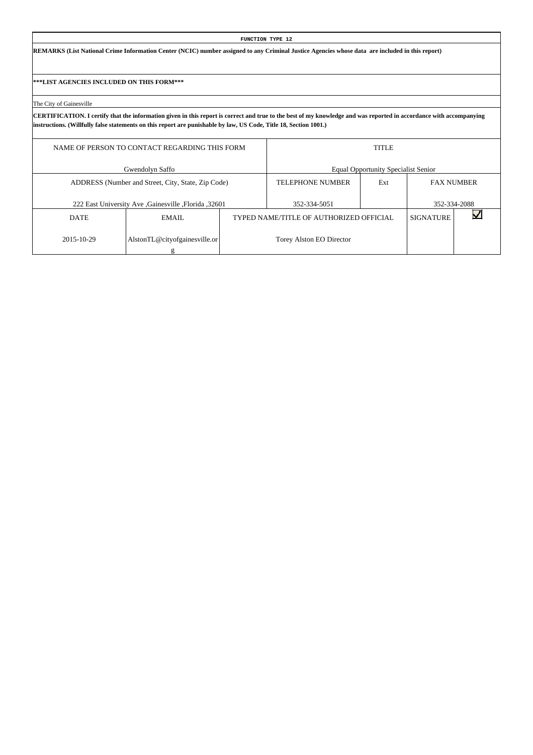**FUNCTION TYPE 12**

**REMARKS (List National Crime Information Center (NCIC) number assigned to any Criminal Justice Agencies whose data are included in this report)**

**\*\*\*LIST AGENCIES INCLUDED ON THIS FORM\*\*\***

The City of Gainesville

**CERTIFICATION. I certify that the information given in this report is correct and true to the best of my knowledge and was reported in accordance with accompanying instructions. (Willfully false statements on this report are punishable by law, US Code, Title 18, Section 1001.)**

| NAME OF PERSON TO CONTACT REGARDING THIS FORM | | | TITLE | | | |
|---|---|---|---|---|---|---|
| Gwendolyn Saffo | | | Equal Opportunity Specialist Senior | | | |
| ADDRESS (Number and Street, City, State, Zip Code) | | | TELEPHONE NUMBER | Ext | FAX NUMBER | |
| 222 East University Ave ,Gainesville ,Florida ,32601 | | | 352-334-5051 | | 352-334-2088 | |
| DATE | EMAIL | TYPED NAME/TITLE OF AUTHORIZED OFFICIAL | | | SIGNATURE | ☑ |
| 2015-10-29 | AlstonTL@cityofgainesville.org | Torey Alston EO Director | | | | |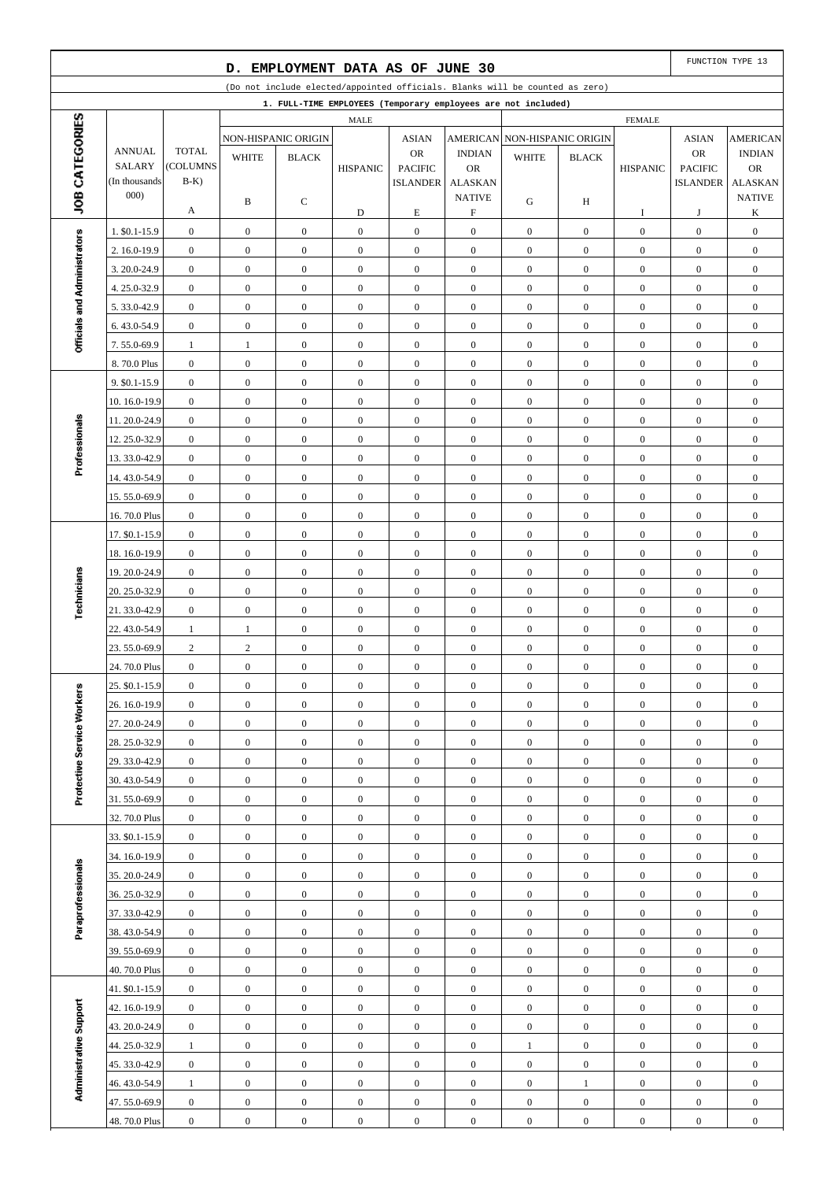## D. EMPLOYMENT DATA AS OF JUNE 30

FUNCTION TYPE 13

(Do not include elected/appointed officials. Blanks will be counted as zero)

### 1. FULL-TIME EMPLOYEES (Temporary employees are not included)

| JOB CATEGORIES | ANNUAL SALARY (In thousands 000) | TOTAL (COLUMNS B-K) | MALE | | | | | FEMALE | | | | |
|---|---|---|---|---|---|---|---|---|---|---|---|---|
| | | | NON-HISPANIC ORIGIN | | HISPANIC | ASIAN OR PACIFIC ISLANDER | AMERICAN INDIAN OR ALASKAN NATIVE | NON-HISPANIC ORIGIN | | HISPANIC | ASIAN OR PACIFIC ISLANDER | AMERICAN INDIAN OR ALASKAN NATIVE |
| | | | WHITE | BLACK | | | | WHITE | BLACK | | | |
| | | A | B | C | D | E | F | G | H | I | J | K |
| Officials and Administrators | 1. $0.1-15.9 | 0 | 0 | 0 | 0 | 0 | 0 | 0 | 0 | 0 | 0 | 0 |
| | 2. 16.0-19.9 | 0 | 0 | 0 | 0 | 0 | 0 | 0 | 0 | 0 | 0 | 0 |
| | 3. 20.0-24.9 | 0 | 0 | 0 | 0 | 0 | 0 | 0 | 0 | 0 | 0 | 0 |
| | 4. 25.0-32.9 | 0 | 0 | 0 | 0 | 0 | 0 | 0 | 0 | 0 | 0 | 0 |
| | 5. 33.0-42.9 | 0 | 0 | 0 | 0 | 0 | 0 | 0 | 0 | 0 | 0 | 0 |
| | 6. 43.0-54.9 | 0 | 0 | 0 | 0 | 0 | 0 | 0 | 0 | 0 | 0 | 0 |
| | 7. 55.0-69.9 | 1 | 1 | 0 | 0 | 0 | 0 | 0 | 0 | 0 | 0 | 0 |
| | 8. 70.0 Plus | 0 | 0 | 0 | 0 | 0 | 0 | 0 | 0 | 0 | 0 | 0 |
| Professionals | 9. $0.1-15.9 | 0 | 0 | 0 | 0 | 0 | 0 | 0 | 0 | 0 | 0 | 0 |
| | 10. 16.0-19.9 | 0 | 0 | 0 | 0 | 0 | 0 | 0 | 0 | 0 | 0 | 0 |
| | 11. 20.0-24.9 | 0 | 0 | 0 | 0 | 0 | 0 | 0 | 0 | 0 | 0 | 0 |
| | 12. 25.0-32.9 | 0 | 0 | 0 | 0 | 0 | 0 | 0 | 0 | 0 | 0 | 0 |
| | 13. 33.0-42.9 | 0 | 0 | 0 | 0 | 0 | 0 | 0 | 0 | 0 | 0 | 0 |
| | 14. 43.0-54.9 | 0 | 0 | 0 | 0 | 0 | 0 | 0 | 0 | 0 | 0 | 0 |
| | 15. 55.0-69.9 | 0 | 0 | 0 | 0 | 0 | 0 | 0 | 0 | 0 | 0 | 0 |
| | 16. 70.0 Plus | 0 | 0 | 0 | 0 | 0 | 0 | 0 | 0 | 0 | 0 | 0 |
| Technicians | 17. $0.1-15.9 | 0 | 0 | 0 | 0 | 0 | 0 | 0 | 0 | 0 | 0 | 0 |
| | 18. 16.0-19.9 | 0 | 0 | 0 | 0 | 0 | 0 | 0 | 0 | 0 | 0 | 0 |
| | 19. 20.0-24.9 | 0 | 0 | 0 | 0 | 0 | 0 | 0 | 0 | 0 | 0 | 0 |
| | 20. 25.0-32.9 | 0 | 0 | 0 | 0 | 0 | 0 | 0 | 0 | 0 | 0 | 0 |
| | 21. 33.0-42.9 | 0 | 0 | 0 | 0 | 0 | 0 | 0 | 0 | 0 | 0 | 0 |
| | 22. 43.0-54.9 | 1 | 1 | 0 | 0 | 0 | 0 | 0 | 0 | 0 | 0 | 0 |
| | 23. 55.0-69.9 | 2 | 2 | 0 | 0 | 0 | 0 | 0 | 0 | 0 | 0 | 0 |
| | 24. 70.0 Plus | 0 | 0 | 0 | 0 | 0 | 0 | 0 | 0 | 0 | 0 | 0 |
| Protective Service Workers | 25. $0.1-15.9 | 0 | 0 | 0 | 0 | 0 | 0 | 0 | 0 | 0 | 0 | 0 |
| | 26. 16.0-19.9 | 0 | 0 | 0 | 0 | 0 | 0 | 0 | 0 | 0 | 0 | 0 |
| | 27. 20.0-24.9 | 0 | 0 | 0 | 0 | 0 | 0 | 0 | 0 | 0 | 0 | 0 |
| | 28. 25.0-32.9 | 0 | 0 | 0 | 0 | 0 | 0 | 0 | 0 | 0 | 0 | 0 |
| | 29. 33.0-42.9 | 0 | 0 | 0 | 0 | 0 | 0 | 0 | 0 | 0 | 0 | 0 |
| | 30. 43.0-54.9 | 0 | 0 | 0 | 0 | 0 | 0 | 0 | 0 | 0 | 0 | 0 |
| | 31. 55.0-69.9 | 0 | 0 | 0 | 0 | 0 | 0 | 0 | 0 | 0 | 0 | 0 |
| | 32. 70.0 Plus | 0 | 0 | 0 | 0 | 0 | 0 | 0 | 0 | 0 | 0 | 0 |
| Paraprofessionals | 33. $0.1-15.9 | 0 | 0 | 0 | 0 | 0 | 0 | 0 | 0 | 0 | 0 | 0 |
| | 34. 16.0-19.9 | 0 | 0 | 0 | 0 | 0 | 0 | 0 | 0 | 0 | 0 | 0 |
| | 35. 20.0-24.9 | 0 | 0 | 0 | 0 | 0 | 0 | 0 | 0 | 0 | 0 | 0 |
| | 36. 25.0-32.9 | 0 | 0 | 0 | 0 | 0 | 0 | 0 | 0 | 0 | 0 | 0 |
| | 37. 33.0-42.9 | 0 | 0 | 0 | 0 | 0 | 0 | 0 | 0 | 0 | 0 | 0 |
| | 38. 43.0-54.9 | 0 | 0 | 0 | 0 | 0 | 0 | 0 | 0 | 0 | 0 | 0 |
| | 39. 55.0-69.9 | 0 | 0 | 0 | 0 | 0 | 0 | 0 | 0 | 0 | 0 | 0 |
| | 40. 70.0 Plus | 0 | 0 | 0 | 0 | 0 | 0 | 0 | 0 | 0 | 0 | 0 |
| Administrative Support | 41. $0.1-15.9 | 0 | 0 | 0 | 0 | 0 | 0 | 0 | 0 | 0 | 0 | 0 |
| | 42. 16.0-19.9 | 0 | 0 | 0 | 0 | 0 | 0 | 0 | 0 | 0 | 0 | 0 |
| | 43. 20.0-24.9 | 0 | 0 | 0 | 0 | 0 | 0 | 0 | 0 | 0 | 0 | 0 |
| | 44. 25.0-32.9 | 1 | 0 | 0 | 0 | 0 | 0 | 1 | 0 | 0 | 0 | 0 |
| | 45. 33.0-42.9 | 0 | 0 | 0 | 0 | 0 | 0 | 0 | 0 | 0 | 0 | 0 |
| | 46. 43.0-54.9 | 1 | 0 | 0 | 0 | 0 | 0 | 0 | 1 | 0 | 0 | 0 |
| | 47. 55.0-69.9 | 0 | 0 | 0 | 0 | 0 | 0 | 0 | 0 | 0 | 0 | 0 |
| | 48. 70.0 Plus | 0 | 0 | 0 | 0 | 0 | 0 | 0 | 0 | 0 | 0 | 0 |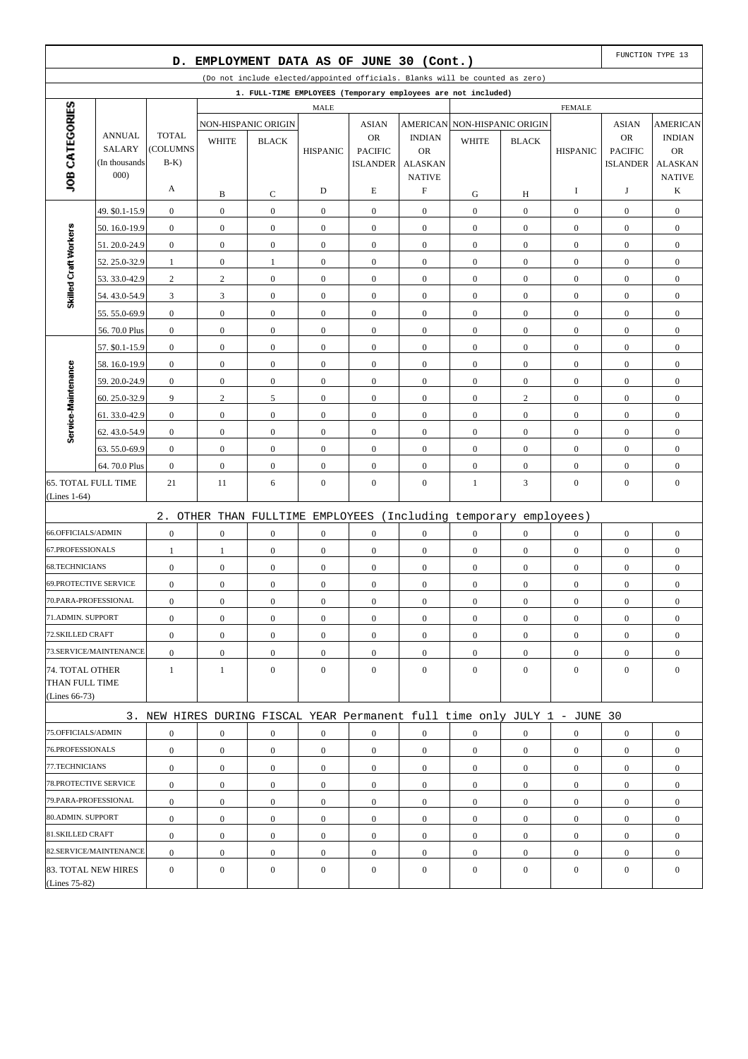## D. EMPLOYMENT DATA AS OF JUNE 30 (Cont.)

FUNCTION TYPE 13

(Do not include elected/appointed officials. Blanks will be counted as zero)

### 1. FULL-TIME EMPLOYEES (Temporary employees are not included)

| JOB CATEGORIES | ANNUAL SALARY (In thousands 000) | TOTAL (COLUMNS B-K) | MALE | | | | | FEMALE | | | | |
|---|---|---|---|---|---|---|---|---|---|---|---|---|
| | | | NON-HISPANIC ORIGIN | | HISPANIC | ASIAN OR PACIFIC ISLANDER | AMERICAN INDIAN OR ALASKAN NATIVE | NON-HISPANIC ORIGIN | | HISPANIC | ASIAN OR PACIFIC ISLANDER | AMERICAN INDIAN OR ALASKAN NATIVE |
| | | | WHITE | BLACK | | | | WHITE | BLACK | | | |
| | | A | B | C | D | E | F | G | H | I | J | K |
| Skilled Craft Workers | 49. $0.1-15.9 | 0 | 0 | 0 | 0 | 0 | 0 | 0 | 0 | 0 | 0 | 0 |
| | 50. 16.0-19.9 | 0 | 0 | 0 | 0 | 0 | 0 | 0 | 0 | 0 | 0 | 0 |
| | 51. 20.0-24.9 | 0 | 0 | 0 | 0 | 0 | 0 | 0 | 0 | 0 | 0 | 0 |
| | 52. 25.0-32.9 | 1 | 0 | 1 | 0 | 0 | 0 | 0 | 0 | 0 | 0 | 0 |
| | 53. 33.0-42.9 | 2 | 2 | 0 | 0 | 0 | 0 | 0 | 0 | 0 | 0 | 0 |
| | 54. 43.0-54.9 | 3 | 3 | 0 | 0 | 0 | 0 | 0 | 0 | 0 | 0 | 0 |
| | 55. 55.0-69.9 | 0 | 0 | 0 | 0 | 0 | 0 | 0 | 0 | 0 | 0 | 0 |
| | 56. 70.0 Plus | 0 | 0 | 0 | 0 | 0 | 0 | 0 | 0 | 0 | 0 | 0 |
| Service-Maintenance | 57. $0.1-15.9 | 0 | 0 | 0 | 0 | 0 | 0 | 0 | 0 | 0 | 0 | 0 |
| | 58. 16.0-19.9 | 0 | 0 | 0 | 0 | 0 | 0 | 0 | 0 | 0 | 0 | 0 |
| | 59. 20.0-24.9 | 0 | 0 | 0 | 0 | 0 | 0 | 0 | 0 | 0 | 0 | 0 |
| | 60. 25.0-32.9 | 9 | 2 | 5 | 0 | 0 | 0 | 0 | 2 | 0 | 0 | 0 |
| | 61. 33.0-42.9 | 0 | 0 | 0 | 0 | 0 | 0 | 0 | 0 | 0 | 0 | 0 |
| | 62. 43.0-54.9 | 0 | 0 | 0 | 0 | 0 | 0 | 0 | 0 | 0 | 0 | 0 |
| | 63. 55.0-69.9 | 0 | 0 | 0 | 0 | 0 | 0 | 0 | 0 | 0 | 0 | 0 |
| | 64. 70.0 Plus | 0 | 0 | 0 | 0 | 0 | 0 | 0 | 0 | 0 | 0 | 0 |
| 65. TOTAL FULL TIME (Lines 1-64) | | 21 | 11 | 6 | 0 | 0 | 0 | 1 | 3 | 0 | 0 | 0 |

### 2. OTHER THAN FULLTIME EMPLOYEES (Including temporary employees)

| | A | B | C | D | E | F | G | H | I | J | K |
|---|---|---|---|---|---|---|---|---|---|---|---|
| 66.OFFICIALS/ADMIN | 0 | 0 | 0 | 0 | 0 | 0 | 0 | 0 | 0 | 0 | 0 |
| 67.PROFESSIONALS | 1 | 1 | 0 | 0 | 0 | 0 | 0 | 0 | 0 | 0 | 0 |
| 68.TECHNICIANS | 0 | 0 | 0 | 0 | 0 | 0 | 0 | 0 | 0 | 0 | 0 |
| 69.PROTECTIVE SERVICE | 0 | 0 | 0 | 0 | 0 | 0 | 0 | 0 | 0 | 0 | 0 |
| 70.PARA-PROFESSIONAL | 0 | 0 | 0 | 0 | 0 | 0 | 0 | 0 | 0 | 0 | 0 |
| 71.ADMIN. SUPPORT | 0 | 0 | 0 | 0 | 0 | 0 | 0 | 0 | 0 | 0 | 0 |
| 72.SKILLED CRAFT | 0 | 0 | 0 | 0 | 0 | 0 | 0 | 0 | 0 | 0 | 0 |
| 73.SERVICE/MAINTENANCE | 0 | 0 | 0 | 0 | 0 | 0 | 0 | 0 | 0 | 0 | 0 |
| 74. TOTAL OTHER THAN FULL TIME (Lines 66-73) | 1 | 1 | 0 | 0 | 0 | 0 | 0 | 0 | 0 | 0 | 0 |

### 3. NEW HIRES DURING FISCAL YEAR Permanent full time only JULY 1 - JUNE 30

| | A | B | C | D | E | F | G | H | I | J | K |
|---|---|---|---|---|---|---|---|---|---|---|---|
| 75.OFFICIALS/ADMIN | 0 | 0 | 0 | 0 | 0 | 0 | 0 | 0 | 0 | 0 | 0 |
| 76.PROFESSIONALS | 0 | 0 | 0 | 0 | 0 | 0 | 0 | 0 | 0 | 0 | 0 |
| 77.TECHNICIANS | 0 | 0 | 0 | 0 | 0 | 0 | 0 | 0 | 0 | 0 | 0 |
| 78.PROTECTIVE SERVICE | 0 | 0 | 0 | 0 | 0 | 0 | 0 | 0 | 0 | 0 | 0 |
| 79.PARA-PROFESSIONAL | 0 | 0 | 0 | 0 | 0 | 0 | 0 | 0 | 0 | 0 | 0 |
| 80.ADMIN. SUPPORT | 0 | 0 | 0 | 0 | 0 | 0 | 0 | 0 | 0 | 0 | 0 |
| 81.SKILLED CRAFT | 0 | 0 | 0 | 0 | 0 | 0 | 0 | 0 | 0 | 0 | 0 |
| 82.SERVICE/MAINTENANCE | 0 | 0 | 0 | 0 | 0 | 0 | 0 | 0 | 0 | 0 | 0 |
| 83. TOTAL NEW HIRES (Lines 75-82) | 0 | 0 | 0 | 0 | 0 | 0 | 0 | 0 | 0 | 0 | 0 |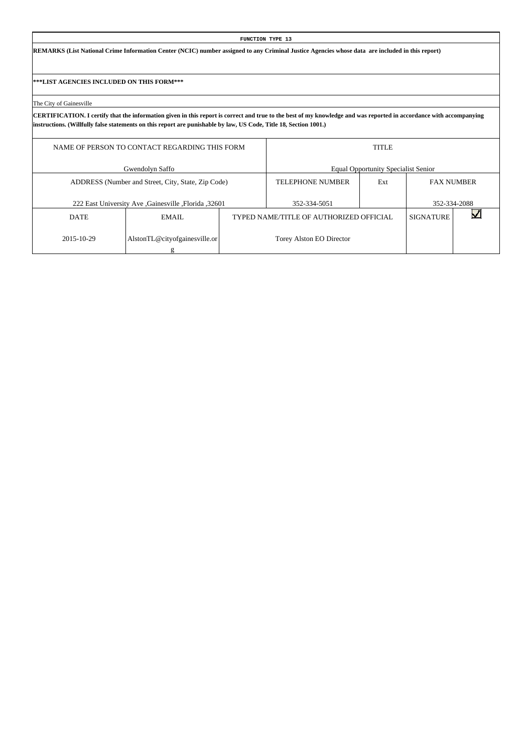**FUNCTION TYPE 13**

**REMARKS (List National Crime Information Center (NCIC) number assigned to any Criminal Justice Agencies whose data are included in this report)**

**\*\*\*LIST AGENCIES INCLUDED ON THIS FORM\*\*\***

The City of Gainesville

**CERTIFICATION. I certify that the information given in this report is correct and true to the best of my knowledge and was reported in accordance with accompanying instructions. (Willfully false statements on this report are punishable by law, US Code, Title 18, Section 1001.)**

| NAME OF PERSON TO CONTACT REGARDING THIS FORM | | | TITLE | | | |
|---|---|---|---|---|---|---|
| Gwendolyn Saffo | | | Equal Opportunity Specialist Senior | | | |
| ADDRESS (Number and Street, City, State, Zip Code) | | | TELEPHONE NUMBER | Ext | FAX NUMBER | |
| 222 East University Ave ,Gainesville ,Florida ,32601 | | | 352-334-5051 | | 352-334-2088 | |
| DATE | EMAIL | TYPED NAME/TITLE OF AUTHORIZED OFFICIAL | | | SIGNATURE | ☑ |
| 2015-10-29 | AlstonTL@cityofgainesville.org | Torey Alston EO Director | | | | |